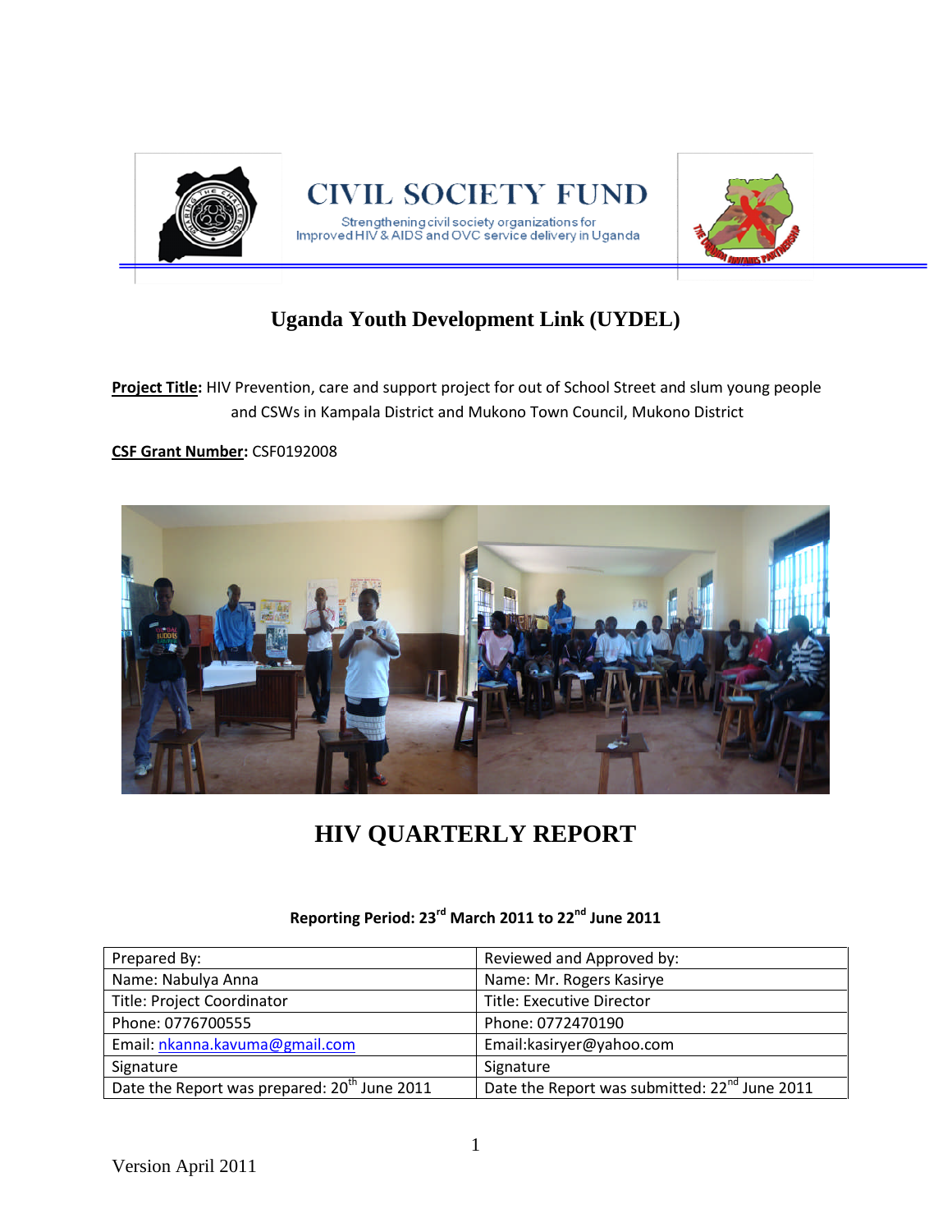# CIVIL SOCIETY FUND

Strengthening civil society organizations for Improved HIV & AIDS and OVC service delivery in Uganda

## Uganda Youth Development Link (UYDEL)

**Project Title:** HIV Prevention, care and support project for out of School Street and slum young people and CSWs in Kampala District and Mukono Town Council, Mukono District

**CSF Grant Number:** CSF0192008

# HIV QUARTERLY REPORT

**Reporting Period: 23rd March 2011 to 22nd June 2011**

| Prepared By: | Reviewed and Approved by: |
|---|---|
| Name: Nabulya Anna | Name: Mr. Rogers Kasirye |
| Title: Project Coordinator | Title: Executive Director |
| Phone: 0776700555 | Phone: 0772470190 |
| Email: nkanna.kavuma@gmail.com | Email:kasiryer@yahoo.com |
| Signature | Signature |
| Date the Report was prepared: 20th June 2011 | Date the Report was submitted: 22nd June 2011 |

Version April 2011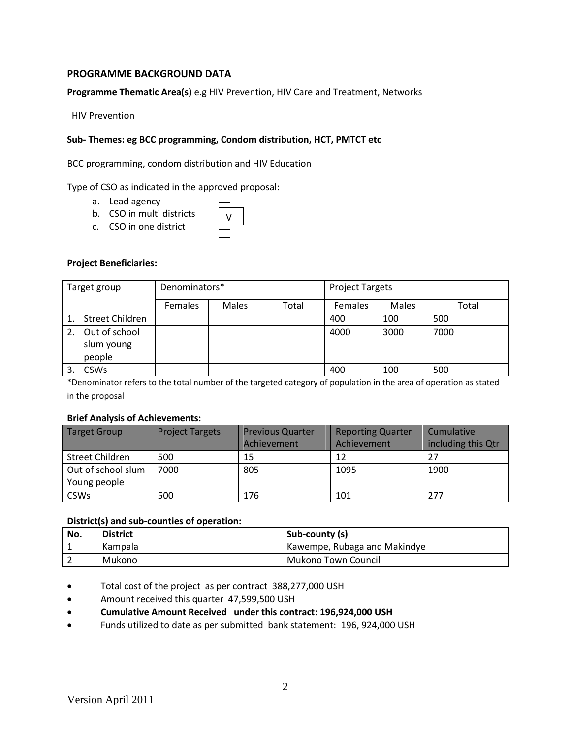## PROGRAMME BACKGROUND DATA

**Programme Thematic Area(s)** e.g HIV Prevention, HIV Care and Treatment, Networks

HIV Prevention

**Sub- Themes: eg BCC programming, Condom distribution, HCT, PMTCT etc**

BCC programming, condom distribution and HIV Education

Type of CSO as indicated in the approved proposal:

a. Lead agency [ ]
b. CSO in multi districts [V]
c. CSO in one district [ ]

**Project Beneficiaries:**

| Target group | Denominators* | | | Project Targets | | |
|---|---|---|---|---|---|---|
| | Females | Males | Total | Females | Males | Total |
| 1. Street Children | | | | 400 | 100 | 500 |
| 2. Out of school slum young people | | | | 4000 | 3000 | 7000 |
| 3. CSWs | | | | 400 | 100 | 500 |

*Denominator refers to the total number of the targeted category of population in the area of operation as stated in the proposal

**Brief Analysis of Achievements:**

| Target Group | Project Targets | Previous Quarter Achievement | Reporting Quarter Achievement | Cumulative including this Qtr |
|---|---|---|---|---|
| Street Children | 500 | 15 | 12 | 27 |
| Out of school slum Young people | 7000 | 805 | 1095 | 1900 |
| CSWs | 500 | 176 | 101 | 277 |

**District(s) and sub-counties of operation:**

| No. | District | Sub-county (s) |
|---|---|---|
| 1 | Kampala | Kawempe, Rubaga and Makindye |
| 2 | Mukono | Mukono Town Council |

- Total cost of the project as per contract 388,277,000 USH
- Amount received this quarter 47,599,500 USH
- **Cumulative Amount Received under this contract: 196,924,000 USH**
- Funds utilized to date as per submitted bank statement: 196, 924,000 USH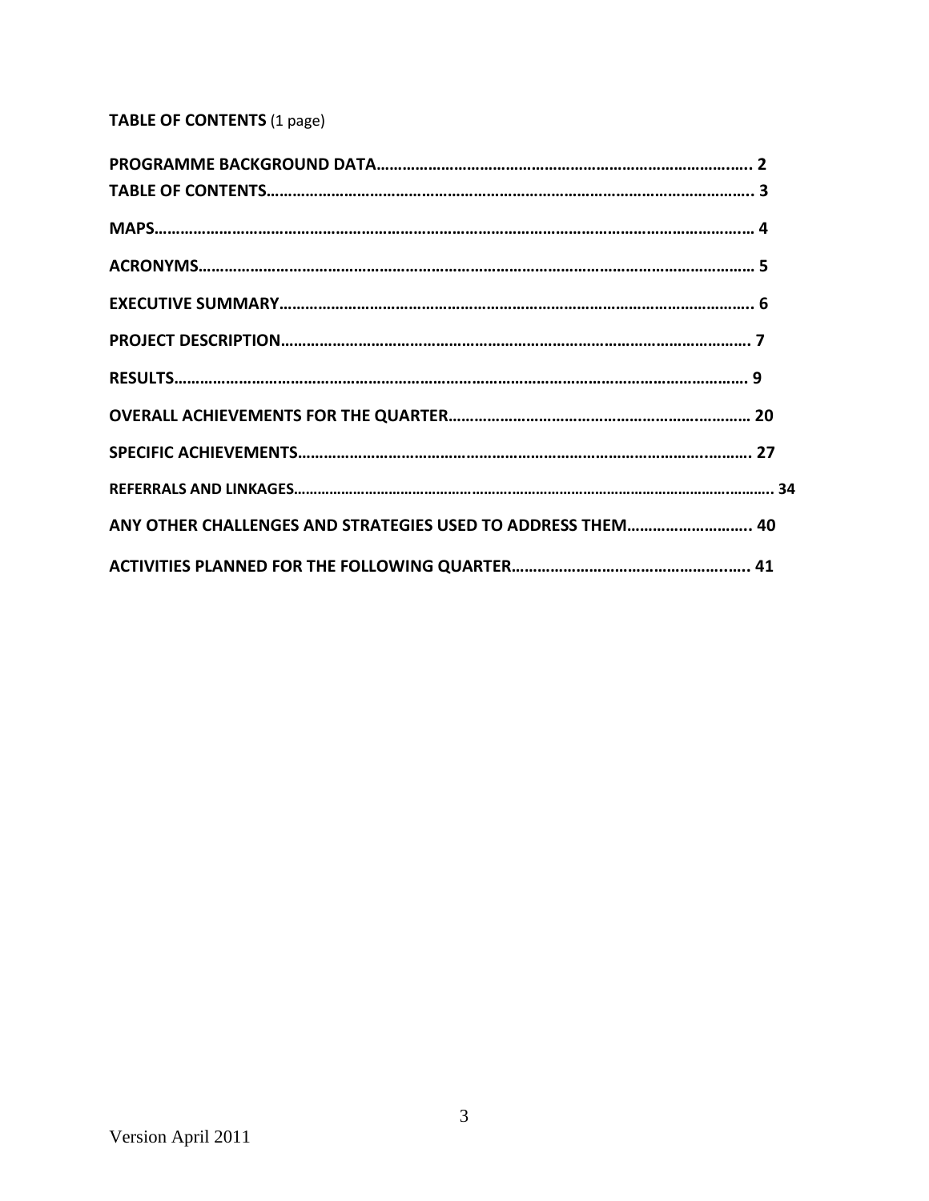**TABLE OF CONTENTS** (1 page)

**PROGRAMME BACKGROUND DATA…………………………………………………………………………….. 2**

**TABLE OF CONTENTS……………………………………………………………………………………………. 3**

**MAPS………………………………………………………………………………………………………………….. 4**

**ACRONYMS………………………………………………………………………………………………………… 5**

**EXECUTIVE SUMMARY…………………………………………………………………………………………. 6**

**PROJECT DESCRIPTION……………………………………………………………………………………… 7**

**RESULTS……………………………………………………………………………………………………………. 9**

**OVERALL ACHIEVEMENTS FOR THE QUARTER…………………………………………………………… 20**

**SPECIFIC ACHIEVEMENTS……………………………………………………………………………………. 27**

**REFERRALS AND LINKAGES………………………………………………………………………………………… 34**

**ANY OTHER CHALLENGES AND STRATEGIES USED TO ADDRESS THEM……………………….. 40**

**ACTIVITIES PLANNED FOR THE FOLLOWING QUARTER………………………………………….. 41**

Version April 2011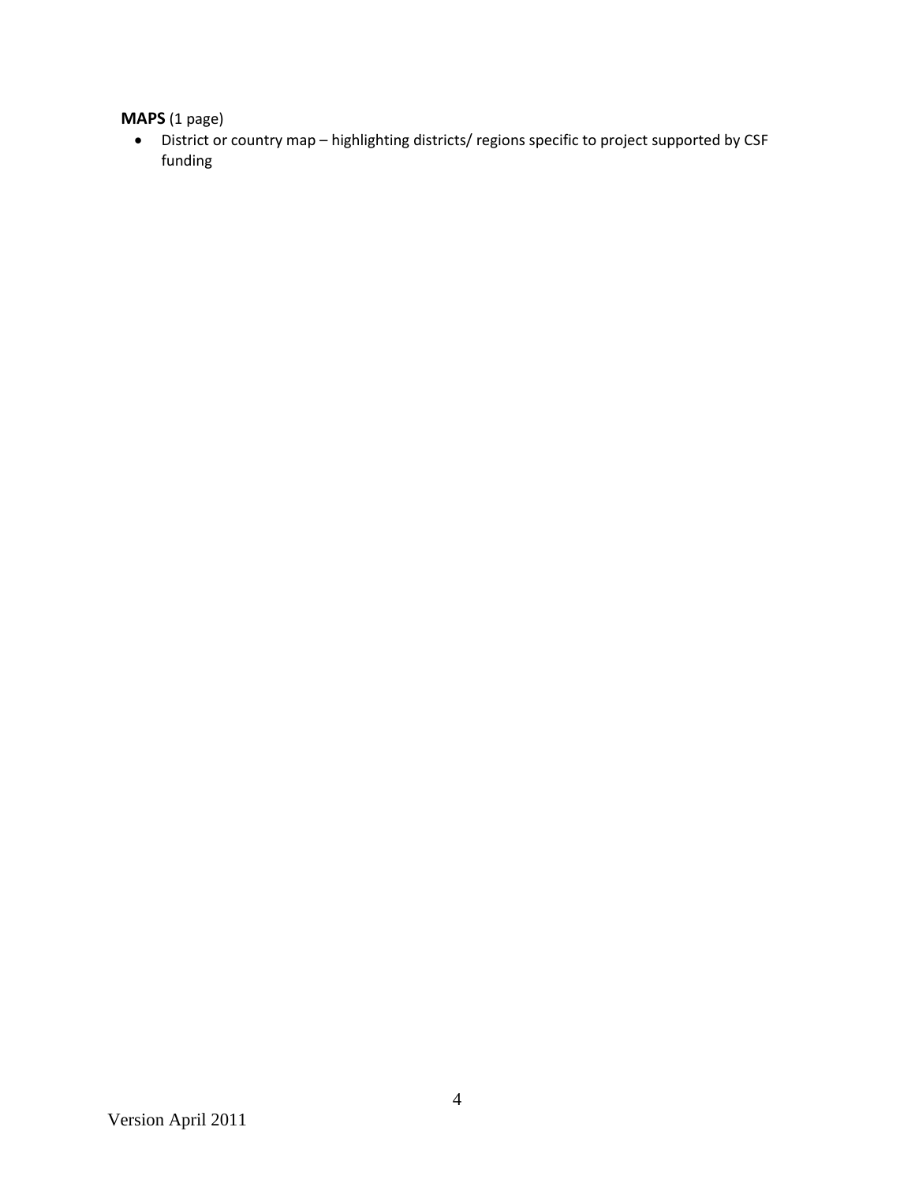**MAPS** (1 page)

- District or country map – highlighting districts/ regions specific to project supported by CSF funding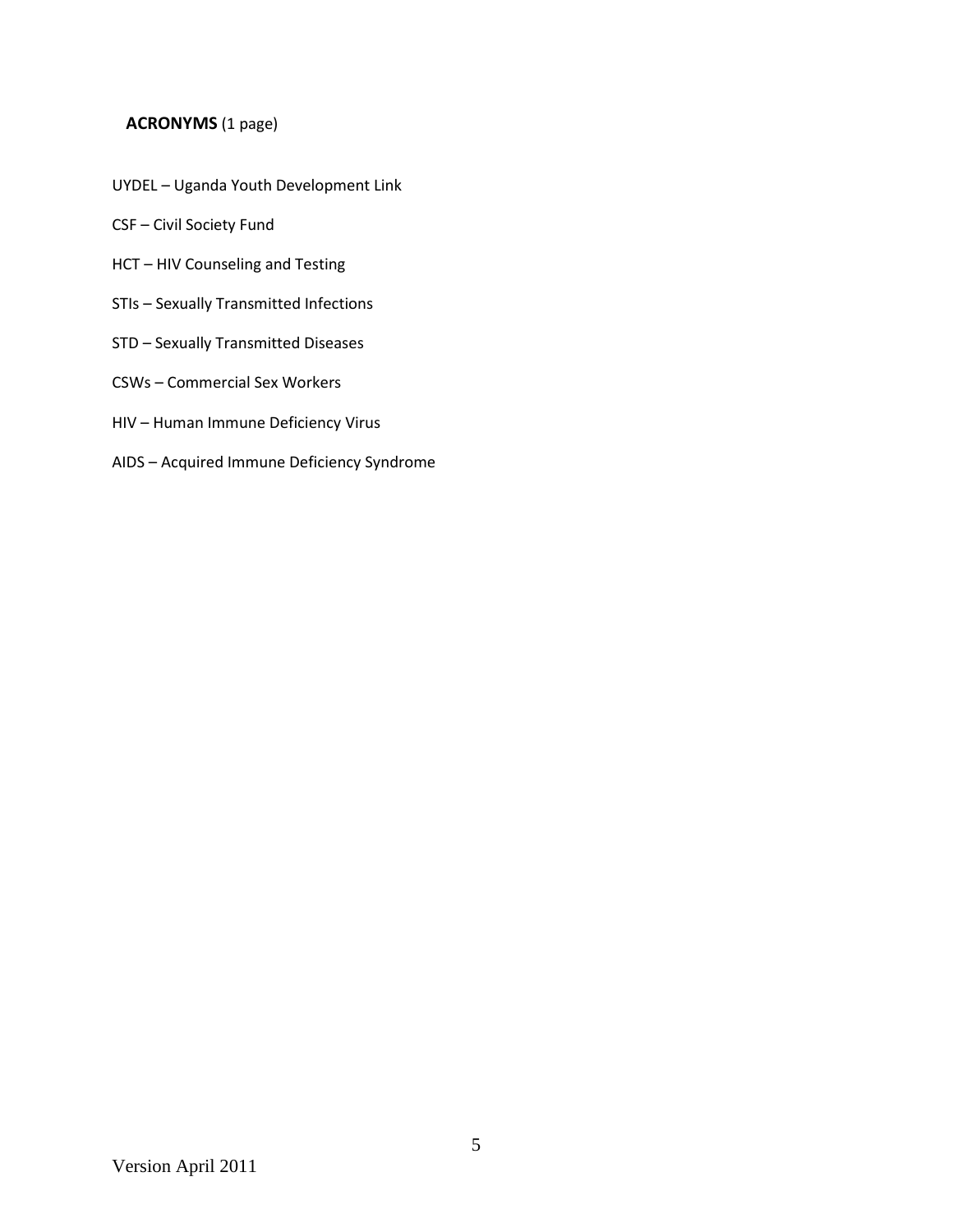## **ACRONYMS** (1 page)

UYDEL – Uganda Youth Development Link

CSF – Civil Society Fund

HCT – HIV Counseling and Testing

STIs – Sexually Transmitted Infections

STD – Sexually Transmitted Diseases

CSWs – Commercial Sex Workers

HIV – Human Immune Deficiency Virus

AIDS – Acquired Immune Deficiency Syndrome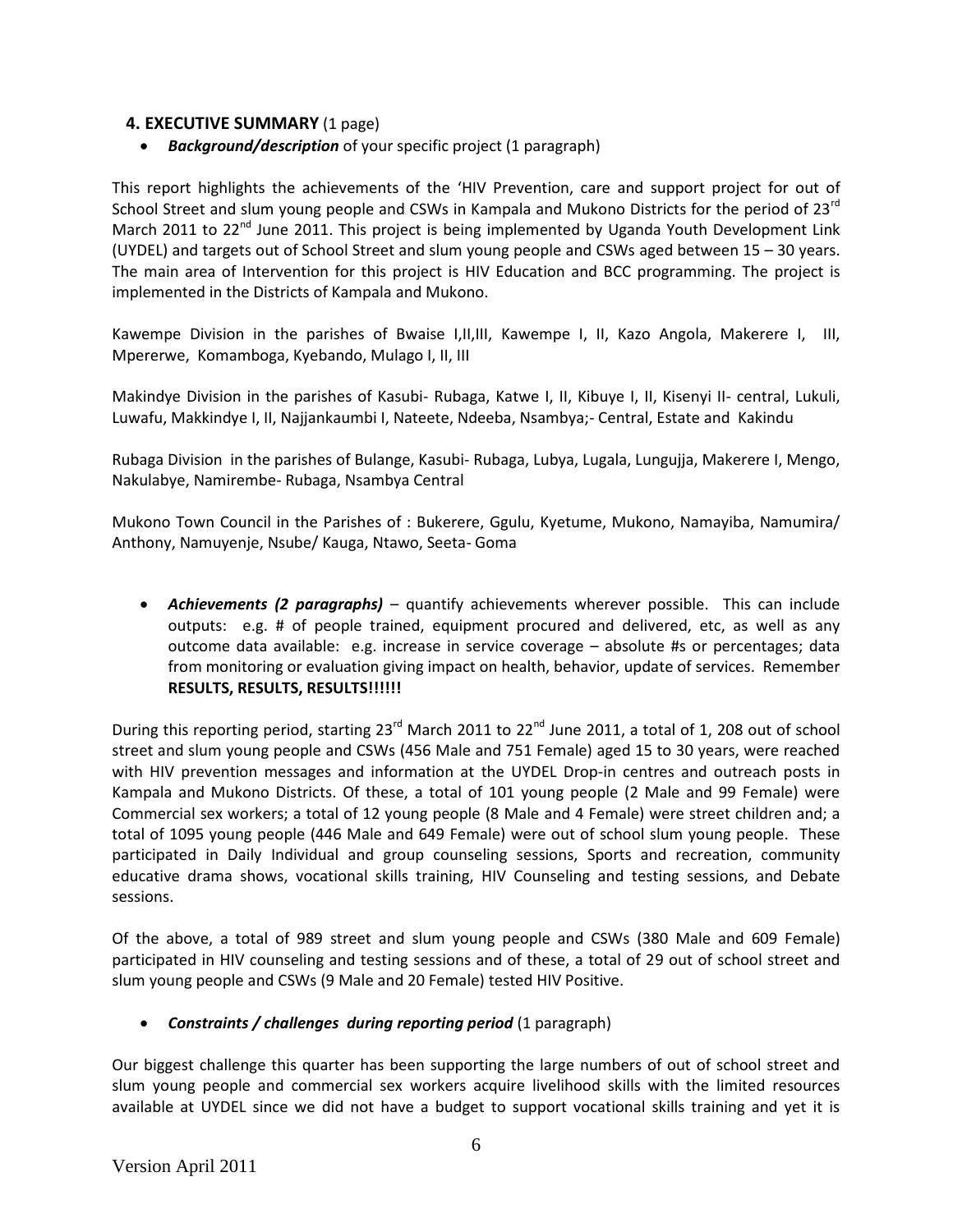## 4. EXECUTIVE SUMMARY (1 page)

- ***Background/description*** of your specific project (1 paragraph)

This report highlights the achievements of the 'HIV Prevention, care and support project for out of School Street and slum young people and CSWs in Kampala and Mukono Districts for the period of 23rd March 2011 to 22nd June 2011. This project is being implemented by Uganda Youth Development Link (UYDEL) and targets out of School Street and slum young people and CSWs aged between 15 – 30 years. The main area of Intervention for this project is HIV Education and BCC programming. The project is implemented in the Districts of Kampala and Mukono.

Kawempe Division in the parishes of Bwaise I,II,III, Kawempe I, II, Kazo Angola, Makerere I, III, Mpererwe, Komamboga, Kyebando, Mulago I, II, III

Makindye Division in the parishes of Kasubi- Rubaga, Katwe I, II, Kibuye I, II, Kisenyi II- central, Lukuli, Luwafu, Makkindye I, II, Najjankaumbi I, Nateete, Ndeeba, Nsambya;- Central, Estate and Kakindu

Rubaga Division in the parishes of Bulange, Kasubi- Rubaga, Lubya, Lugala, Lungujja, Makerere I, Mengo, Nakulabye, Namirembe- Rubaga, Nsambya Central

Mukono Town Council in the Parishes of : Bukerere, Ggulu, Kyetume, Mukono, Namayiba, Namumira/ Anthony, Namuyenje, Nsube/ Kauga, Ntawo, Seeta- Goma

- ***Achievements (2 paragraphs)*** – quantify achievements wherever possible. This can include outputs: e.g. # of people trained, equipment procured and delivered, etc, as well as any outcome data available: e.g. increase in service coverage – absolute #s or percentages; data from monitoring or evaluation giving impact on health, behavior, update of services. Remember **RESULTS, RESULTS, RESULTS!!!!!!**

During this reporting period, starting 23rd March 2011 to 22nd June 2011, a total of 1, 208 out of school street and slum young people and CSWs (456 Male and 751 Female) aged 15 to 30 years, were reached with HIV prevention messages and information at the UYDEL Drop-in centres and outreach posts in Kampala and Mukono Districts. Of these, a total of 101 young people (2 Male and 99 Female) were Commercial sex workers; a total of 12 young people (8 Male and 4 Female) were street children and; a total of 1095 young people (446 Male and 649 Female) were out of school slum young people. These participated in Daily Individual and group counseling sessions, Sports and recreation, community educative drama shows, vocational skills training, HIV Counseling and testing sessions, and Debate sessions.

Of the above, a total of 989 street and slum young people and CSWs (380 Male and 609 Female) participated in HIV counseling and testing sessions and of these, a total of 29 out of school street and slum young people and CSWs (9 Male and 20 Female) tested HIV Positive.

- ***Constraints / challenges during reporting period*** (1 paragraph)

Our biggest challenge this quarter has been supporting the large numbers of out of school street and slum young people and commercial sex workers acquire livelihood skills with the limited resources available at UYDEL since we did not have a budget to support vocational skills training and yet it is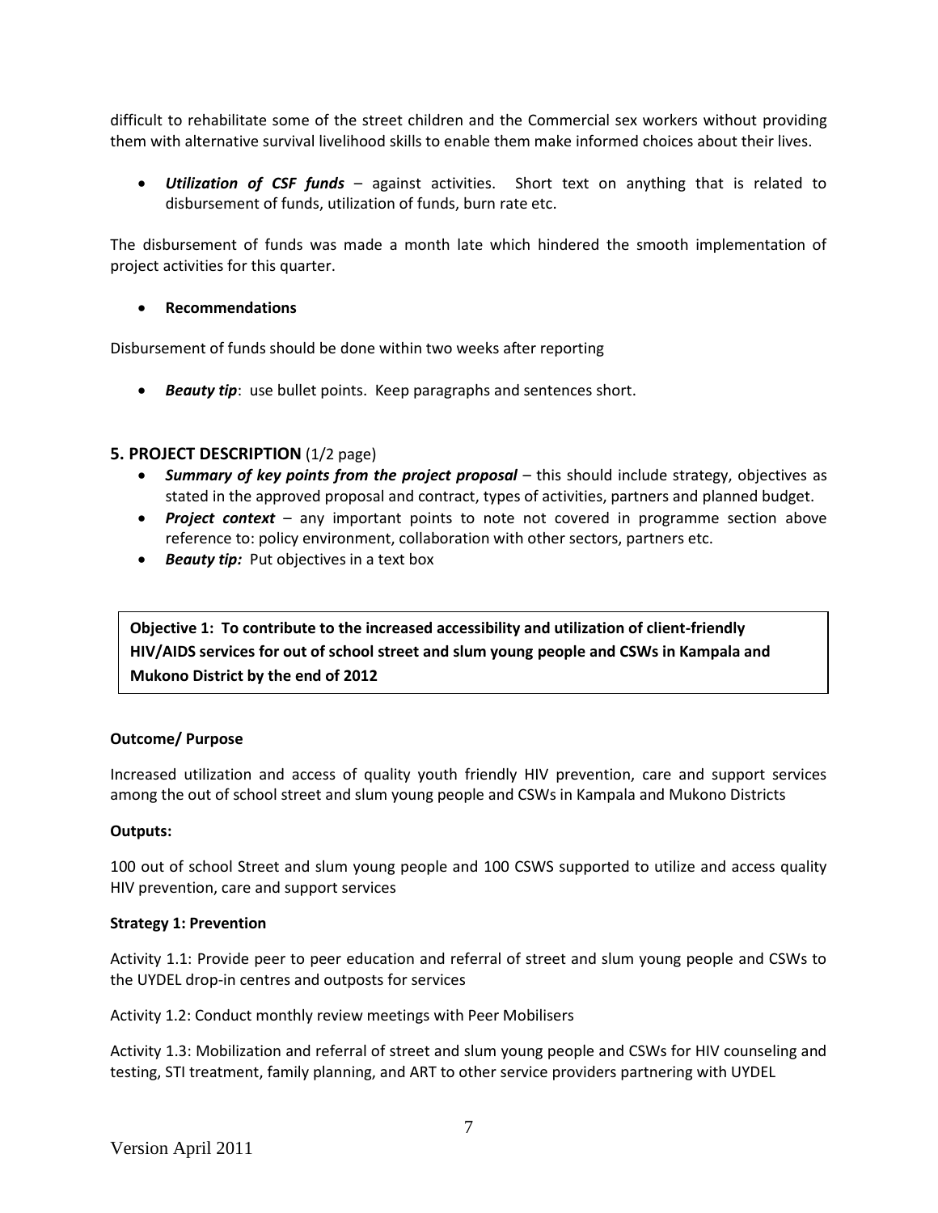difficult to rehabilitate some of the street children and the Commercial sex workers without providing them with alternative survival livelihood skills to enable them make informed choices about their lives.

- ***Utilization of CSF funds*** – against activities. Short text on anything that is related to disbursement of funds, utilization of funds, burn rate etc.

The disbursement of funds was made a month late which hindered the smooth implementation of project activities for this quarter.

- **Recommendations**

Disbursement of funds should be done within two weeks after reporting

- ***Beauty tip***: use bullet points. Keep paragraphs and sentences short.

## 5. PROJECT DESCRIPTION (1/2 page)

- ***Summary of key points from the project proposal*** – this should include strategy, objectives as stated in the approved proposal and contract, types of activities, partners and planned budget.
- ***Project context*** – any important points to note not covered in programme section above reference to: policy environment, collaboration with other sectors, partners etc.
- ***Beauty tip:*** Put objectives in a text box

**Objective 1: To contribute to the increased accessibility and utilization of client-friendly HIV/AIDS services for out of school street and slum young people and CSWs in Kampala and Mukono District by the end of 2012**

**Outcome/ Purpose**

Increased utilization and access of quality youth friendly HIV prevention, care and support services among the out of school street and slum young people and CSWs in Kampala and Mukono Districts

**Outputs:**

100 out of school Street and slum young people and 100 CSWS supported to utilize and access quality HIV prevention, care and support services

**Strategy 1: Prevention**

Activity 1.1: Provide peer to peer education and referral of street and slum young people and CSWs to the UYDEL drop-in centres and outposts for services

Activity 1.2: Conduct monthly review meetings with Peer Mobilisers

Activity 1.3: Mobilization and referral of street and slum young people and CSWs for HIV counseling and testing, STI treatment, family planning, and ART to other service providers partnering with UYDEL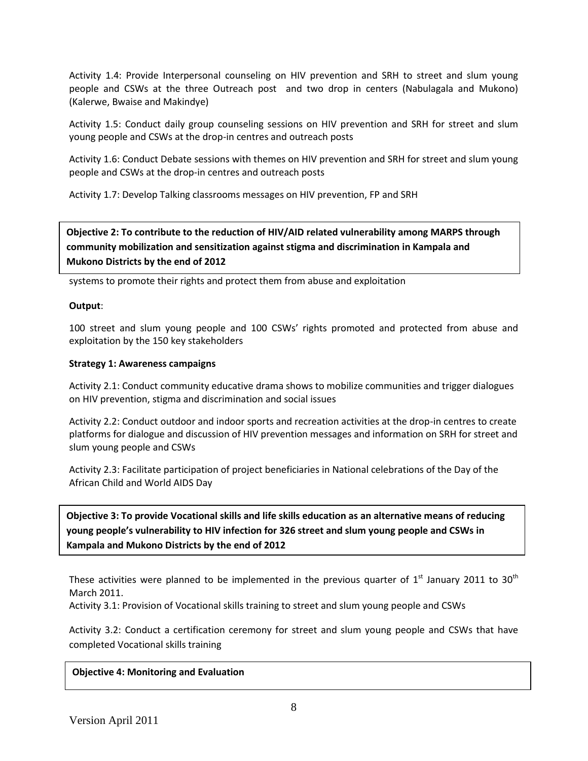Activity 1.4: Provide Interpersonal counseling on HIV prevention and SRH to street and slum young people and CSWs at the three Outreach post and two drop in centers (Nabulagala and Mukono) (Kalerwe, Bwaise and Makindye)

Activity 1.5: Conduct daily group counseling sessions on HIV prevention and SRH for street and slum young people and CSWs at the drop-in centres and outreach posts

Activity 1.6: Conduct Debate sessions with themes on HIV prevention and SRH for street and slum young people and CSWs at the drop-in centres and outreach posts

Activity 1.7: Develop Talking classrooms messages on HIV prevention, FP and SRH

**Objective 2: To contribute to the reduction of HIV/AID related vulnerability among MARPS through community mobilization and sensitization against stigma and discrimination in Kampala and Mukono Districts by the end of 2012**

systems to promote their rights and protect them from abuse and exploitation

**Output**:

100 street and slum young people and 100 CSWs' rights promoted and protected from abuse and exploitation by the 150 key stakeholders

**Strategy 1: Awareness campaigns**

Activity 2.1: Conduct community educative drama shows to mobilize communities and trigger dialogues on HIV prevention, stigma and discrimination and social issues

Activity 2.2: Conduct outdoor and indoor sports and recreation activities at the drop-in centres to create platforms for dialogue and discussion of HIV prevention messages and information on SRH for street and slum young people and CSWs

Activity 2.3: Facilitate participation of project beneficiaries in National celebrations of the Day of the African Child and World AIDS Day

**Objective 3: To provide Vocational skills and life skills education as an alternative means of reducing young people's vulnerability to HIV infection for 326 street and slum young people and CSWs in Kampala and Mukono Districts by the end of 2012**

These activities were planned to be implemented in the previous quarter of 1st January 2011 to 30th March 2011.
Activity 3.1: Provision of Vocational skills training to street and slum young people and CSWs

Activity 3.2: Conduct a certification ceremony for street and slum young people and CSWs that have completed Vocational skills training

**Objective 4: Monitoring and Evaluation**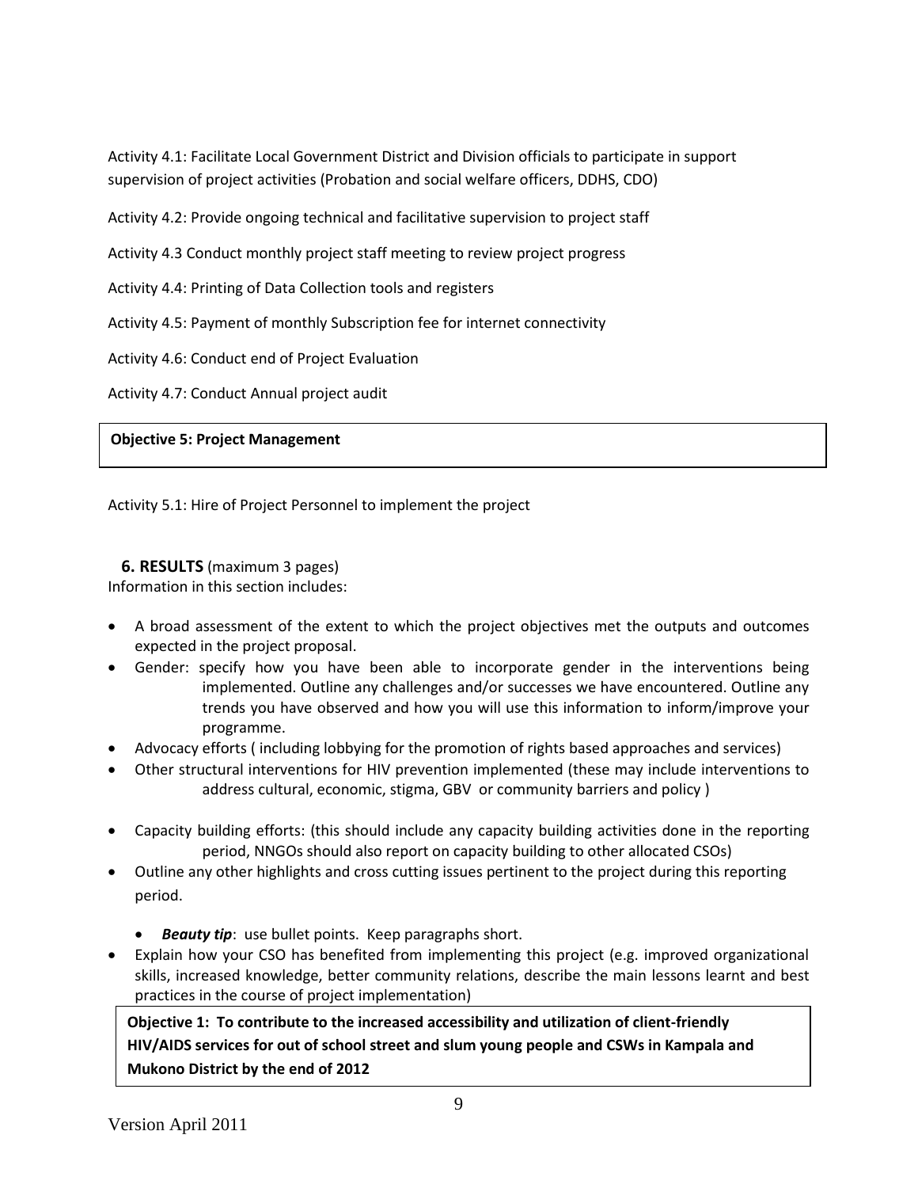Activity 4.1: Facilitate Local Government District and Division officials to participate in support supervision of project activities (Probation and social welfare officers, DDHS, CDO)

Activity 4.2: Provide ongoing technical and facilitative supervision to project staff

Activity 4.3 Conduct monthly project staff meeting to review project progress

Activity 4.4: Printing of Data Collection tools and registers

Activity 4.5: Payment of monthly Subscription fee for internet connectivity

Activity 4.6: Conduct end of Project Evaluation

Activity 4.7: Conduct Annual project audit

**Objective 5: Project Management**

Activity 5.1: Hire of Project Personnel to implement the project

## 6. RESULTS (maximum 3 pages)

Information in this section includes:

- A broad assessment of the extent to which the project objectives met the outputs and outcomes expected in the project proposal.
- Gender: specify how you have been able to incorporate gender in the interventions being implemented. Outline any challenges and/or successes we have encountered. Outline any trends you have observed and how you will use this information to inform/improve your programme.
- Advocacy efforts ( including lobbying for the promotion of rights based approaches and services)
- Other structural interventions for HIV prevention implemented (these may include interventions to address cultural, economic, stigma, GBV or community barriers and policy )
- Capacity building efforts: (this should include any capacity building activities done in the reporting period, NNGOs should also report on capacity building to other allocated CSOs)
- Outline any other highlights and cross cutting issues pertinent to the project during this reporting period.
  - ***Beauty tip***: use bullet points. Keep paragraphs short.
- Explain how your CSO has benefited from implementing this project (e.g. improved organizational skills, increased knowledge, better community relations, describe the main lessons learnt and best practices in the course of project implementation)

**Objective 1: To contribute to the increased accessibility and utilization of client-friendly HIV/AIDS services for out of school street and slum young people and CSWs in Kampala and Mukono District by the end of 2012**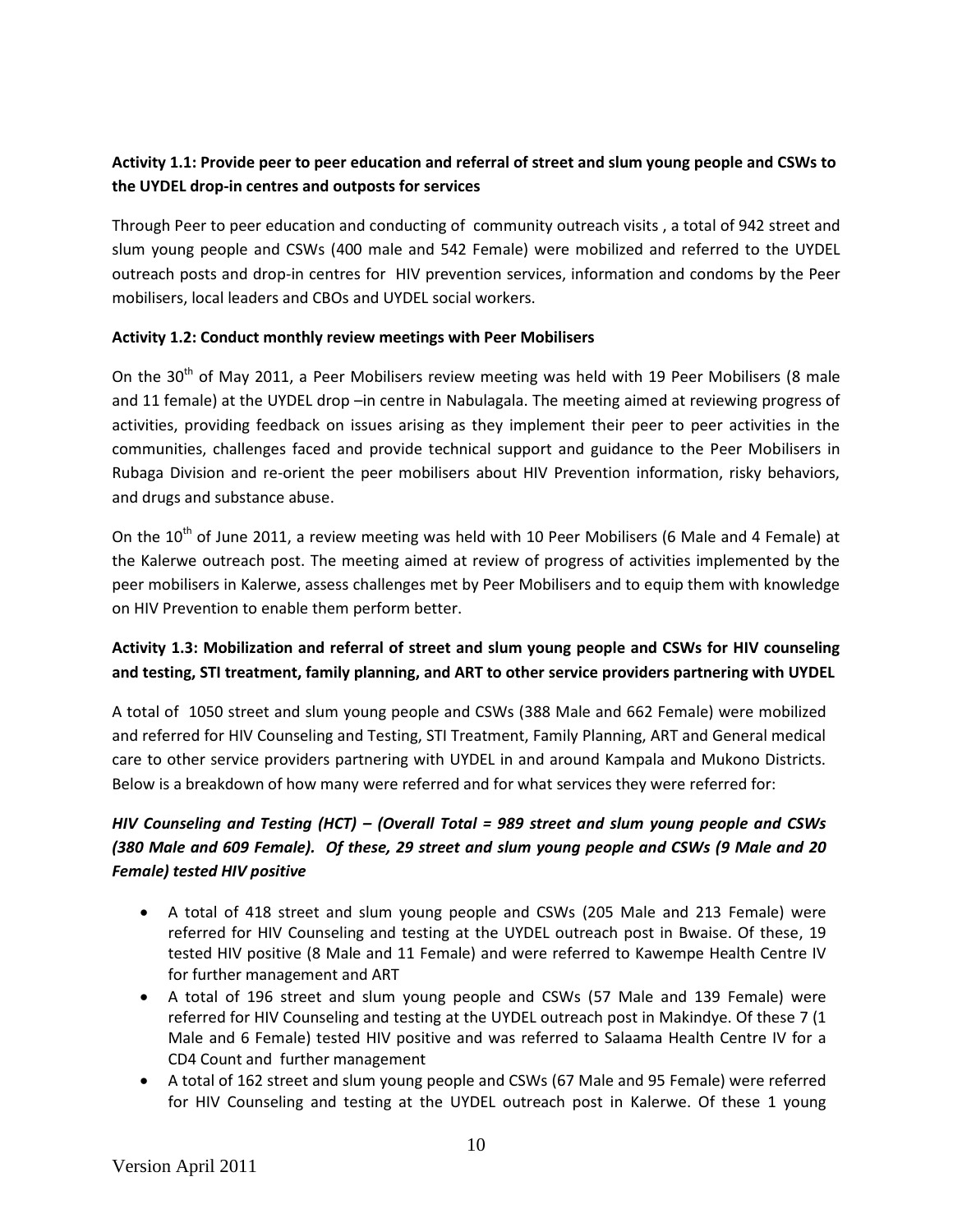**Activity 1.1: Provide peer to peer education and referral of street and slum young people and CSWs to the UYDEL drop-in centres and outposts for services**

Through Peer to peer education and conducting of community outreach visits , a total of 942 street and slum young people and CSWs (400 male and 542 Female) were mobilized and referred to the UYDEL outreach posts and drop-in centres for HIV prevention services, information and condoms by the Peer mobilisers, local leaders and CBOs and UYDEL social workers.

**Activity 1.2: Conduct monthly review meetings with Peer Mobilisers**

On the 30th of May 2011, a Peer Mobilisers review meeting was held with 19 Peer Mobilisers (8 male and 11 female) at the UYDEL drop –in centre in Nabulagala. The meeting aimed at reviewing progress of activities, providing feedback on issues arising as they implement their peer to peer activities in the communities, challenges faced and provide technical support and guidance to the Peer Mobilisers in Rubaga Division and re-orient the peer mobilisers about HIV Prevention information, risky behaviors, and drugs and substance abuse.

On the 10th of June 2011, a review meeting was held with 10 Peer Mobilisers (6 Male and 4 Female) at the Kalerwe outreach post. The meeting aimed at review of progress of activities implemented by the peer mobilisers in Kalerwe, assess challenges met by Peer Mobilisers and to equip them with knowledge on HIV Prevention to enable them perform better.

**Activity 1.3: Mobilization and referral of street and slum young people and CSWs for HIV counseling and testing, STI treatment, family planning, and ART to other service providers partnering with UYDEL**

A total of 1050 street and slum young people and CSWs (388 Male and 662 Female) were mobilized and referred for HIV Counseling and Testing, STI Treatment, Family Planning, ART and General medical care to other service providers partnering with UYDEL in and around Kampala and Mukono Districts. Below is a breakdown of how many were referred and for what services they were referred for:

***HIV Counseling and Testing (HCT) – (Overall Total = 989 street and slum young people and CSWs (380 Male and 609 Female). Of these, 29 street and slum young people and CSWs (9 Male and 20 Female) tested HIV positive***

- A total of 418 street and slum young people and CSWs (205 Male and 213 Female) were referred for HIV Counseling and testing at the UYDEL outreach post in Bwaise. Of these, 19 tested HIV positive (8 Male and 11 Female) and were referred to Kawempe Health Centre IV for further management and ART
- A total of 196 street and slum young people and CSWs (57 Male and 139 Female) were referred for HIV Counseling and testing at the UYDEL outreach post in Makindye. Of these 7 (1 Male and 6 Female) tested HIV positive and was referred to Salaama Health Centre IV for a CD4 Count and further management
- A total of 162 street and slum young people and CSWs (67 Male and 95 Female) were referred for HIV Counseling and testing at the UYDEL outreach post in Kalerwe. Of these 1 young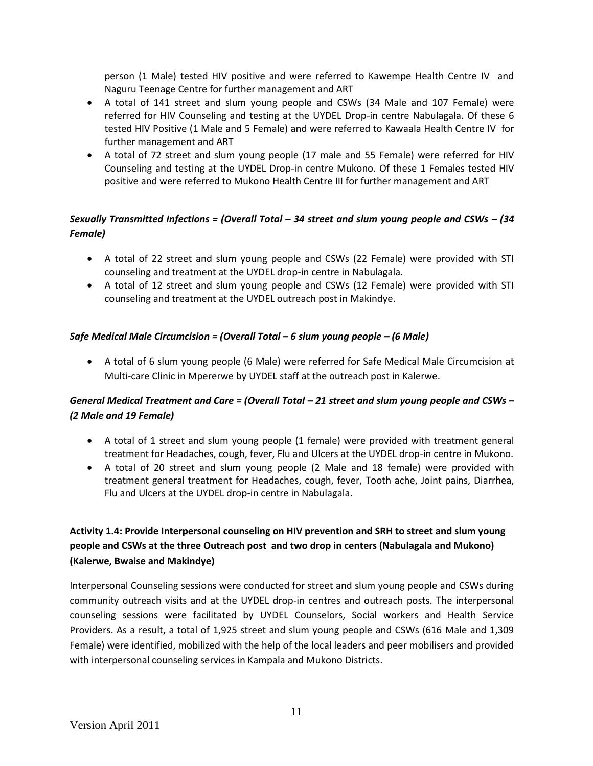person (1 Male) tested HIV positive and were referred to Kawempe Health Centre IV and Naguru Teenage Centre for further management and ART

- A total of 141 street and slum young people and CSWs (34 Male and 107 Female) were referred for HIV Counseling and testing at the UYDEL Drop-in centre Nabulagala. Of these 6 tested HIV Positive (1 Male and 5 Female) and were referred to Kawaala Health Centre IV for further management and ART
- A total of 72 street and slum young people (17 male and 55 Female) were referred for HIV Counseling and testing at the UYDEL Drop-in centre Mukono. Of these 1 Females tested HIV positive and were referred to Mukono Health Centre III for further management and ART

***Sexually Transmitted Infections = (Overall Total – 34 street and slum young people and CSWs – (34 Female)***

- A total of 22 street and slum young people and CSWs (22 Female) were provided with STI counseling and treatment at the UYDEL drop-in centre in Nabulagala.
- A total of 12 street and slum young people and CSWs (12 Female) were provided with STI counseling and treatment at the UYDEL outreach post in Makindye.

***Safe Medical Male Circumcision = (Overall Total – 6 slum young people – (6 Male)***

- A total of 6 slum young people (6 Male) were referred for Safe Medical Male Circumcision at Multi-care Clinic in Mpererwe by UYDEL staff at the outreach post in Kalerwe.

***General Medical Treatment and Care = (Overall Total – 21 street and slum young people and CSWs – (2 Male and 19 Female)***

- A total of 1 street and slum young people (1 female) were provided with treatment general treatment for Headaches, cough, fever, Flu and Ulcers at the UYDEL drop-in centre in Mukono.
- A total of 20 street and slum young people (2 Male and 18 female) were provided with treatment general treatment for Headaches, cough, fever, Tooth ache, Joint pains, Diarrhea, Flu and Ulcers at the UYDEL drop-in centre in Nabulagala.

**Activity 1.4: Provide Interpersonal counseling on HIV prevention and SRH to street and slum young people and CSWs at the three Outreach post and two drop in centers (Nabulagala and Mukono) (Kalerwe, Bwaise and Makindye)**

Interpersonal Counseling sessions were conducted for street and slum young people and CSWs during community outreach visits and at the UYDEL drop-in centres and outreach posts. The interpersonal counseling sessions were facilitated by UYDEL Counselors, Social workers and Health Service Providers. As a result, a total of 1,925 street and slum young people and CSWs (616 Male and 1,309 Female) were identified, mobilized with the help of the local leaders and peer mobilisers and provided with interpersonal counseling services in Kampala and Mukono Districts.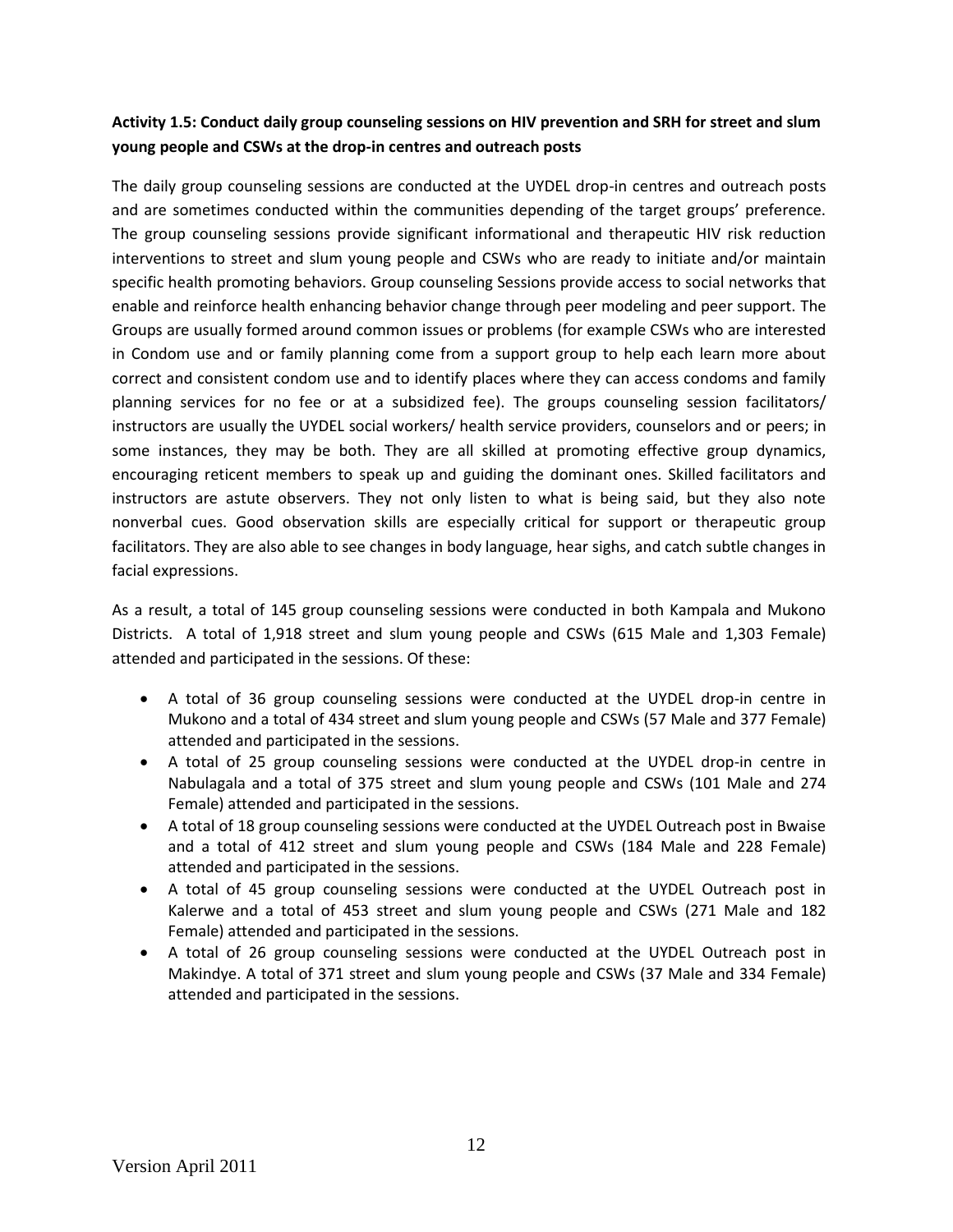**Activity 1.5: Conduct daily group counseling sessions on HIV prevention and SRH for street and slum young people and CSWs at the drop-in centres and outreach posts**

The daily group counseling sessions are conducted at the UYDEL drop-in centres and outreach posts and are sometimes conducted within the communities depending of the target groups' preference. The group counseling sessions provide significant informational and therapeutic HIV risk reduction interventions to street and slum young people and CSWs who are ready to initiate and/or maintain specific health promoting behaviors. Group counseling Sessions provide access to social networks that enable and reinforce health enhancing behavior change through peer modeling and peer support. The Groups are usually formed around common issues or problems (for example CSWs who are interested in Condom use and or family planning come from a support group to help each learn more about correct and consistent condom use and to identify places where they can access condoms and family planning services for no fee or at a subsidized fee). The groups counseling session facilitators/ instructors are usually the UYDEL social workers/ health service providers, counselors and or peers; in some instances, they may be both. They are all skilled at promoting effective group dynamics, encouraging reticent members to speak up and guiding the dominant ones. Skilled facilitators and instructors are astute observers. They not only listen to what is being said, but they also note nonverbal cues. Good observation skills are especially critical for support or therapeutic group facilitators. They are also able to see changes in body language, hear sighs, and catch subtle changes in facial expressions.

As a result, a total of 145 group counseling sessions were conducted in both Kampala and Mukono Districts. A total of 1,918 street and slum young people and CSWs (615 Male and 1,303 Female) attended and participated in the sessions. Of these:

- A total of 36 group counseling sessions were conducted at the UYDEL drop-in centre in Mukono and a total of 434 street and slum young people and CSWs (57 Male and 377 Female) attended and participated in the sessions.
- A total of 25 group counseling sessions were conducted at the UYDEL drop-in centre in Nabulagala and a total of 375 street and slum young people and CSWs (101 Male and 274 Female) attended and participated in the sessions.
- A total of 18 group counseling sessions were conducted at the UYDEL Outreach post in Bwaise and a total of 412 street and slum young people and CSWs (184 Male and 228 Female) attended and participated in the sessions.
- A total of 45 group counseling sessions were conducted at the UYDEL Outreach post in Kalerwe and a total of 453 street and slum young people and CSWs (271 Male and 182 Female) attended and participated in the sessions.
- A total of 26 group counseling sessions were conducted at the UYDEL Outreach post in Makindye. A total of 371 street and slum young people and CSWs (37 Male and 334 Female) attended and participated in the sessions.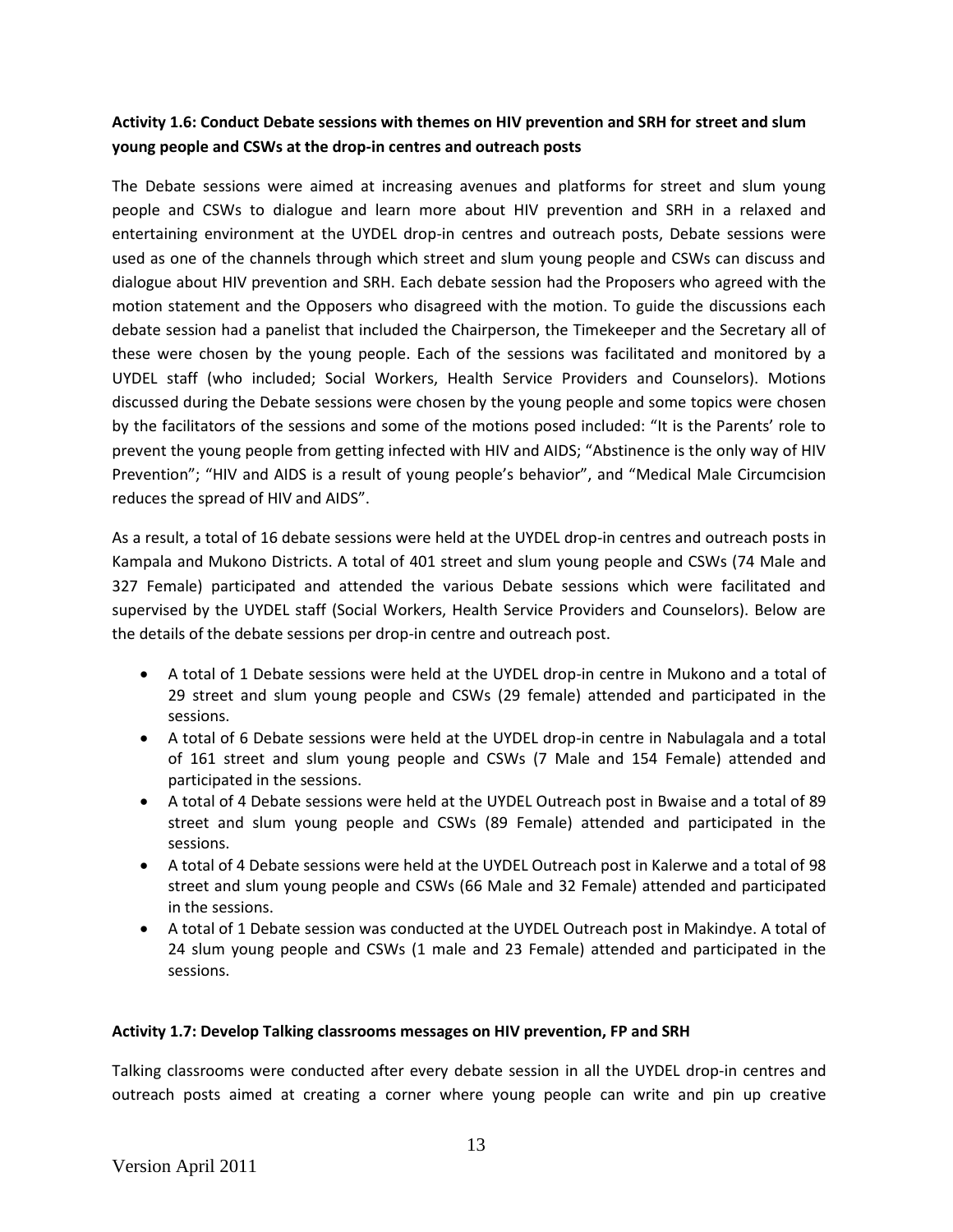**Activity 1.6: Conduct Debate sessions with themes on HIV prevention and SRH for street and slum young people and CSWs at the drop-in centres and outreach posts**

The Debate sessions were aimed at increasing avenues and platforms for street and slum young people and CSWs to dialogue and learn more about HIV prevention and SRH in a relaxed and entertaining environment at the UYDEL drop-in centres and outreach posts, Debate sessions were used as one of the channels through which street and slum young people and CSWs can discuss and dialogue about HIV prevention and SRH. Each debate session had the Proposers who agreed with the motion statement and the Opposers who disagreed with the motion. To guide the discussions each debate session had a panelist that included the Chairperson, the Timekeeper and the Secretary all of these were chosen by the young people. Each of the sessions was facilitated and monitored by a UYDEL staff (who included; Social Workers, Health Service Providers and Counselors). Motions discussed during the Debate sessions were chosen by the young people and some topics were chosen by the facilitators of the sessions and some of the motions posed included: "It is the Parents' role to prevent the young people from getting infected with HIV and AIDS; "Abstinence is the only way of HIV Prevention"; "HIV and AIDS is a result of young people's behavior", and "Medical Male Circumcision reduces the spread of HIV and AIDS".

As a result, a total of 16 debate sessions were held at the UYDEL drop-in centres and outreach posts in Kampala and Mukono Districts. A total of 401 street and slum young people and CSWs (74 Male and 327 Female) participated and attended the various Debate sessions which were facilitated and supervised by the UYDEL staff (Social Workers, Health Service Providers and Counselors). Below are the details of the debate sessions per drop-in centre and outreach post.

- A total of 1 Debate sessions were held at the UYDEL drop-in centre in Mukono and a total of 29 street and slum young people and CSWs (29 female) attended and participated in the sessions.
- A total of 6 Debate sessions were held at the UYDEL drop-in centre in Nabulagala and a total of 161 street and slum young people and CSWs (7 Male and 154 Female) attended and participated in the sessions.
- A total of 4 Debate sessions were held at the UYDEL Outreach post in Bwaise and a total of 89 street and slum young people and CSWs (89 Female) attended and participated in the sessions.
- A total of 4 Debate sessions were held at the UYDEL Outreach post in Kalerwe and a total of 98 street and slum young people and CSWs (66 Male and 32 Female) attended and participated in the sessions.
- A total of 1 Debate session was conducted at the UYDEL Outreach post in Makindye. A total of 24 slum young people and CSWs (1 male and 23 Female) attended and participated in the sessions.

**Activity 1.7: Develop Talking classrooms messages on HIV prevention, FP and SRH**

Talking classrooms were conducted after every debate session in all the UYDEL drop-in centres and outreach posts aimed at creating a corner where young people can write and pin up creative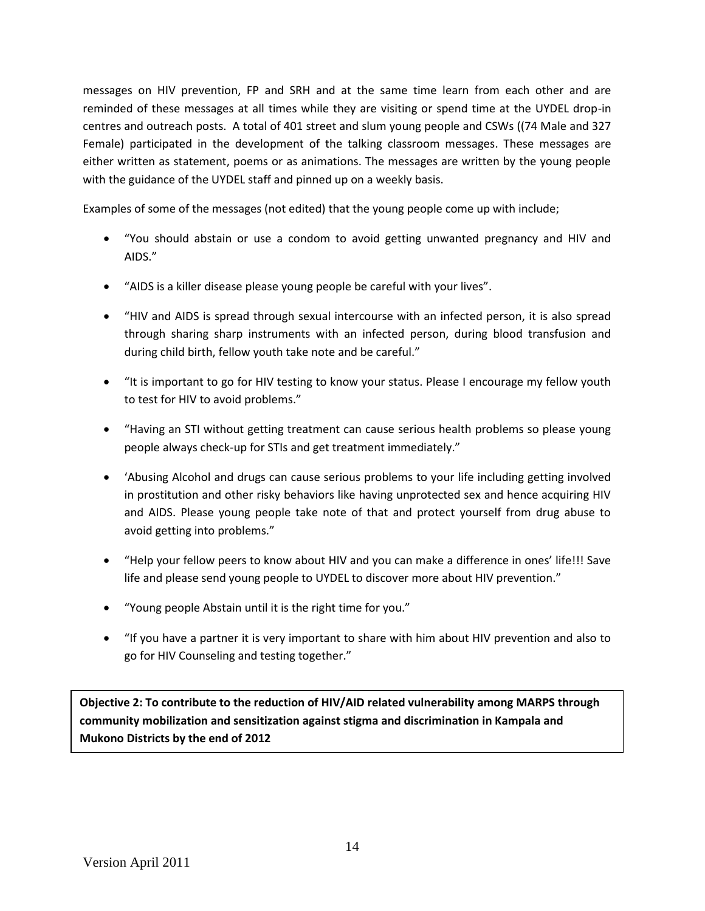messages on HIV prevention, FP and SRH and at the same time learn from each other and are reminded of these messages at all times while they are visiting or spend time at the UYDEL drop-in centres and outreach posts. A total of 401 street and slum young people and CSWs ((74 Male and 327 Female) participated in the development of the talking classroom messages. These messages are either written as statement, poems or as animations. The messages are written by the young people with the guidance of the UYDEL staff and pinned up on a weekly basis.

Examples of some of the messages (not edited) that the young people come up with include;

- "You should abstain or use a condom to avoid getting unwanted pregnancy and HIV and AIDS."
- "AIDS is a killer disease please young people be careful with your lives".
- "HIV and AIDS is spread through sexual intercourse with an infected person, it is also spread through sharing sharp instruments with an infected person, during blood transfusion and during child birth, fellow youth take note and be careful."
- "It is important to go for HIV testing to know your status. Please I encourage my fellow youth to test for HIV to avoid problems."
- "Having an STI without getting treatment can cause serious health problems so please young people always check-up for STIs and get treatment immediately."
- 'Abusing Alcohol and drugs can cause serious problems to your life including getting involved in prostitution and other risky behaviors like having unprotected sex and hence acquiring HIV and AIDS. Please young people take note of that and protect yourself from drug abuse to avoid getting into problems."
- "Help your fellow peers to know about HIV and you can make a difference in ones' life!!! Save life and please send young people to UYDEL to discover more about HIV prevention."
- "Young people Abstain until it is the right time for you."
- "If you have a partner it is very important to share with him about HIV prevention and also to go for HIV Counseling and testing together."

**Objective 2: To contribute to the reduction of HIV/AID related vulnerability among MARPS through community mobilization and sensitization against stigma and discrimination in Kampala and Mukono Districts by the end of 2012**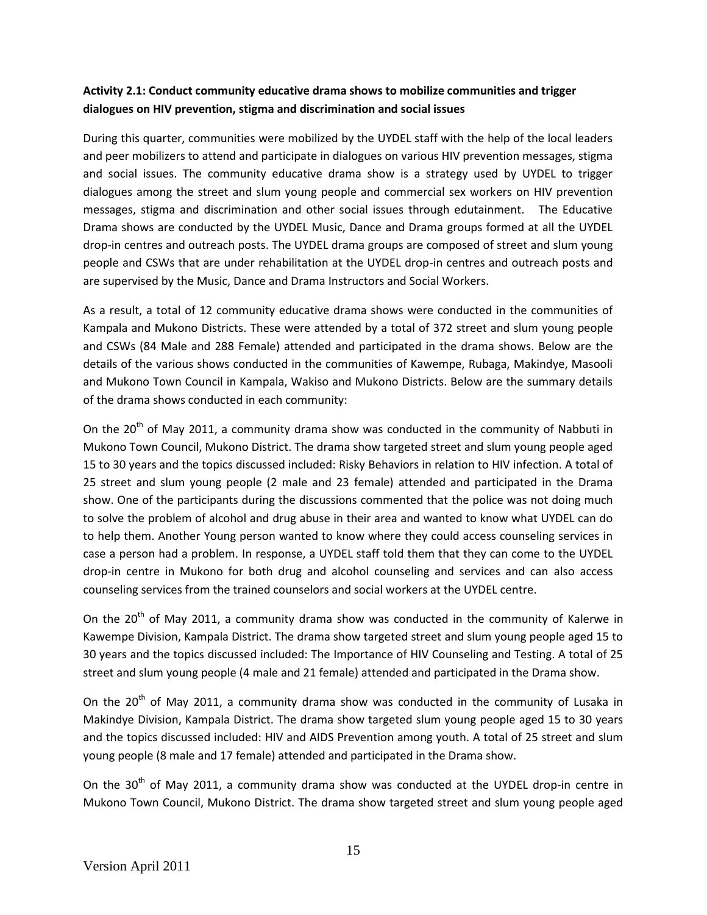**Activity 2.1: Conduct community educative drama shows to mobilize communities and trigger dialogues on HIV prevention, stigma and discrimination and social issues**

During this quarter, communities were mobilized by the UYDEL staff with the help of the local leaders and peer mobilizers to attend and participate in dialogues on various HIV prevention messages, stigma and social issues. The community educative drama show is a strategy used by UYDEL to trigger dialogues among the street and slum young people and commercial sex workers on HIV prevention messages, stigma and discrimination and other social issues through edutainment. The Educative Drama shows are conducted by the UYDEL Music, Dance and Drama groups formed at all the UYDEL drop-in centres and outreach posts. The UYDEL drama groups are composed of street and slum young people and CSWs that are under rehabilitation at the UYDEL drop-in centres and outreach posts and are supervised by the Music, Dance and Drama Instructors and Social Workers.

As a result, a total of 12 community educative drama shows were conducted in the communities of Kampala and Mukono Districts. These were attended by a total of 372 street and slum young people and CSWs (84 Male and 288 Female) attended and participated in the drama shows. Below are the details of the various shows conducted in the communities of Kawempe, Rubaga, Makindye, Masooli and Mukono Town Council in Kampala, Wakiso and Mukono Districts. Below are the summary details of the drama shows conducted in each community:

On the 20th of May 2011, a community drama show was conducted in the community of Nabbuti in Mukono Town Council, Mukono District. The drama show targeted street and slum young people aged 15 to 30 years and the topics discussed included: Risky Behaviors in relation to HIV infection. A total of 25 street and slum young people (2 male and 23 female) attended and participated in the Drama show. One of the participants during the discussions commented that the police was not doing much to solve the problem of alcohol and drug abuse in their area and wanted to know what UYDEL can do to help them. Another Young person wanted to know where they could access counseling services in case a person had a problem. In response, a UYDEL staff told them that they can come to the UYDEL drop-in centre in Mukono for both drug and alcohol counseling and services and can also access counseling services from the trained counselors and social workers at the UYDEL centre.

On the 20th of May 2011, a community drama show was conducted in the community of Kalerwe in Kawempe Division, Kampala District. The drama show targeted street and slum young people aged 15 to 30 years and the topics discussed included: The Importance of HIV Counseling and Testing. A total of 25 street and slum young people (4 male and 21 female) attended and participated in the Drama show.

On the 20th of May 2011, a community drama show was conducted in the community of Lusaka in Makindye Division, Kampala District. The drama show targeted slum young people aged 15 to 30 years and the topics discussed included: HIV and AIDS Prevention among youth. A total of 25 street and slum young people (8 male and 17 female) attended and participated in the Drama show.

On the 30th of May 2011, a community drama show was conducted at the UYDEL drop-in centre in Mukono Town Council, Mukono District. The drama show targeted street and slum young people aged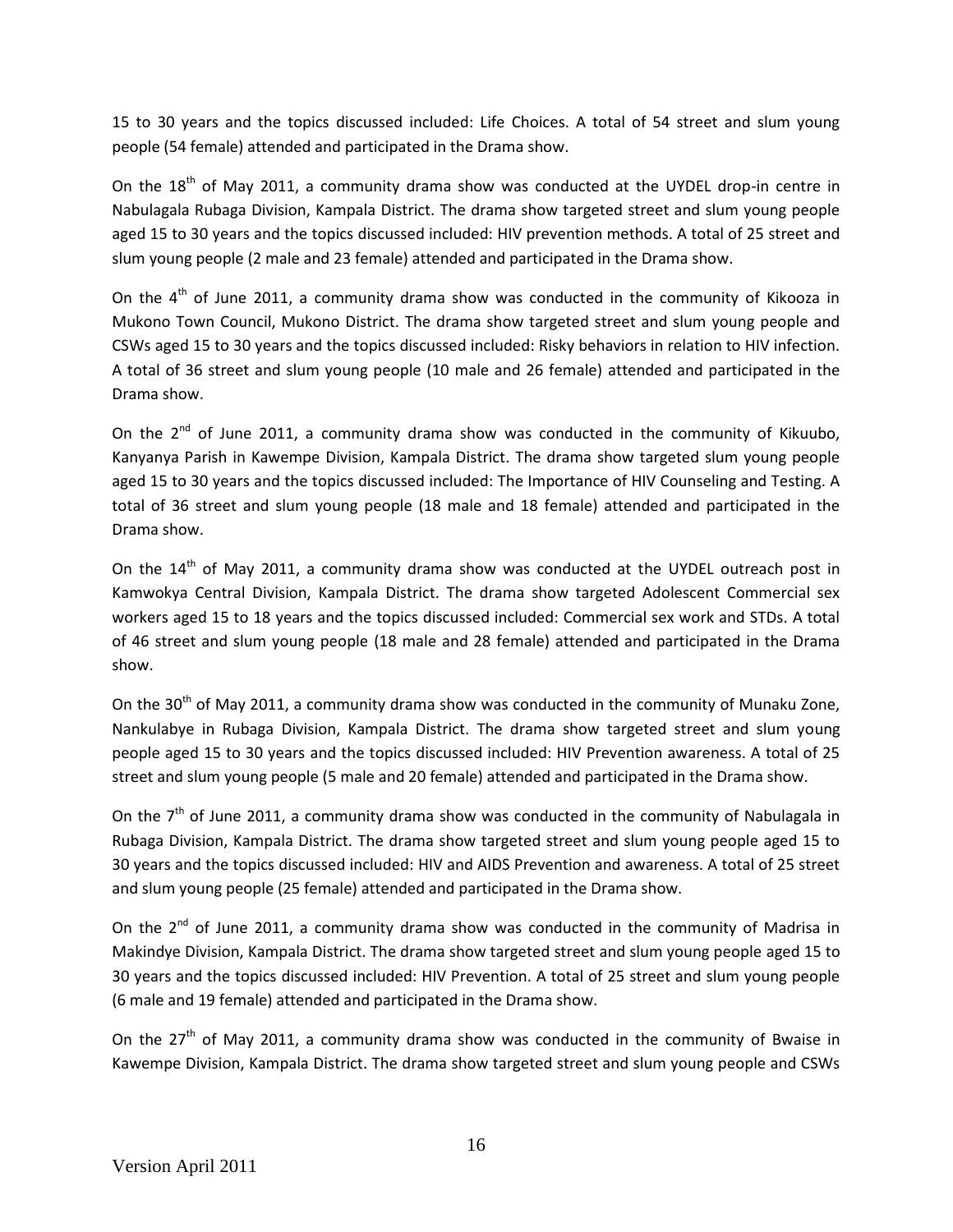15 to 30 years and the topics discussed included: Life Choices. A total of 54 street and slum young people (54 female) attended and participated in the Drama show.

On the 18th of May 2011, a community drama show was conducted at the UYDEL drop-in centre in Nabulagala Rubaga Division, Kampala District. The drama show targeted street and slum young people aged 15 to 30 years and the topics discussed included: HIV prevention methods. A total of 25 street and slum young people (2 male and 23 female) attended and participated in the Drama show.

On the 4th of June 2011, a community drama show was conducted in the community of Kikooza in Mukono Town Council, Mukono District. The drama show targeted street and slum young people and CSWs aged 15 to 30 years and the topics discussed included: Risky behaviors in relation to HIV infection. A total of 36 street and slum young people (10 male and 26 female) attended and participated in the Drama show.

On the 2nd of June 2011, a community drama show was conducted in the community of Kikuubo, Kanyanya Parish in Kawempe Division, Kampala District. The drama show targeted slum young people aged 15 to 30 years and the topics discussed included: The Importance of HIV Counseling and Testing. A total of 36 street and slum young people (18 male and 18 female) attended and participated in the Drama show.

On the 14th of May 2011, a community drama show was conducted at the UYDEL outreach post in Kamwokya Central Division, Kampala District. The drama show targeted Adolescent Commercial sex workers aged 15 to 18 years and the topics discussed included: Commercial sex work and STDs. A total of 46 street and slum young people (18 male and 28 female) attended and participated in the Drama show.

On the 30th of May 2011, a community drama show was conducted in the community of Munaku Zone, Nankulabye in Rubaga Division, Kampala District. The drama show targeted street and slum young people aged 15 to 30 years and the topics discussed included: HIV Prevention awareness. A total of 25 street and slum young people (5 male and 20 female) attended and participated in the Drama show.

On the 7th of June 2011, a community drama show was conducted in the community of Nabulagala in Rubaga Division, Kampala District. The drama show targeted street and slum young people aged 15 to 30 years and the topics discussed included: HIV and AIDS Prevention and awareness. A total of 25 street and slum young people (25 female) attended and participated in the Drama show.

On the 2nd of June 2011, a community drama show was conducted in the community of Madrisa in Makindye Division, Kampala District. The drama show targeted street and slum young people aged 15 to 30 years and the topics discussed included: HIV Prevention. A total of 25 street and slum young people (6 male and 19 female) attended and participated in the Drama show.

On the 27th of May 2011, a community drama show was conducted in the community of Bwaise in Kawempe Division, Kampala District. The drama show targeted street and slum young people and CSWs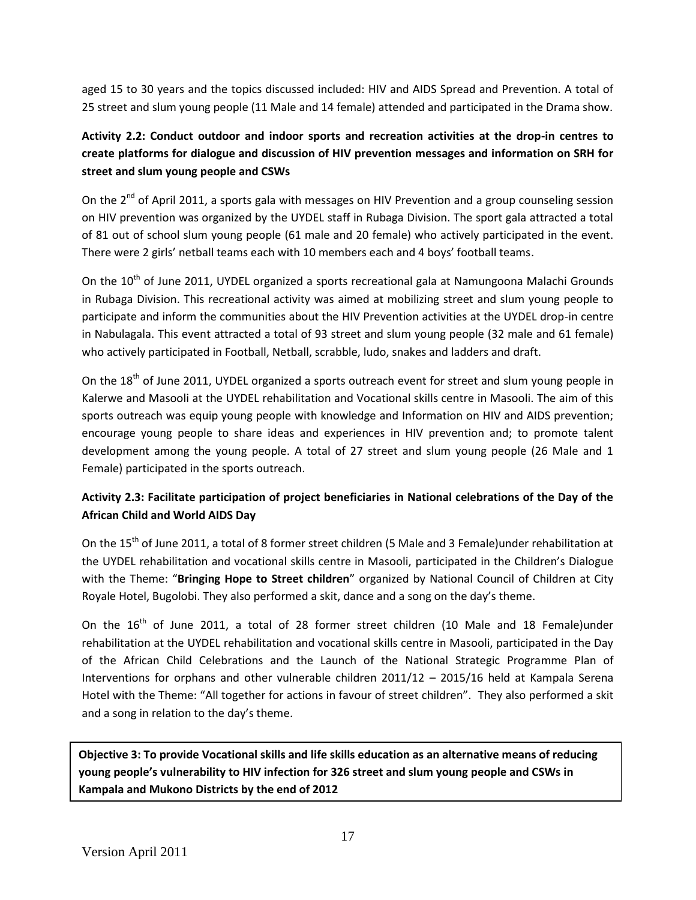aged 15 to 30 years and the topics discussed included: HIV and AIDS Spread and Prevention. A total of 25 street and slum young people (11 Male and 14 female) attended and participated in the Drama show.

**Activity 2.2: Conduct outdoor and indoor sports and recreation activities at the drop-in centres to create platforms for dialogue and discussion of HIV prevention messages and information on SRH for street and slum young people and CSWs**

On the 2nd of April 2011, a sports gala with messages on HIV Prevention and a group counseling session on HIV prevention was organized by the UYDEL staff in Rubaga Division. The sport gala attracted a total of 81 out of school slum young people (61 male and 20 female) who actively participated in the event. There were 2 girls' netball teams each with 10 members each and 4 boys' football teams.

On the 10th of June 2011, UYDEL organized a sports recreational gala at Namungoona Malachi Grounds in Rubaga Division. This recreational activity was aimed at mobilizing street and slum young people to participate and inform the communities about the HIV Prevention activities at the UYDEL drop-in centre in Nabulagala. This event attracted a total of 93 street and slum young people (32 male and 61 female) who actively participated in Football, Netball, scrabble, ludo, snakes and ladders and draft.

On the 18th of June 2011, UYDEL organized a sports outreach event for street and slum young people in Kalerwe and Masooli at the UYDEL rehabilitation and Vocational skills centre in Masooli. The aim of this sports outreach was equip young people with knowledge and Information on HIV and AIDS prevention; encourage young people to share ideas and experiences in HIV prevention and; to promote talent development among the young people. A total of 27 street and slum young people (26 Male and 1 Female) participated in the sports outreach.

**Activity 2.3: Facilitate participation of project beneficiaries in National celebrations of the Day of the African Child and World AIDS Day**

On the 15th of June 2011, a total of 8 former street children (5 Male and 3 Female)under rehabilitation at the UYDEL rehabilitation and vocational skills centre in Masooli, participated in the Children's Dialogue with the Theme: "**Bringing Hope to Street children**" organized by National Council of Children at City Royale Hotel, Bugolobi. They also performed a skit, dance and a song on the day's theme.

On the 16th of June 2011, a total of 28 former street children (10 Male and 18 Female)under rehabilitation at the UYDEL rehabilitation and vocational skills centre in Masooli, participated in the Day of the African Child Celebrations and the Launch of the National Strategic Programme Plan of Interventions for orphans and other vulnerable children 2011/12 – 2015/16 held at Kampala Serena Hotel with the Theme: "All together for actions in favour of street children". They also performed a skit and a song in relation to the day's theme.

**Objective 3: To provide Vocational skills and life skills education as an alternative means of reducing young people's vulnerability to HIV infection for 326 street and slum young people and CSWs in Kampala and Mukono Districts by the end of 2012**

Version April 2011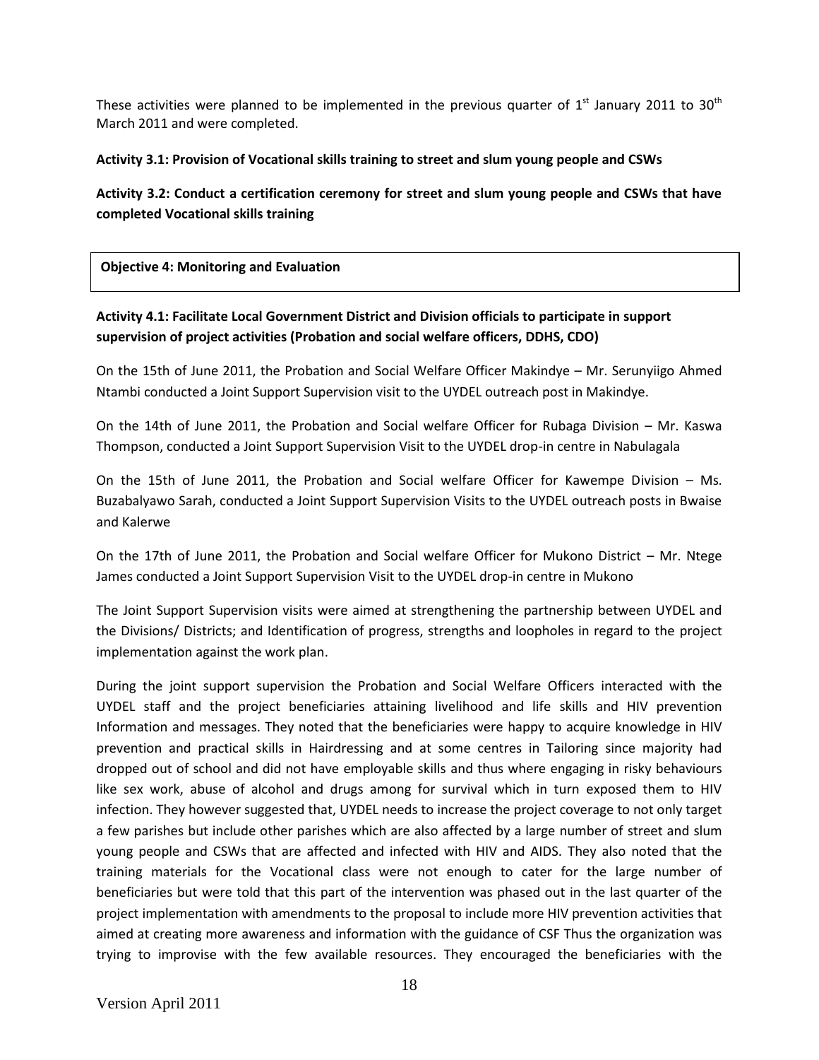These activities were planned to be implemented in the previous quarter of 1st January 2011 to 30th March 2011 and were completed.

**Activity 3.1: Provision of Vocational skills training to street and slum young people and CSWs**

**Activity 3.2: Conduct a certification ceremony for street and slum young people and CSWs that have completed Vocational skills training**

| **Objective 4: Monitoring and Evaluation** |
|---|

**Activity 4.1: Facilitate Local Government District and Division officials to participate in support supervision of project activities (Probation and social welfare officers, DDHS, CDO)**

On the 15th of June 2011, the Probation and Social Welfare Officer Makindye – Mr. Serunyiigo Ahmed Ntambi conducted a Joint Support Supervision visit to the UYDEL outreach post in Makindye.

On the 14th of June 2011, the Probation and Social welfare Officer for Rubaga Division – Mr. Kaswa Thompson, conducted a Joint Support Supervision Visit to the UYDEL drop-in centre in Nabulagala

On the 15th of June 2011, the Probation and Social welfare Officer for Kawempe Division – Ms. Buzabalyawo Sarah, conducted a Joint Support Supervision Visits to the UYDEL outreach posts in Bwaise and Kalerwe

On the 17th of June 2011, the Probation and Social welfare Officer for Mukono District – Mr. Ntege James conducted a Joint Support Supervision Visit to the UYDEL drop-in centre in Mukono

The Joint Support Supervision visits were aimed at strengthening the partnership between UYDEL and the Divisions/ Districts; and Identification of progress, strengths and loopholes in regard to the project implementation against the work plan.

During the joint support supervision the Probation and Social Welfare Officers interacted with the UYDEL staff and the project beneficiaries attaining livelihood and life skills and HIV prevention Information and messages. They noted that the beneficiaries were happy to acquire knowledge in HIV prevention and practical skills in Hairdressing and at some centres in Tailoring since majority had dropped out of school and did not have employable skills and thus where engaging in risky behaviours like sex work, abuse of alcohol and drugs among for survival which in turn exposed them to HIV infection. They however suggested that, UYDEL needs to increase the project coverage to not only target a few parishes but include other parishes which are also affected by a large number of street and slum young people and CSWs that are affected and infected with HIV and AIDS. They also noted that the training materials for the Vocational class were not enough to cater for the large number of beneficiaries but were told that this part of the intervention was phased out in the last quarter of the project implementation with amendments to the proposal to include more HIV prevention activities that aimed at creating more awareness and information with the guidance of CSF Thus the organization was trying to improvise with the few available resources. They encouraged the beneficiaries with the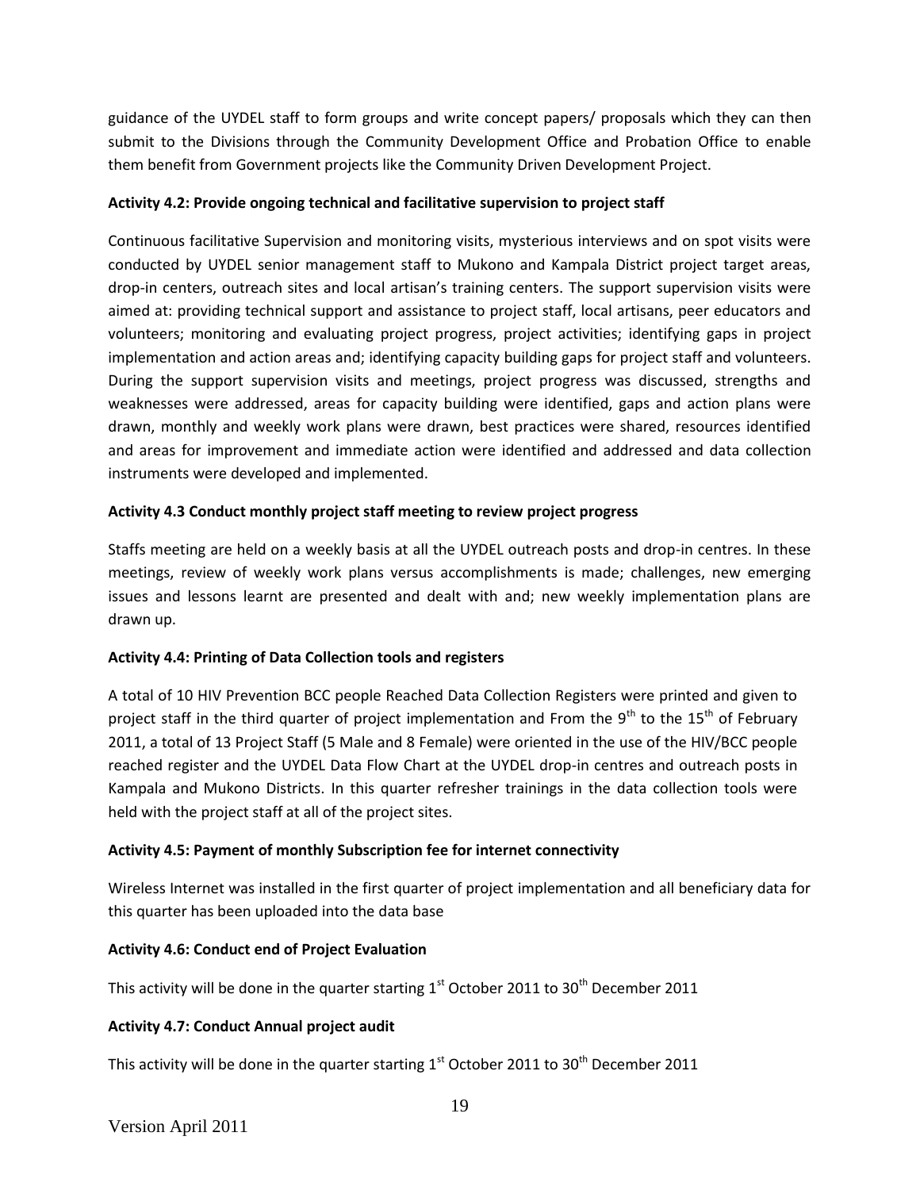guidance of the UYDEL staff to form groups and write concept papers/ proposals which they can then submit to the Divisions through the Community Development Office and Probation Office to enable them benefit from Government projects like the Community Driven Development Project.

**Activity 4.2: Provide ongoing technical and facilitative supervision to project staff**

Continuous facilitative Supervision and monitoring visits, mysterious interviews and on spot visits were conducted by UYDEL senior management staff to Mukono and Kampala District project target areas, drop-in centers, outreach sites and local artisan's training centers. The support supervision visits were aimed at: providing technical support and assistance to project staff, local artisans, peer educators and volunteers; monitoring and evaluating project progress, project activities; identifying gaps in project implementation and action areas and; identifying capacity building gaps for project staff and volunteers. During the support supervision visits and meetings, project progress was discussed, strengths and weaknesses were addressed, areas for capacity building were identified, gaps and action plans were drawn, monthly and weekly work plans were drawn, best practices were shared, resources identified and areas for improvement and immediate action were identified and addressed and data collection instruments were developed and implemented.

**Activity 4.3 Conduct monthly project staff meeting to review project progress**

Staffs meeting are held on a weekly basis at all the UYDEL outreach posts and drop-in centres. In these meetings, review of weekly work plans versus accomplishments is made; challenges, new emerging issues and lessons learnt are presented and dealt with and; new weekly implementation plans are drawn up.

**Activity 4.4: Printing of Data Collection tools and registers**

A total of 10 HIV Prevention BCC people Reached Data Collection Registers were printed and given to project staff in the third quarter of project implementation and From the 9th to the 15th of February 2011, a total of 13 Project Staff (5 Male and 8 Female) were oriented in the use of the HIV/BCC people reached register and the UYDEL Data Flow Chart at the UYDEL drop-in centres and outreach posts in Kampala and Mukono Districts. In this quarter refresher trainings in the data collection tools were held with the project staff at all of the project sites.

**Activity 4.5: Payment of monthly Subscription fee for internet connectivity**

Wireless Internet was installed in the first quarter of project implementation and all beneficiary data for this quarter has been uploaded into the data base

**Activity 4.6: Conduct end of Project Evaluation**

This activity will be done in the quarter starting 1st October 2011 to 30th December 2011

**Activity 4.7: Conduct Annual project audit**

This activity will be done in the quarter starting 1st October 2011 to 30th December 2011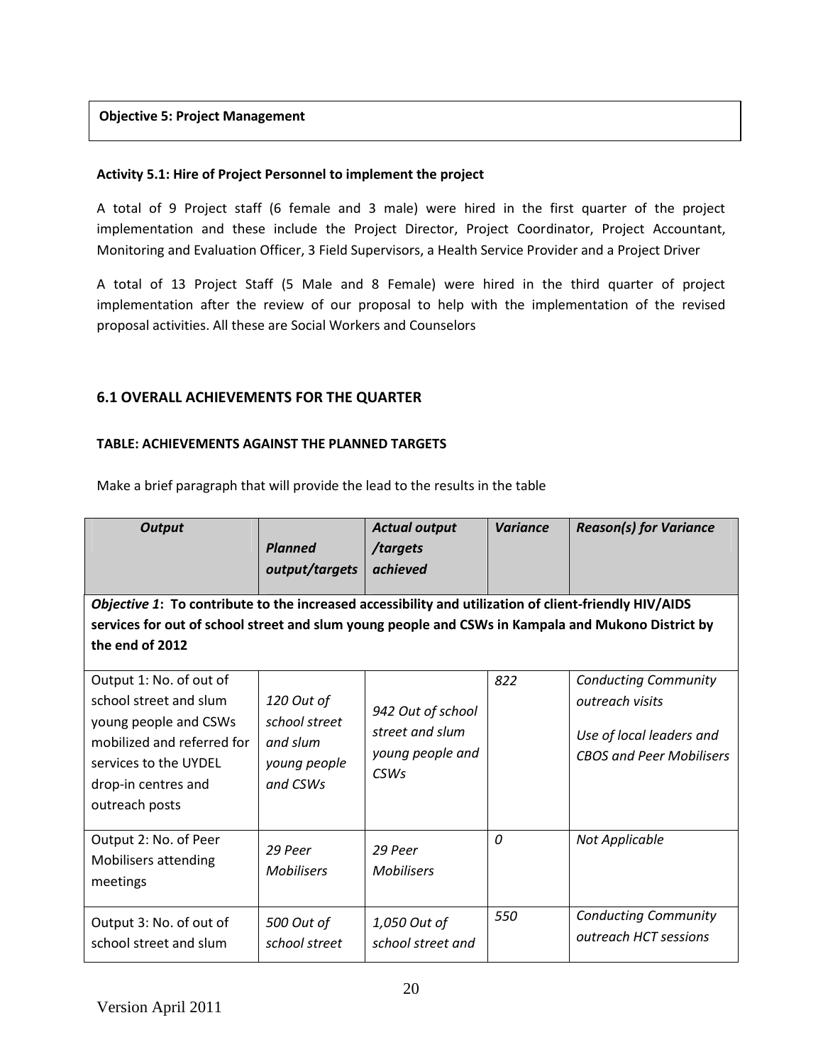**Objective 5: Project Management**

**Activity 5.1: Hire of Project Personnel to implement the project**

A total of 9 Project staff (6 female and 3 male) were hired in the first quarter of the project implementation and these include the Project Director, Project Coordinator, Project Accountant, Monitoring and Evaluation Officer, 3 Field Supervisors, a Health Service Provider and a Project Driver

A total of 13 Project Staff (5 Male and 8 Female) were hired in the third quarter of project implementation after the review of our proposal to help with the implementation of the revised proposal activities. All these are Social Workers and Counselors

## 6.1 OVERALL ACHIEVEMENTS FOR THE QUARTER

**TABLE: ACHIEVEMENTS AGAINST THE PLANNED TARGETS**

Make a brief paragraph that will provide the lead to the results in the table

| *Output* | *Planned output/targets* | *Actual output /targets achieved* | *Variance* | *Reason(s) for Variance* |
|---|---|---|---|---|
| ***Objective 1*: To contribute to the increased accessibility and utilization of client-friendly HIV/AIDS services for out of school street and slum young people and CSWs in Kampala and Mukono District by the end of 2012** | | | | |
| Output 1: No. of out of school street and slum young people and CSWs mobilized and referred for services to the UYDEL drop-in centres and outreach posts | *120 Out of school street and slum young people and CSWs* | *942 Out of school street and slum young people and CSWs* | *822* | *Conducting Community outreach visits*<br><br>*Use of local leaders and CBOS and Peer Mobilisers* |
| Output 2: No. of Peer Mobilisers attending meetings | *29 Peer Mobilisers* | *29 Peer Mobilisers* | *0* | *Not Applicable* |
| Output 3: No. of out of school street and slum | *500 Out of school street* | *1,050 Out of school street and* | *550* | *Conducting Community outreach HCT sessions* |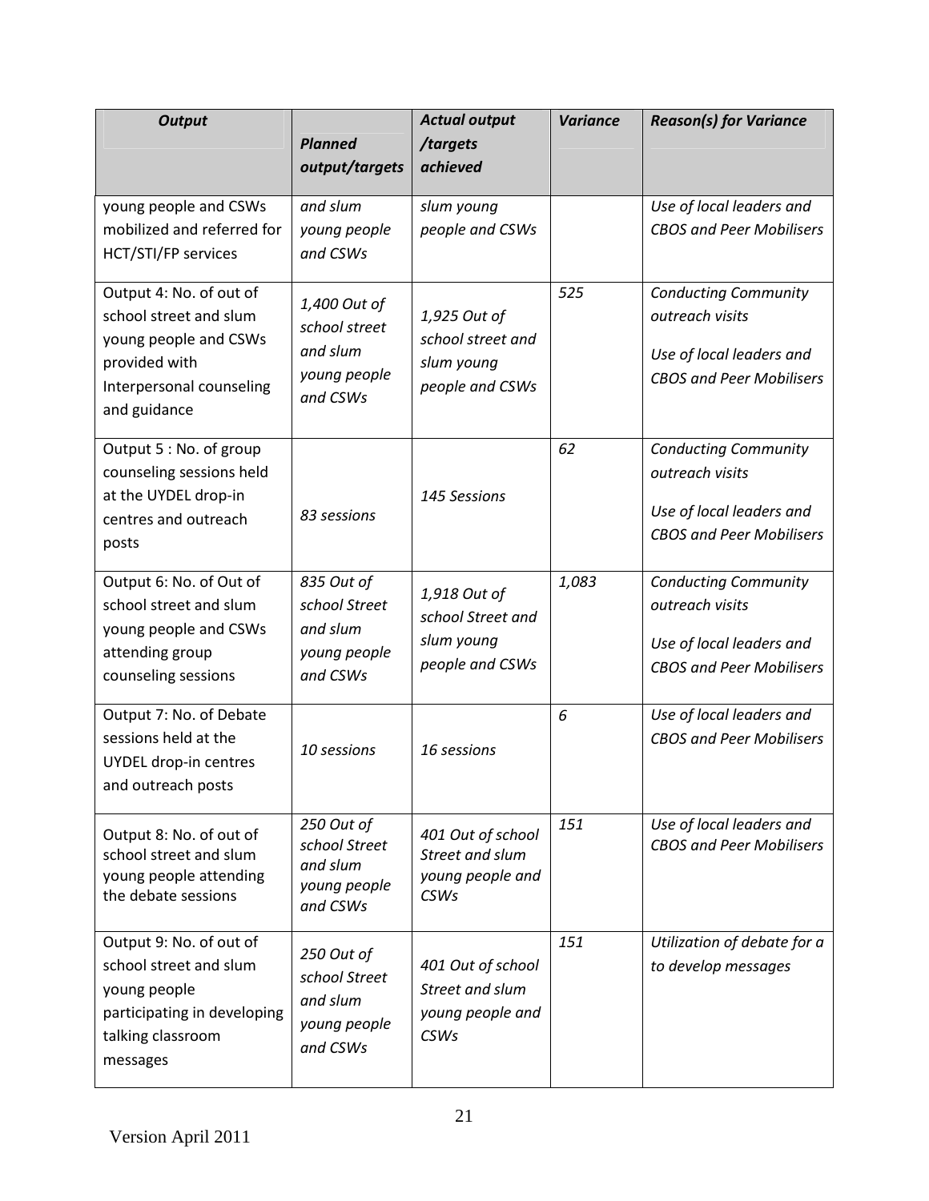| *Output* | *Planned output/targets* | *Actual output /targets achieved* | *Variance* | *Reason(s) for Variance* |
|---|---|---|---|---|
| young people and CSWs mobilized and referred for HCT/STI/FP services | *and slum young people and CSWs* | *slum young people and CSWs* | | *Use of local leaders and CBOS and Peer Mobilisers* |
| Output 4: No. of out of school street and slum young people and CSWs provided with Interpersonal counseling and guidance | *1,400 Out of school street and slum young people and CSWs* | *1,925 Out of school street and slum young people and CSWs* | *525* | *Conducting Community outreach visits*<br><br>*Use of local leaders and CBOS and Peer Mobilisers* |
| Output 5 : No. of group counseling sessions held at the UYDEL drop-in centres and outreach posts | *83 sessions* | *145 Sessions* | *62* | *Conducting Community outreach visits*<br><br>*Use of local leaders and CBOS and Peer Mobilisers* |
| Output 6: No. of Out of school street and slum young people and CSWs attending group counseling sessions | *835 Out of school Street and slum young people and CSWs* | *1,918 Out of school Street and slum young people and CSWs* | *1,083* | *Conducting Community outreach visits*<br><br>*Use of local leaders and CBOS and Peer Mobilisers* |
| Output 7: No. of Debate sessions held at the UYDEL drop-in centres and outreach posts | *10 sessions* | *16 sessions* | *6* | *Use of local leaders and CBOS and Peer Mobilisers* |
| Output 8: No. of out of school street and slum young people attending the debate sessions | *250 Out of school Street and slum young people and CSWs* | *401 Out of school Street and slum young people and CSWs* | *151* | *Use of local leaders and CBOS and Peer Mobilisers* |
| Output 9: No. of out of school street and slum young people participating in developing talking classroom messages | *250 Out of school Street and slum young people and CSWs* | *401 Out of school Street and slum young people and CSWs* | *151* | *Utilization of debate for a to develop messages* |

Version April 2011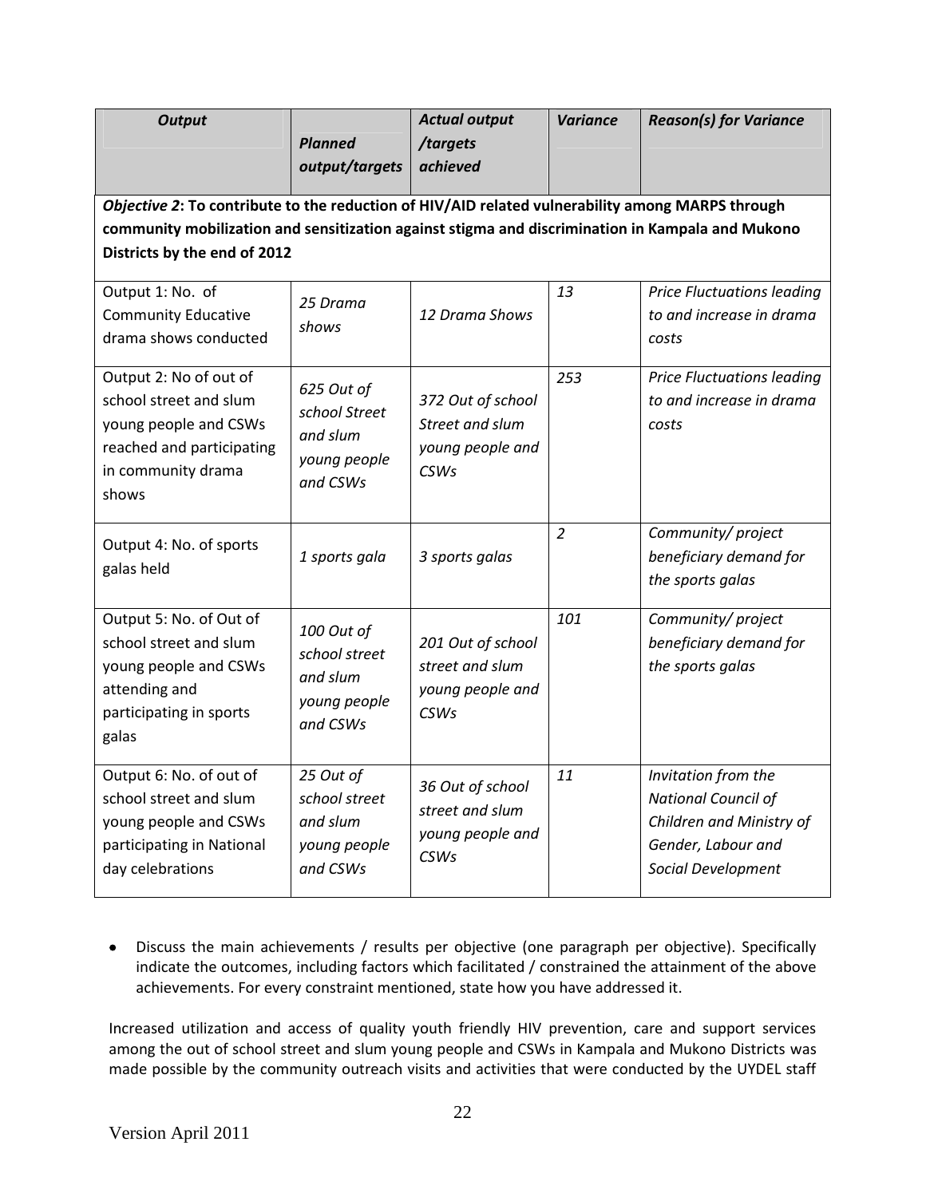| *Output* | *Planned output/targets* | *Actual output /targets achieved* | *Variance* | *Reason(s) for Variance* |
|---|---|---|---|---|
| ***Objective 2*: To contribute to the reduction of HIV/AID related vulnerability among MARPS through community mobilization and sensitization against stigma and discrimination in Kampala and Mukono Districts by the end of 2012** | | | | |
| Output 1: No. of Community Educative drama shows conducted | *25 Drama shows* | *12 Drama Shows* | *13* | *Price Fluctuations leading to and increase in drama costs* |
| Output 2: No of out of school street and slum young people and CSWs reached and participating in community drama shows | *625 Out of school Street and slum young people and CSWs* | *372 Out of school Street and slum young people and CSWs* | *253* | *Price Fluctuations leading to and increase in drama costs* |
| Output 4: No. of sports galas held | *1 sports gala* | *3 sports galas* | *2* | *Community/ project beneficiary demand for the sports galas* |
| Output 5: No. of Out of school street and slum young people and CSWs attending and participating in sports galas | *100 Out of school street and slum young people and CSWs* | *201 Out of school street and slum young people and CSWs* | *101* | *Community/ project beneficiary demand for the sports galas* |
| Output 6: No. of out of school street and slum young people and CSWs participating in National day celebrations | *25 Out of school street and slum young people and CSWs* | *36 Out of school street and slum young people and CSWs* | *11* | *Invitation from the National Council of Children and Ministry of Gender, Labour and Social Development* |

- Discuss the main achievements / results per objective (one paragraph per objective). Specifically indicate the outcomes, including factors which facilitated / constrained the attainment of the above achievements. For every constraint mentioned, state how you have addressed it.

Increased utilization and access of quality youth friendly HIV prevention, care and support services among the out of school street and slum young people and CSWs in Kampala and Mukono Districts was made possible by the community outreach visits and activities that were conducted by the UYDEL staff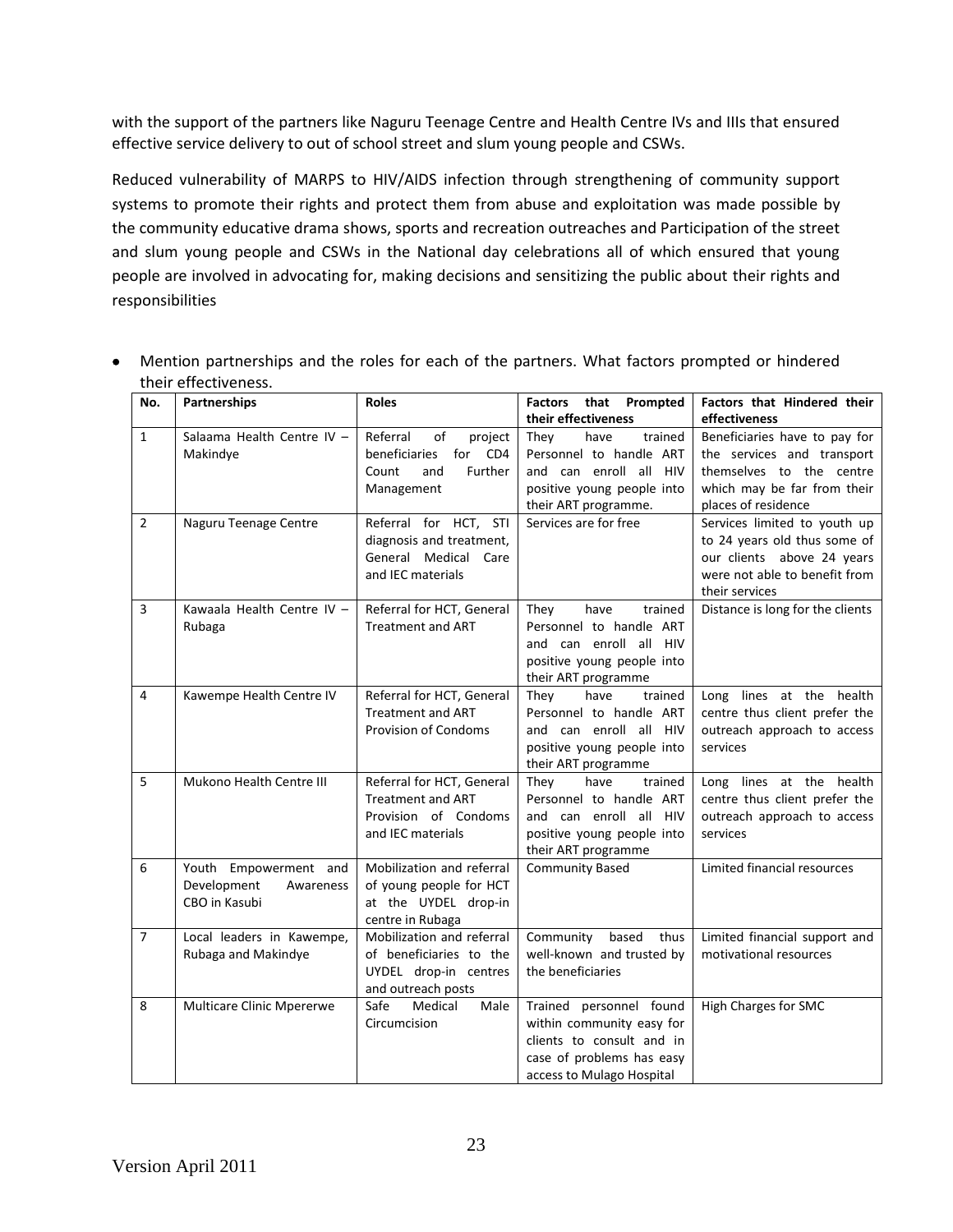with the support of the partners like Naguru Teenage Centre and Health Centre IVs and IIIs that ensured effective service delivery to out of school street and slum young people and CSWs.

Reduced vulnerability of MARPS to HIV/AIDS infection through strengthening of community support systems to promote their rights and protect them from abuse and exploitation was made possible by the community educative drama shows, sports and recreation outreaches and Participation of the street and slum young people and CSWs in the National day celebrations all of which ensured that young people are involved in advocating for, making decisions and sensitizing the public about their rights and responsibilities

- Mention partnerships and the roles for each of the partners. What factors prompted or hindered their effectiveness.

| No. | Partnerships | Roles | Factors that Prompted their effectiveness | Factors that Hindered their effectiveness |
|---|---|---|---|---|
| 1 | Salaama Health Centre IV – Makindye | Referral of project beneficiaries for CD4 Count and Further Management | They have trained Personnel to handle ART and can enroll all HIV positive young people into their ART programme. | Beneficiaries have to pay for the services and transport themselves to the centre which may be far from their places of residence |
| 2 | Naguru Teenage Centre | Referral for HCT, STI diagnosis and treatment, General Medical Care and IEC materials | Services are for free | Services limited to youth up to 24 years old thus some of our clients above 24 years were not able to benefit from their services |
| 3 | Kawaala Health Centre IV – Rubaga | Referral for HCT, General Treatment and ART | They have trained Personnel to handle ART and can enroll all HIV positive young people into their ART programme | Distance is long for the clients |
| 4 | Kawempe Health Centre IV | Referral for HCT, General Treatment and ART Provision of Condoms | They have trained Personnel to handle ART and can enroll all HIV positive young people into their ART programme | Long lines at the health centre thus client prefer the outreach approach to access services |
| 5 | Mukono Health Centre III | Referral for HCT, General Treatment and ART Provision of Condoms and IEC materials | They have trained Personnel to handle ART and can enroll all HIV positive young people into their ART programme | Long lines at the health centre thus client prefer the outreach approach to access services |
| 6 | Youth Empowerment and Development Awareness CBO in Kasubi | Mobilization and referral of young people for HCT at the UYDEL drop-in centre in Rubaga | Community Based | Limited financial resources |
| 7 | Local leaders in Kawempe, Rubaga and Makindye | Mobilization and referral of beneficiaries to the UYDEL drop-in centres and outreach posts | Community based thus well-known and trusted by the beneficiaries | Limited financial support and motivational resources |
| 8 | Multicare Clinic Mpererwe | Safe Medical Male Circumcision | Trained personnel found within community easy for clients to consult and in case of problems has easy access to Mulago Hospital | High Charges for SMC |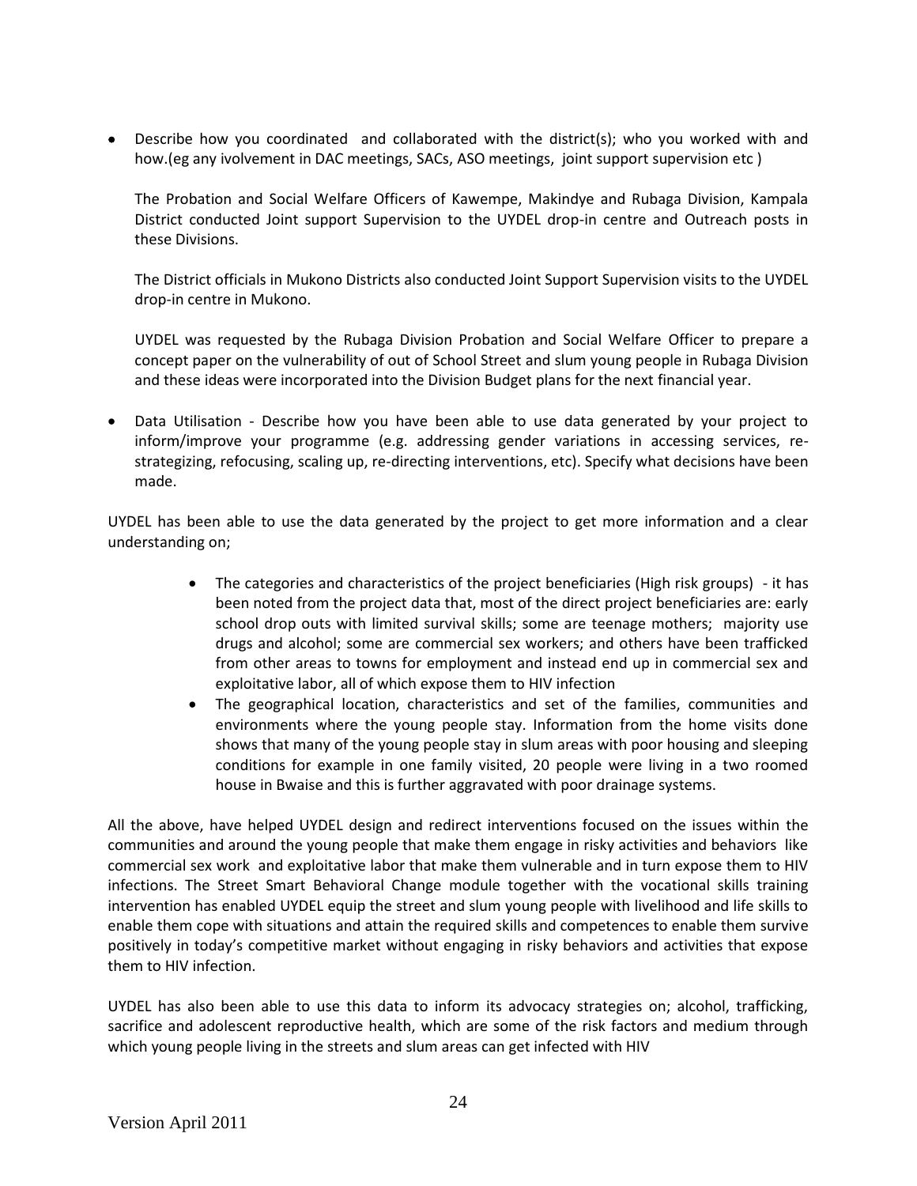- Describe how you coordinated and collaborated with the district(s); who you worked with and how.(eg any ivolvement in DAC meetings, SACs, ASO meetings, joint support supervision etc )

  The Probation and Social Welfare Officers of Kawempe, Makindye and Rubaga Division, Kampala District conducted Joint support Supervision to the UYDEL drop-in centre and Outreach posts in these Divisions.

  The District officials in Mukono Districts also conducted Joint Support Supervision visits to the UYDEL drop-in centre in Mukono.

  UYDEL was requested by the Rubaga Division Probation and Social Welfare Officer to prepare a concept paper on the vulnerability of out of School Street and slum young people in Rubaga Division and these ideas were incorporated into the Division Budget plans for the next financial year.

- Data Utilisation - Describe how you have been able to use data generated by your project to inform/improve your programme (e.g. addressing gender variations in accessing services, re-strategizing, refocusing, scaling up, re-directing interventions, etc). Specify what decisions have been made.

UYDEL has been able to use the data generated by the project to get more information and a clear understanding on;

- The categories and characteristics of the project beneficiaries (High risk groups) - it has been noted from the project data that, most of the direct project beneficiaries are: early school drop outs with limited survival skills; some are teenage mothers; majority use drugs and alcohol; some are commercial sex workers; and others have been trafficked from other areas to towns for employment and instead end up in commercial sex and exploitative labor, all of which expose them to HIV infection
- The geographical location, characteristics and set of the families, communities and environments where the young people stay. Information from the home visits done shows that many of the young people stay in slum areas with poor housing and sleeping conditions for example in one family visited, 20 people were living in a two roomed house in Bwaise and this is further aggravated with poor drainage systems.

All the above, have helped UYDEL design and redirect interventions focused on the issues within the communities and around the young people that make them engage in risky activities and behaviors like commercial sex work and exploitative labor that make them vulnerable and in turn expose them to HIV infections. The Street Smart Behavioral Change module together with the vocational skills training intervention has enabled UYDEL equip the street and slum young people with livelihood and life skills to enable them cope with situations and attain the required skills and competences to enable them survive positively in today's competitive market without engaging in risky behaviors and activities that expose them to HIV infection.

UYDEL has also been able to use this data to inform its advocacy strategies on; alcohol, trafficking, sacrifice and adolescent reproductive health, which are some of the risk factors and medium through which young people living in the streets and slum areas can get infected with HIV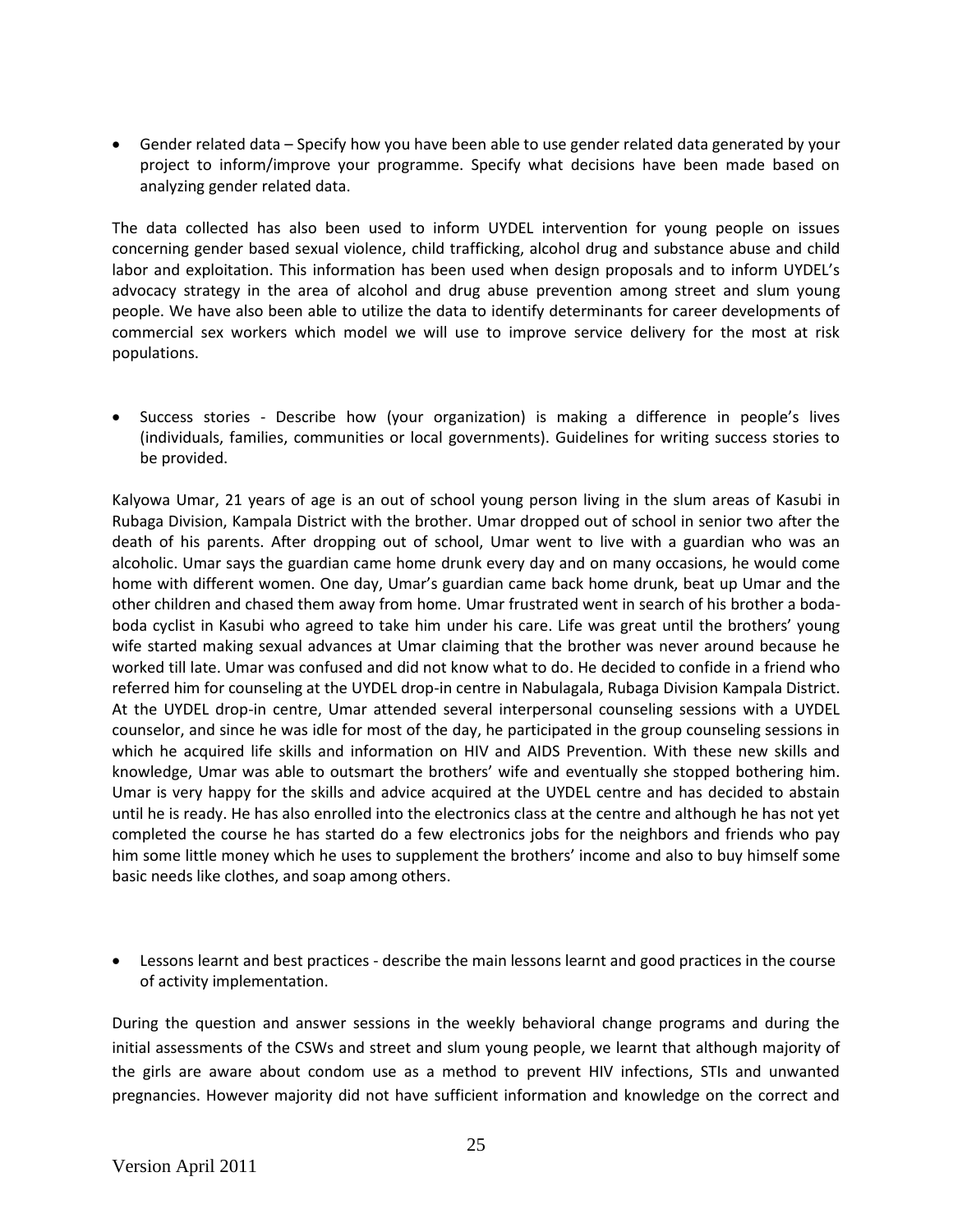- Gender related data – Specify how you have been able to use gender related data generated by your project to inform/improve your programme. Specify what decisions have been made based on analyzing gender related data.

The data collected has also been used to inform UYDEL intervention for young people on issues concerning gender based sexual violence, child trafficking, alcohol drug and substance abuse and child labor and exploitation. This information has been used when design proposals and to inform UYDEL's advocacy strategy in the area of alcohol and drug abuse prevention among street and slum young people. We have also been able to utilize the data to identify determinants for career developments of commercial sex workers which model we will use to improve service delivery for the most at risk populations.

- Success stories - Describe how (your organization) is making a difference in people's lives (individuals, families, communities or local governments). Guidelines for writing success stories to be provided.

Kalyowa Umar, 21 years of age is an out of school young person living in the slum areas of Kasubi in Rubaga Division, Kampala District with the brother. Umar dropped out of school in senior two after the death of his parents. After dropping out of school, Umar went to live with a guardian who was an alcoholic. Umar says the guardian came home drunk every day and on many occasions, he would come home with different women. One day, Umar's guardian came back home drunk, beat up Umar and the other children and chased them away from home. Umar frustrated went in search of his brother a boda-boda cyclist in Kasubi who agreed to take him under his care. Life was great until the brothers' young wife started making sexual advances at Umar claiming that the brother was never around because he worked till late. Umar was confused and did not know what to do. He decided to confide in a friend who referred him for counseling at the UYDEL drop-in centre in Nabulagala, Rubaga Division Kampala District. At the UYDEL drop-in centre, Umar attended several interpersonal counseling sessions with a UYDEL counselor, and since he was idle for most of the day, he participated in the group counseling sessions in which he acquired life skills and information on HIV and AIDS Prevention. With these new skills and knowledge, Umar was able to outsmart the brothers' wife and eventually she stopped bothering him. Umar is very happy for the skills and advice acquired at the UYDEL centre and has decided to abstain until he is ready. He has also enrolled into the electronics class at the centre and although he has not yet completed the course he has started do a few electronics jobs for the neighbors and friends who pay him some little money which he uses to supplement the brothers' income and also to buy himself some basic needs like clothes, and soap among others.

- Lessons learnt and best practices - describe the main lessons learnt and good practices in the course of activity implementation.

During the question and answer sessions in the weekly behavioral change programs and during the initial assessments of the CSWs and street and slum young people, we learnt that although majority of the girls are aware about condom use as a method to prevent HIV infections, STIs and unwanted pregnancies. However majority did not have sufficient information and knowledge on the correct and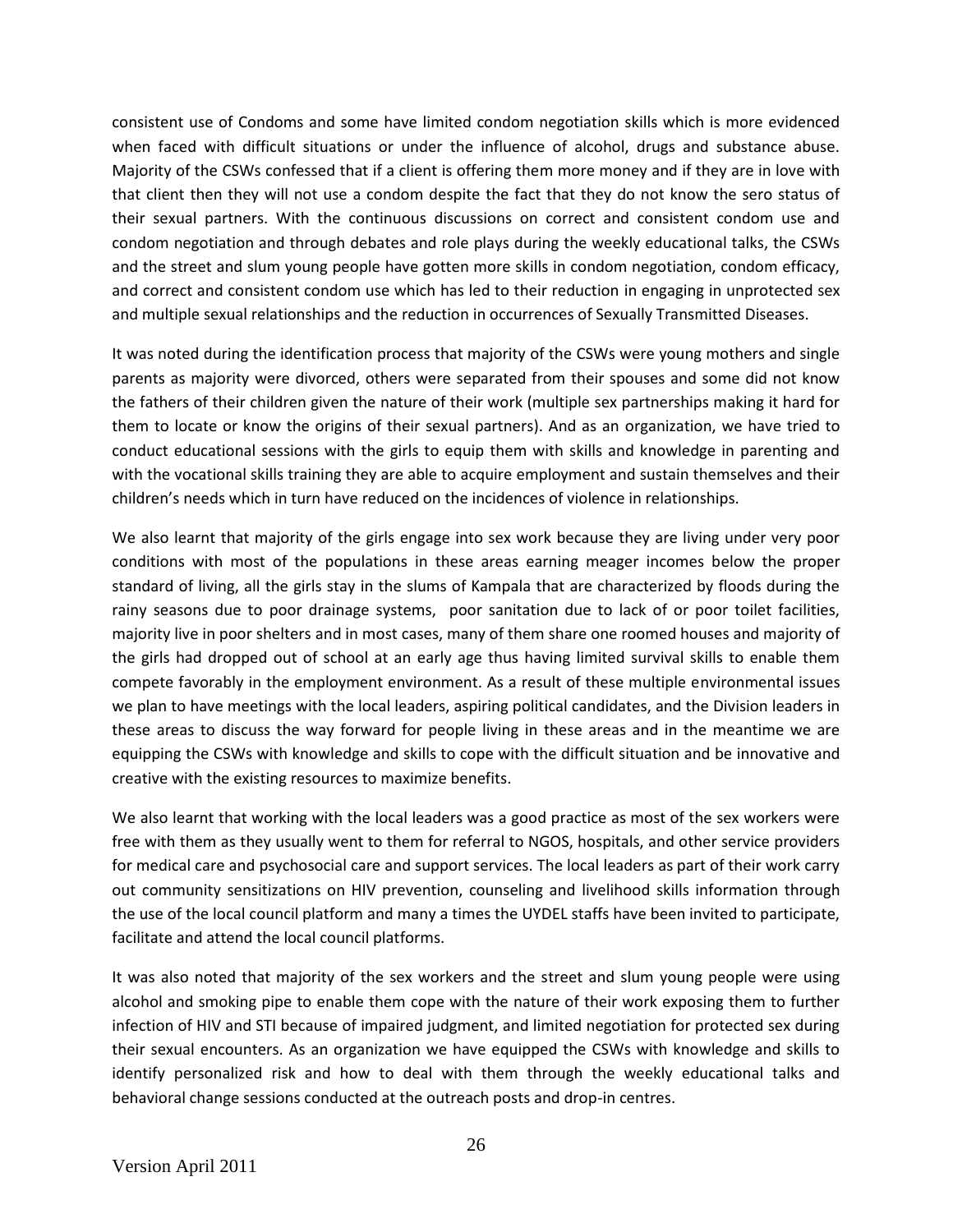consistent use of Condoms and some have limited condom negotiation skills which is more evidenced when faced with difficult situations or under the influence of alcohol, drugs and substance abuse. Majority of the CSWs confessed that if a client is offering them more money and if they are in love with that client then they will not use a condom despite the fact that they do not know the sero status of their sexual partners. With the continuous discussions on correct and consistent condom use and condom negotiation and through debates and role plays during the weekly educational talks, the CSWs and the street and slum young people have gotten more skills in condom negotiation, condom efficacy, and correct and consistent condom use which has led to their reduction in engaging in unprotected sex and multiple sexual relationships and the reduction in occurrences of Sexually Transmitted Diseases.

It was noted during the identification process that majority of the CSWs were young mothers and single parents as majority were divorced, others were separated from their spouses and some did not know the fathers of their children given the nature of their work (multiple sex partnerships making it hard for them to locate or know the origins of their sexual partners). And as an organization, we have tried to conduct educational sessions with the girls to equip them with skills and knowledge in parenting and with the vocational skills training they are able to acquire employment and sustain themselves and their children's needs which in turn have reduced on the incidences of violence in relationships.

We also learnt that majority of the girls engage into sex work because they are living under very poor conditions with most of the populations in these areas earning meager incomes below the proper standard of living, all the girls stay in the slums of Kampala that are characterized by floods during the rainy seasons due to poor drainage systems, poor sanitation due to lack of or poor toilet facilities, majority live in poor shelters and in most cases, many of them share one roomed houses and majority of the girls had dropped out of school at an early age thus having limited survival skills to enable them compete favorably in the employment environment. As a result of these multiple environmental issues we plan to have meetings with the local leaders, aspiring political candidates, and the Division leaders in these areas to discuss the way forward for people living in these areas and in the meantime we are equipping the CSWs with knowledge and skills to cope with the difficult situation and be innovative and creative with the existing resources to maximize benefits.

We also learnt that working with the local leaders was a good practice as most of the sex workers were free with them as they usually went to them for referral to NGOS, hospitals, and other service providers for medical care and psychosocial care and support services. The local leaders as part of their work carry out community sensitizations on HIV prevention, counseling and livelihood skills information through the use of the local council platform and many a times the UYDEL staffs have been invited to participate, facilitate and attend the local council platforms.

It was also noted that majority of the sex workers and the street and slum young people were using alcohol and smoking pipe to enable them cope with the nature of their work exposing them to further infection of HIV and STI because of impaired judgment, and limited negotiation for protected sex during their sexual encounters. As an organization we have equipped the CSWs with knowledge and skills to identify personalized risk and how to deal with them through the weekly educational talks and behavioral change sessions conducted at the outreach posts and drop-in centres.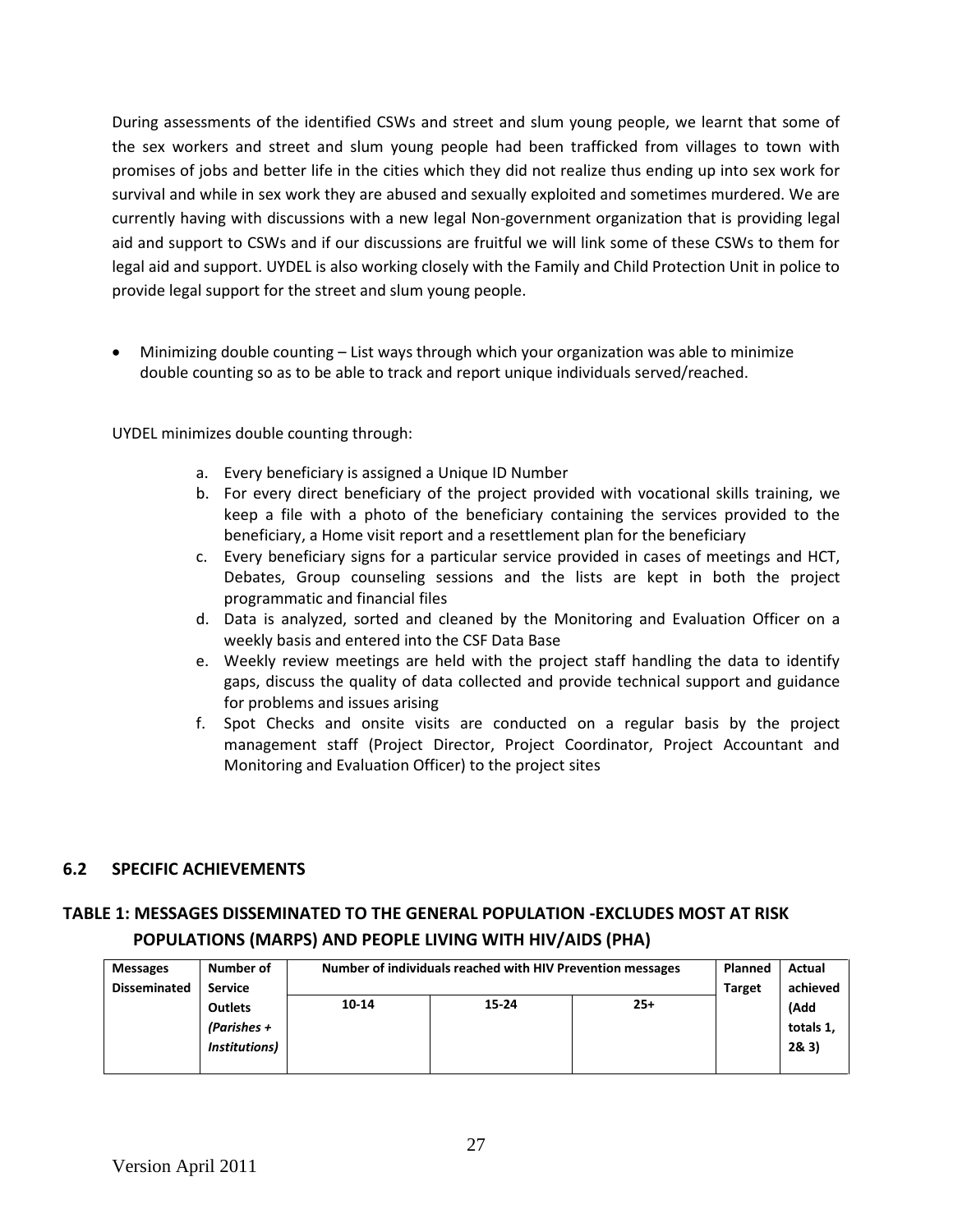During assessments of the identified CSWs and street and slum young people, we learnt that some of the sex workers and street and slum young people had been trafficked from villages to town with promises of jobs and better life in the cities which they did not realize thus ending up into sex work for survival and while in sex work they are abused and sexually exploited and sometimes murdered. We are currently having with discussions with a new legal Non-government organization that is providing legal aid and support to CSWs and if our discussions are fruitful we will link some of these CSWs to them for legal aid and support. UYDEL is also working closely with the Family and Child Protection Unit in police to provide legal support for the street and slum young people.

- Minimizing double counting – List ways through which your organization was able to minimize double counting so as to be able to track and report unique individuals served/reached.

UYDEL minimizes double counting through:

a. Every beneficiary is assigned a Unique ID Number
b. For every direct beneficiary of the project provided with vocational skills training, we keep a file with a photo of the beneficiary containing the services provided to the beneficiary, a Home visit report and a resettlement plan for the beneficiary
c. Every beneficiary signs for a particular service provided in cases of meetings and HCT, Debates, Group counseling sessions and the lists are kept in both the project programmatic and financial files
d. Data is analyzed, sorted and cleaned by the Monitoring and Evaluation Officer on a weekly basis and entered into the CSF Data Base
e. Weekly review meetings are held with the project staff handling the data to identify gaps, discuss the quality of data collected and provide technical support and guidance for problems and issues arising
f. Spot Checks and onsite visits are conducted on a regular basis by the project management staff (Project Director, Project Coordinator, Project Accountant and Monitoring and Evaluation Officer) to the project sites

### 6.2 SPECIFIC ACHIEVEMENTS

## TABLE 1: MESSAGES DISSEMINATED TO THE GENERAL POPULATION -EXCLUDES MOST AT RISK POPULATIONS (MARPS) AND PEOPLE LIVING WITH HIV/AIDS (PHA)

| Messages Disseminated | Number of Service Outlets *(Parishes + Institutions)* | Number of individuals reached with HIV Prevention messages | | | Planned Target | Actual achieved (Add totals 1, 2& 3) |
|---|---|---|---|---|---|---|
| | | 10-14 | 15-24 | 25+ | | |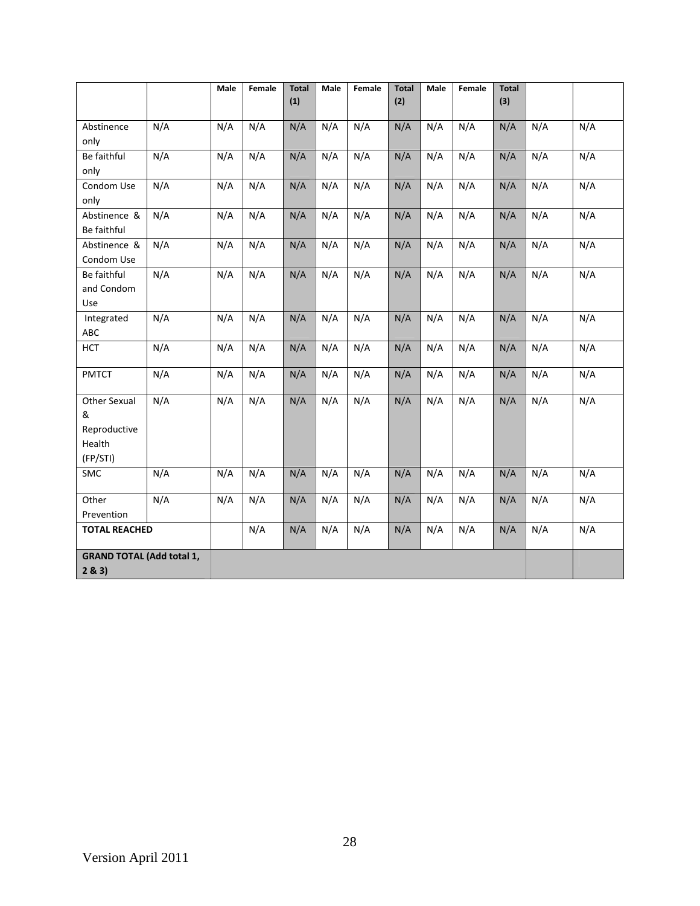| | | Male | Female | Total (1) | Male | Female | Total (2) | Male | Female | Total (3) | | |
|---|---|---|---|---|---|---|---|---|---|---|---|---|
| Abstinence only | N/A | N/A | N/A | N/A | N/A | N/A | N/A | N/A | N/A | N/A | N/A | N/A |
| Be faithful only | N/A | N/A | N/A | N/A | N/A | N/A | N/A | N/A | N/A | N/A | N/A | N/A |
| Condom Use only | N/A | N/A | N/A | N/A | N/A | N/A | N/A | N/A | N/A | N/A | N/A | N/A |
| Abstinence & Be faithful | N/A | N/A | N/A | N/A | N/A | N/A | N/A | N/A | N/A | N/A | N/A | N/A |
| Abstinence & Condom Use | N/A | N/A | N/A | N/A | N/A | N/A | N/A | N/A | N/A | N/A | N/A | N/A |
| Be faithful and Condom Use | N/A | N/A | N/A | N/A | N/A | N/A | N/A | N/A | N/A | N/A | N/A | N/A |
| Integrated ABC | N/A | N/A | N/A | N/A | N/A | N/A | N/A | N/A | N/A | N/A | N/A | N/A |
| HCT | N/A | N/A | N/A | N/A | N/A | N/A | N/A | N/A | N/A | N/A | N/A | N/A |
| PMTCT | N/A | N/A | N/A | N/A | N/A | N/A | N/A | N/A | N/A | N/A | N/A | N/A |
| Other Sexual & Reproductive Health (FP/STI) | N/A | N/A | N/A | N/A | N/A | N/A | N/A | N/A | N/A | N/A | N/A | N/A |
| SMC | N/A | N/A | N/A | N/A | N/A | N/A | N/A | N/A | N/A | N/A | N/A | N/A |
| Other Prevention | N/A | N/A | N/A | N/A | N/A | N/A | N/A | N/A | N/A | N/A | N/A | N/A |
| **TOTAL REACHED** | | | N/A | N/A | N/A | N/A | N/A | N/A | N/A | N/A | N/A | N/A |
| **GRAND TOTAL (Add total 1, 2 & 3)** | | | | | | | | | | | | |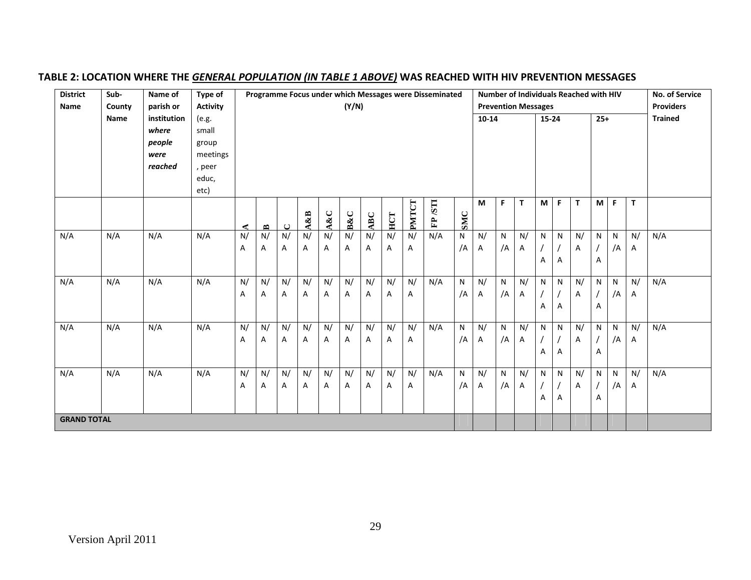## TABLE 2: LOCATION WHERE THE *GENERAL POPULATION (IN TABLE 1 ABOVE)* WAS REACHED WITH HIV PREVENTION MESSAGES

| District Name | Sub-County Name | Name of parish or institution *where people were reached* | Type of Activity (e.g. small group meetings, peer educ, etc) | Programme Focus under which Messages were Disseminated (Y/N) | | | | | | | | | | | Number of Individuals Reached with HIV Prevention Messages | | | | | | | | | No. of Service Providers Trained |
|---|---|---|---|---|---|---|---|---|---|---|---|---|---|---|---|---|---|---|---|---|---|---|---|---|
| | | | | | | | | | | | | | | | 10-14 | | | 15-24 | | | 25+ | | | |
| | | | | A | B | C | A&B | A&C | B&C | ABC | HCT | PMTCT | FP /STI | SMC | M | F | T | M | F | T | M | F | T | |
| N/A | N/A | N/A | N/A | N/A | N/A | N/A | N/A | N/A | N/A | N/A | N/A | N/A | N/A | N/A | N/A | N/A | N/A | N/A | N/A | N/A | N/A | N/A | N/A | N/A |
| N/A | N/A | N/A | N/A | N/A | N/A | N/A | N/A | N/A | N/A | N/A | N/A | N/A | N/A | N/A | N/A | N/A | N/A | N/A | N/A | N/A | N/A | N/A | N/A | N/A |
| N/A | N/A | N/A | N/A | N/A | N/A | N/A | N/A | N/A | N/A | N/A | N/A | N/A | N/A | N/A | N/A | N/A | N/A | N/A | N/A | N/A | N/A | N/A | N/A | N/A |
| N/A | N/A | N/A | N/A | N/A | N/A | N/A | N/A | N/A | N/A | N/A | N/A | N/A | N/A | N/A | N/A | N/A | N/A | N/A | N/A | N/A | N/A | N/A | N/A | N/A |
| **GRAND TOTAL** | | | | | | | | | | | | | | | | | | | | | | | | |

Version April 2011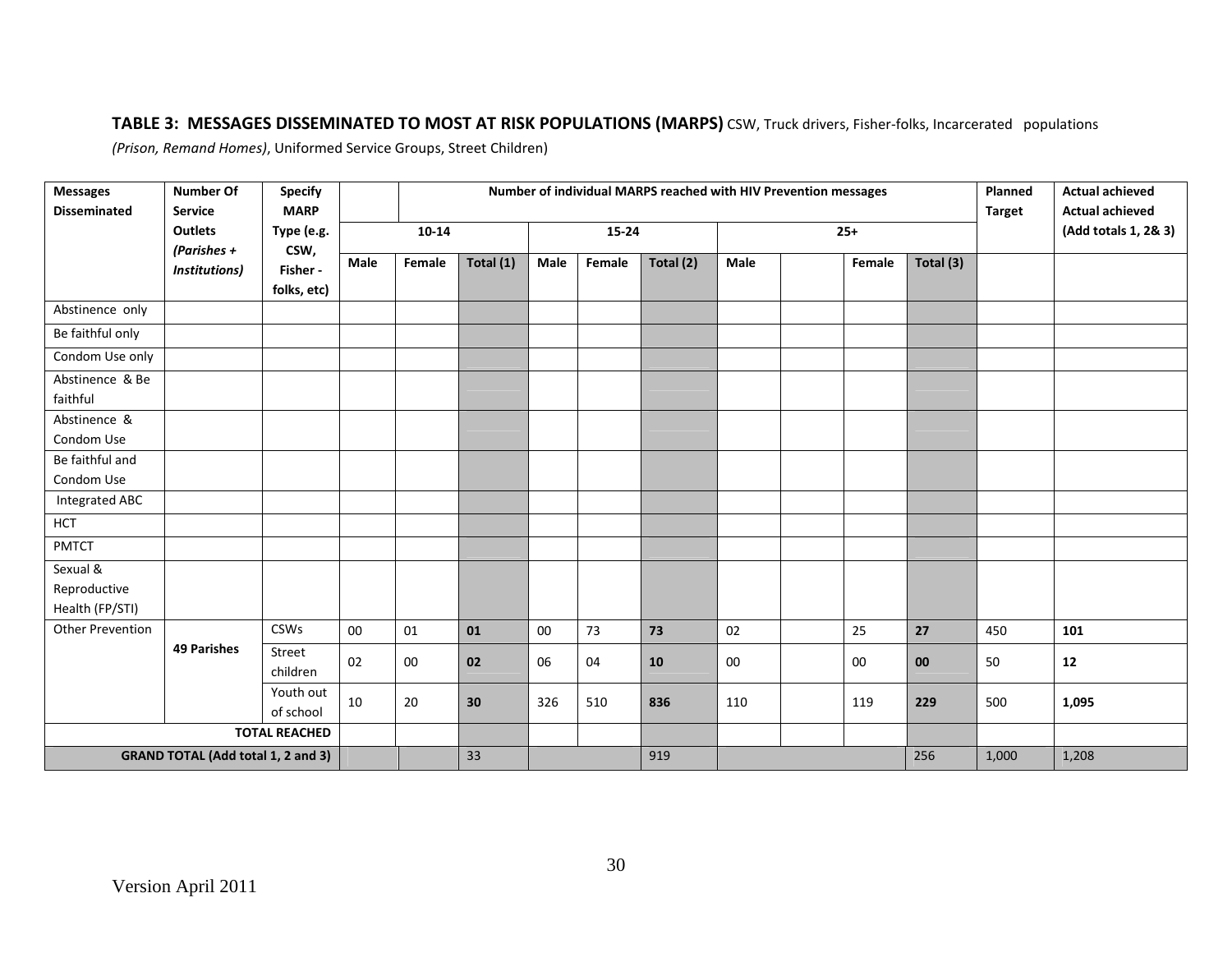**TABLE 3: MESSAGES DISSEMINATED TO MOST AT RISK POPULATIONS (MARPS)** CSW, Truck drivers, Fisher-folks, Incarcerated populations *(Prison, Remand Homes)*, Uniformed Service Groups, Street Children)

| Messages Disseminated | Number Of Service Outlets *(Parishes + Institutions)* | Specify MARP Type (e.g. CSW, Fisher - folks, etc) | Number of individual MARPS reached with HIV Prevention messages | | | | | | | | | | Planned Target | Actual achieved Actual achieved (Add totals 1, 2& 3) |
|---|---|---|---|---|---|---|---|---|---|---|---|---|---|---|
| | | | 10-14 | | | 15-24 | | | 25+ | | | | | |
| | | | Male | Female | Total (1) | Male | Female | Total (2) | Male | | Female | Total (3) | | |
| Abstinence only | | | | | | | | | | | | | | |
| Be faithful only | | | | | | | | | | | | | | |
| Condom Use only | | | | | | | | | | | | | | |
| Abstinence & Be faithful | | | | | | | | | | | | | | |
| Abstinence & Condom Use | | | | | | | | | | | | | | |
| Be faithful and Condom Use | | | | | | | | | | | | | | |
| Integrated ABC | | | | | | | | | | | | | | |
| HCT | | | | | | | | | | | | | | |
| PMTCT | | | | | | | | | | | | | | |
| Sexual & Reproductive Health (FP/STI) | | | | | | | | | | | | | | |
| Other Prevention | **49 Parishes** | CSWs | 00 | 01 | **01** | 00 | 73 | **73** | 02 | | 25 | **27** | 450 | **101** |
| | | Street children | 02 | 00 | **02** | 06 | 04 | **10** | 00 | | 00 | **00** | 50 | **12** |
| | | Youth out of school | 10 | 20 | **30** | 326 | 510 | **836** | 110 | | 119 | **229** | 500 | **1,095** |
| **TOTAL REACHED** | | | | | | | | | | | | | | |
| **GRAND TOTAL (Add total 1, 2 and 3)** | | | | | 33 | | | 919 | | | | 256 | 1,000 | 1,208 |

Version April 2011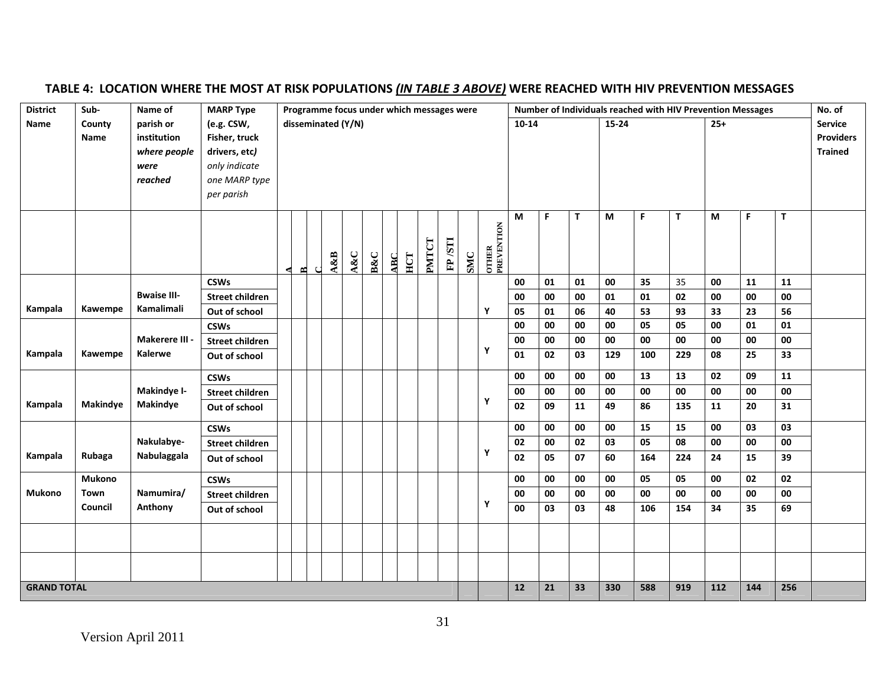## TABLE 4: LOCATION WHERE THE MOST AT RISK POPULATIONS *(IN TABLE 3 ABOVE)* WERE REACHED WITH HIV PREVENTION MESSAGES

| District Name | Sub-County Name | Name of parish or institution *where people were reached* | MARP Type (e.g. CSW, Fisher, truck drivers, etc*)* *only indicate one MARP type per parish* | Programme focus under which messages were disseminated (Y/N) | | | | | | | | | | | | | Number of Individuals reached with HIV Prevention Messages | | | | | | | | | No. of Service Providers Trained |
|---|---|---|---|---|---|---|---|---|---|---|---|---|---|---|---|---|---|---|---|---|---|---|---|---|---|---|
| | | | | | | | | | | | | | | | | | 10-14 | | | 15-24 | | | 25+ | | | |
| | | | | A | B | C | A&B | A&C | B&C | ABC | HCT | PMTCT | FP /STI | SMC | OTHER PREVENTION | | M | F | T | M | F | T | M | F | T | |
| Kampala | Kawempe | Bwaise III- Kamalimali | CSWs | | | | | | | | | | | | | | 00 | 01 | 01 | 00 | 35 | 35 | 00 | 11 | 11 | |
| | | | Street children | | | | | | | | | | | | | | 00 | 00 | 00 | 01 | 01 | 02 | 00 | 00 | 00 | |
| | | | Out of school | | | | | | | | | | | | Y | | 05 | 01 | 06 | 40 | 53 | 93 | 33 | 23 | 56 | |
| Kampala | Kawempe | Makerere III - Kalerwe | CSWs | | | | | | | | | | | | | | 00 | 00 | 00 | 00 | 05 | 05 | 00 | 01 | 01 | |
| | | | Street children | | | | | | | | | | | | | | 00 | 00 | 00 | 00 | 00 | 00 | 00 | 00 | 00 | |
| | | | Out of school | | | | | | | | | | | | Y | | 01 | 02 | 03 | 129 | 100 | 229 | 08 | 25 | 33 | |
| Kampala | Makindye | Makindye I- Makindye | CSWs | | | | | | | | | | | | | | 00 | 00 | 00 | 00 | 13 | 13 | 02 | 09 | 11 | |
| | | | Street children | | | | | | | | | | | | | | 00 | 00 | 00 | 00 | 00 | 00 | 00 | 00 | 00 | |
| | | | Out of school | | | | | | | | | | | | Y | | 02 | 09 | 11 | 49 | 86 | 135 | 11 | 20 | 31 | |
| Kampala | Rubaga | Nakulabye- Nabulaggala | CSWs | | | | | | | | | | | | | | 00 | 00 | 00 | 00 | 15 | 15 | 00 | 03 | 03 | |
| | | | Street children | | | | | | | | | | | | | | 02 | 00 | 02 | 03 | 05 | 08 | 00 | 00 | 00 | |
| | | | Out of school | | | | | | | | | | | | Y | | 02 | 05 | 07 | 60 | 164 | 224 | 24 | 15 | 39 | |
| Mukono | Mukono Town Council | Namumira/ Anthony | CSWs | | | | | | | | | | | | | | 00 | 00 | 00 | 00 | 05 | 05 | 00 | 02 | 02 | |
| | | | Street children | | | | | | | | | | | | | | 00 | 00 | 00 | 00 | 00 | 00 | 00 | 00 | 00 | |
| | | | Out of school | | | | | | | | | | | | Y | | 00 | 03 | 03 | 48 | 106 | 154 | 34 | 35 | 69 | |
| | | | | | | | | | | | | | | | | | | | | | | | | | | |
| | | | | | | | | | | | | | | | | | | | | | | | | | | |
| GRAND TOTAL | | | | | | | | | | | | | | | | | 12 | 21 | 33 | 330 | 588 | 919 | 112 | 144 | 256 | |

Version April 2011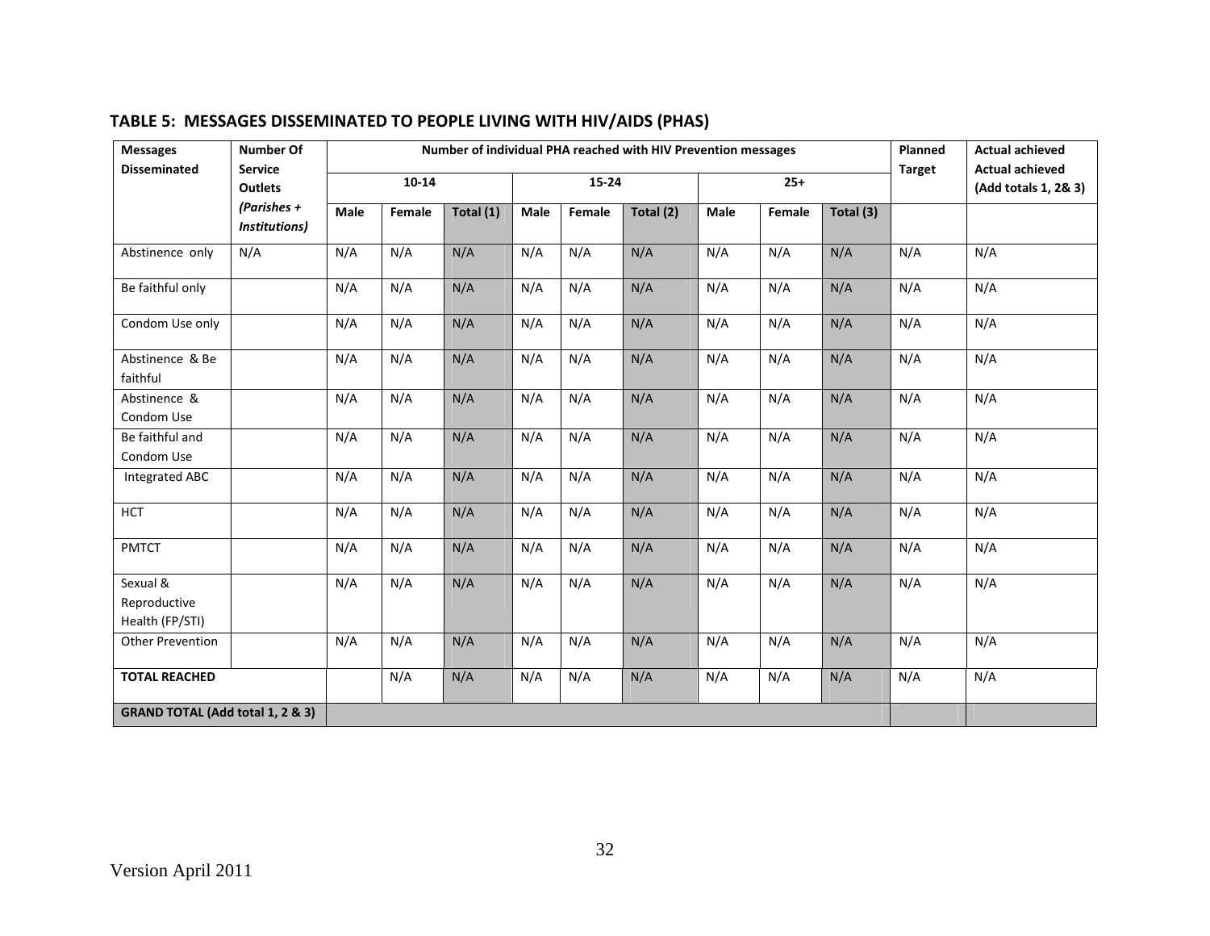## TABLE 5: MESSAGES DISSEMINATED TO PEOPLE LIVING WITH HIV/AIDS (PHAS)

| Messages Disseminated | Number Of Service Outlets *(Parishes + Institutions)* | Number of individual PHA reached with HIV Prevention messages | | | | | | | | | Planned Target | Actual achieved Actual achieved (Add totals 1, 2& 3) |
|---|---|---|---|---|---|---|---|---|---|---|---|---|
| | | 10-14 | | | 15-24 | | | 25+ | | | | |
| | | Male | Female | Total (1) | Male | Female | Total (2) | Male | Female | Total (3) | | |
| Abstinence only | N/A | N/A | N/A | N/A | N/A | N/A | N/A | N/A | N/A | N/A | N/A | N/A |
| Be faithful only | | N/A | N/A | N/A | N/A | N/A | N/A | N/A | N/A | N/A | N/A | N/A |
| Condom Use only | | N/A | N/A | N/A | N/A | N/A | N/A | N/A | N/A | N/A | N/A | N/A |
| Abstinence & Be faithful | | N/A | N/A | N/A | N/A | N/A | N/A | N/A | N/A | N/A | N/A | N/A |
| Abstinence & Condom Use | | N/A | N/A | N/A | N/A | N/A | N/A | N/A | N/A | N/A | N/A | N/A |
| Be faithful and Condom Use | | N/A | N/A | N/A | N/A | N/A | N/A | N/A | N/A | N/A | N/A | N/A |
| Integrated ABC | | N/A | N/A | N/A | N/A | N/A | N/A | N/A | N/A | N/A | N/A | N/A |
| HCT | | N/A | N/A | N/A | N/A | N/A | N/A | N/A | N/A | N/A | N/A | N/A |
| PMTCT | | N/A | N/A | N/A | N/A | N/A | N/A | N/A | N/A | N/A | N/A | N/A |
| Sexual & Reproductive Health (FP/STI) | | N/A | N/A | N/A | N/A | N/A | N/A | N/A | N/A | N/A | N/A | N/A |
| Other Prevention | | N/A | N/A | N/A | N/A | N/A | N/A | N/A | N/A | N/A | N/A | N/A |
| **TOTAL REACHED** | | | N/A | N/A | N/A | N/A | N/A | N/A | N/A | N/A | N/A | N/A |
| **GRAND TOTAL (Add total 1, 2 & 3)** | | | | | | | | | | | | |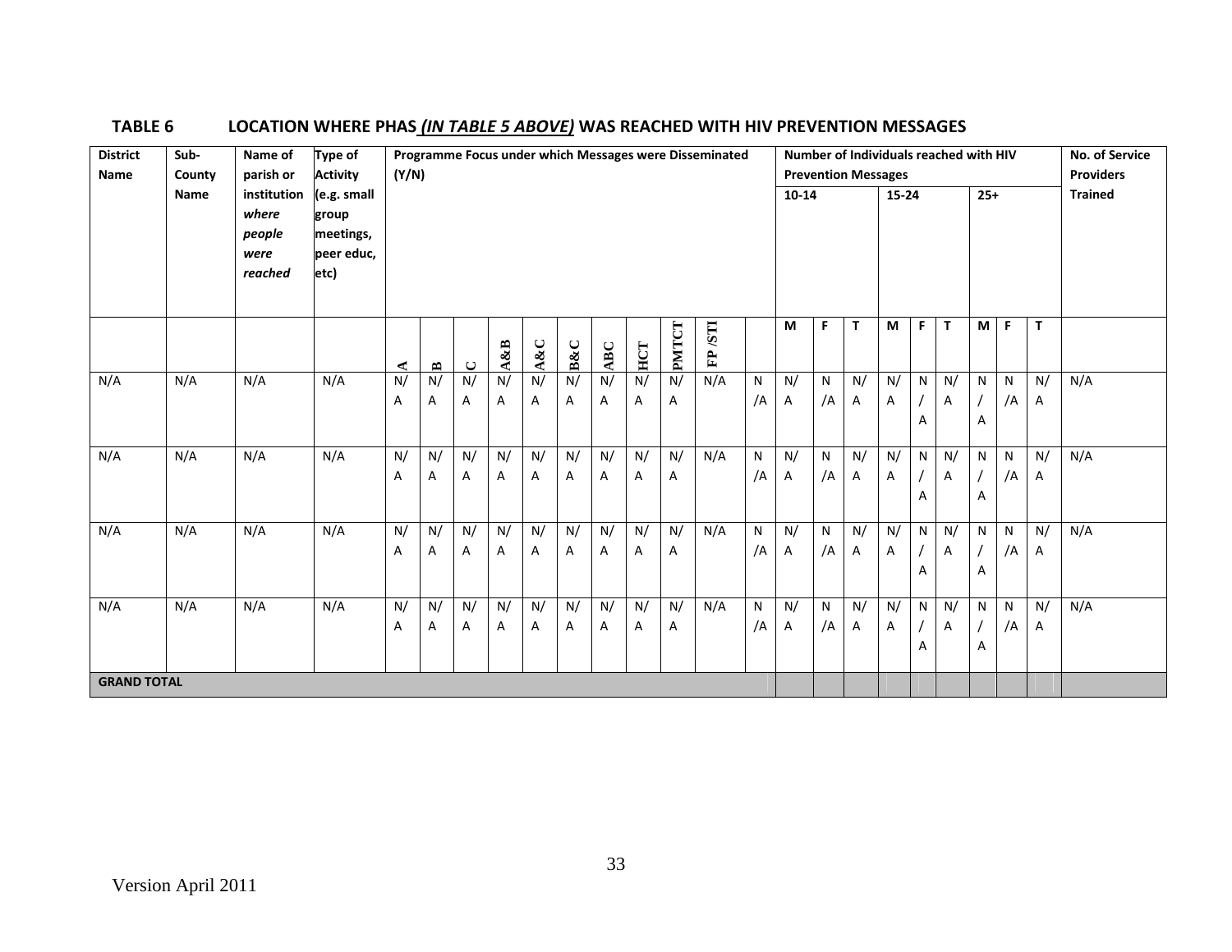## TABLE 6 LOCATION WHERE PHAS *(IN TABLE 5 ABOVE)* WAS REACHED WITH HIV PREVENTION MESSAGES

| District Name | Sub-County Name | Name of parish or institution *where people were reached* | Type of Activity (e.g. small group meetings, peer educ, etc) | Programme Focus under which Messages were Disseminated (Y/N) | | | | | | | | | | | Number of Individuals reached with HIV Prevention Messages | | | | | | | | | No. of Service Providers Trained |
|---|---|---|---|---|---|---|---|---|---|---|---|---|---|---|---|---|---|---|---|---|---|---|---|---|
| | | | | | | | | | | | | | | | 10-14 | | | 15-24 | | | 25+ | | | |
| | | | | A | B | C | A&B | A&C | B&C | ABC | HCT | PMTCT | FP /STI | | M | F | T | M | F | T | M | F | T | |
| N/A | N/A | N/A | N/A | N/A | N/A | N/A | N/A | N/A | N/A | N/A | N/A | N/A | N/A | N/A | N/A | N/A | N/A | N/A | N/A | N/A | N/A | N/A | N/A | N/A |
| N/A | N/A | N/A | N/A | N/A | N/A | N/A | N/A | N/A | N/A | N/A | N/A | N/A | N/A | N/A | N/A | N/A | N/A | N/A | N/A | N/A | N/A | N/A | N/A | N/A |
| N/A | N/A | N/A | N/A | N/A | N/A | N/A | N/A | N/A | N/A | N/A | N/A | N/A | N/A | N/A | N/A | N/A | N/A | N/A | N/A | N/A | N/A | N/A | N/A | N/A |
| N/A | N/A | N/A | N/A | N/A | N/A | N/A | N/A | N/A | N/A | N/A | N/A | N/A | N/A | N/A | N/A | N/A | N/A | N/A | N/A | N/A | N/A | N/A | N/A | N/A |
| **GRAND TOTAL** | | | | | | | | | | | | | | | | | | | | | | | | |

Version April 2011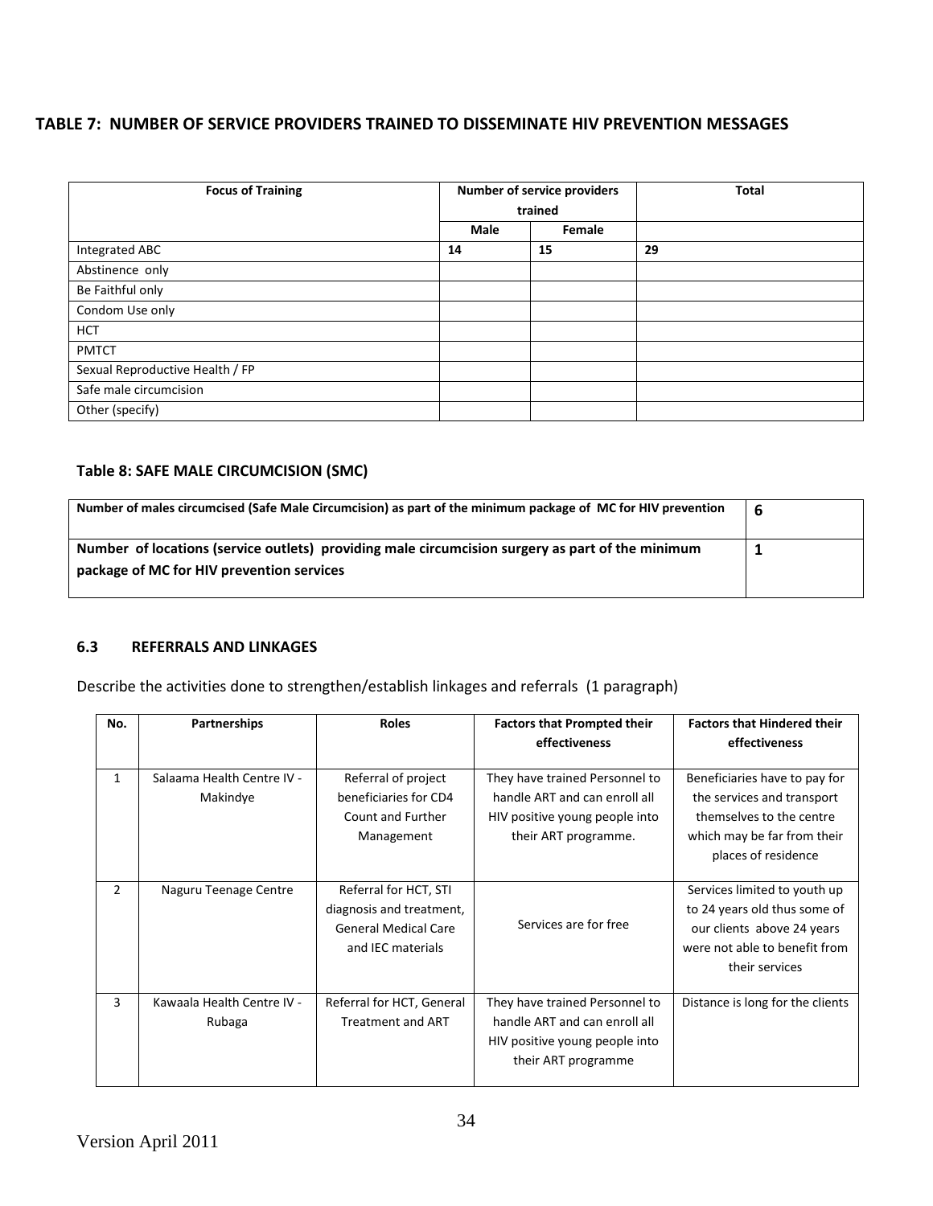## TABLE 7: NUMBER OF SERVICE PROVIDERS TRAINED TO DISSEMINATE HIV PREVENTION MESSAGES

| Focus of Training | Number of service providers trained | | Total |
|---|---|---|---|
| | Male | Female | |
| Integrated ABC | **14** | **15** | **29** |
| Abstinence only | | | |
| Be Faithful only | | | |
| Condom Use only | | | |
| HCT | | | |
| PMTCT | | | |
| Sexual Reproductive Health / FP | | | |
| Safe male circumcision | | | |
| Other (specify) | | | |

### Table 8: SAFE MALE CIRCUMCISION (SMC)

| | |
|---|---|
| **Number of males circumcised (Safe Male Circumcision) as part of the minimum package of MC for HIV prevention** | **6** |
| **Number of locations (service outlets) providing male circumcision surgery as part of the minimum package of MC for HIV prevention services** | **1** |

### 6.3 REFERRALS AND LINKAGES

Describe the activities done to strengthen/establish linkages and referrals (1 paragraph)

| No. | Partnerships | Roles | Factors that Prompted their effectiveness | Factors that Hindered their effectiveness |
|---|---|---|---|---|
| 1 | Salaama Health Centre IV - Makindye | Referral of project beneficiaries for CD4 Count and Further Management | They have trained Personnel to handle ART and can enroll all HIV positive young people into their ART programme. | Beneficiaries have to pay for the services and transport themselves to the centre which may be far from their places of residence |
| 2 | Naguru Teenage Centre | Referral for HCT, STI diagnosis and treatment, General Medical Care and IEC materials | Services are for free | Services limited to youth up to 24 years old thus some of our clients above 24 years were not able to benefit from their services |
| 3 | Kawaala Health Centre IV - Rubaga | Referral for HCT, General Treatment and ART | They have trained Personnel to handle ART and can enroll all HIV positive young people into their ART programme | Distance is long for the clients |

Version April 2011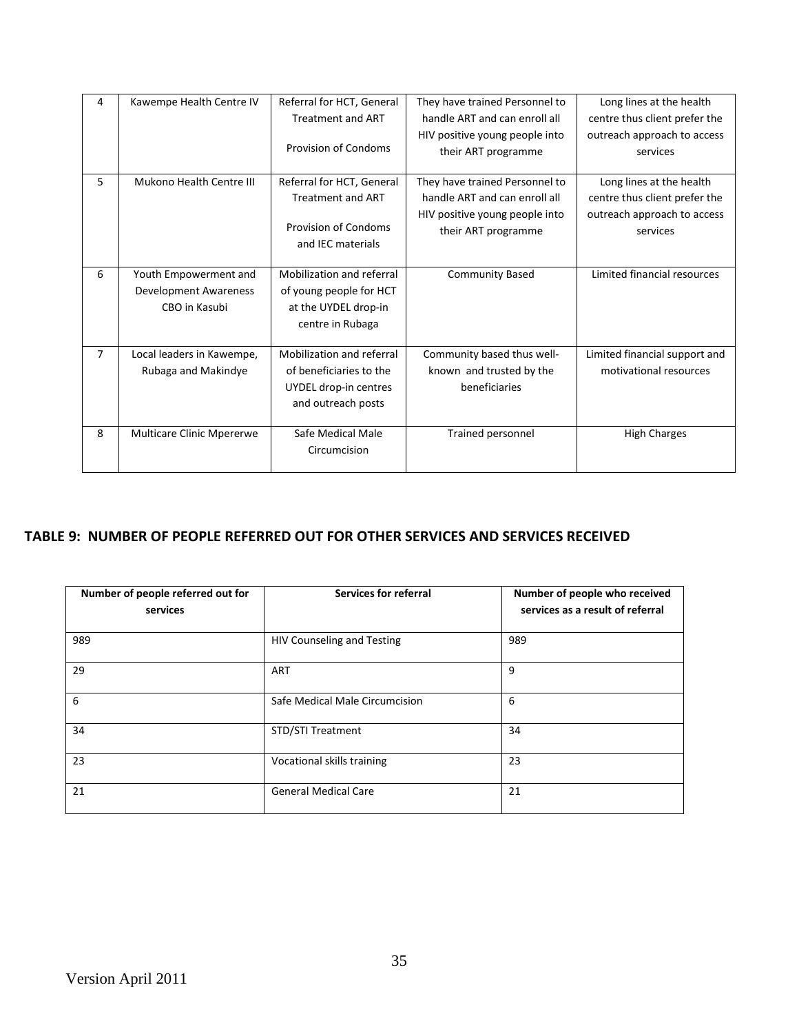| 4 | Kawempe Health Centre IV | Referral for HCT, General Treatment and ART<br><br>Provision of Condoms | They have trained Personnel to handle ART and can enroll all HIV positive young people into their ART programme | Long lines at the health centre thus client prefer the outreach approach to access services |
|---|---|---|---|---|
| 5 | Mukono Health Centre III | Referral for HCT, General Treatment and ART<br><br>Provision of Condoms and IEC materials | They have trained Personnel to handle ART and can enroll all HIV positive young people into their ART programme | Long lines at the health centre thus client prefer the outreach approach to access services |
| 6 | Youth Empowerment and Development Awareness CBO in Kasubi | Mobilization and referral of young people for HCT at the UYDEL drop-in centre in Rubaga | Community Based | Limited financial resources |
| 7 | Local leaders in Kawempe, Rubaga and Makindye | Mobilization and referral of beneficiaries to the UYDEL drop-in centres and outreach posts | Community based thus well-known and trusted by the beneficiaries | Limited financial support and motivational resources |
| 8 | Multicare Clinic Mpererwe | Safe Medical Male Circumcision | Trained personnel | High Charges |

## TABLE 9: NUMBER OF PEOPLE REFERRED OUT FOR OTHER SERVICES AND SERVICES RECEIVED

| Number of people referred out for services | Services for referral | Number of people who received services as a result of referral |
|---|---|---|
| 989 | HIV Counseling and Testing | 989 |
| 29 | ART | 9 |
| 6 | Safe Medical Male Circumcision | 6 |
| 34 | STD/STI Treatment | 34 |
| 23 | Vocational skills training | 23 |
| 21 | General Medical Care | 21 |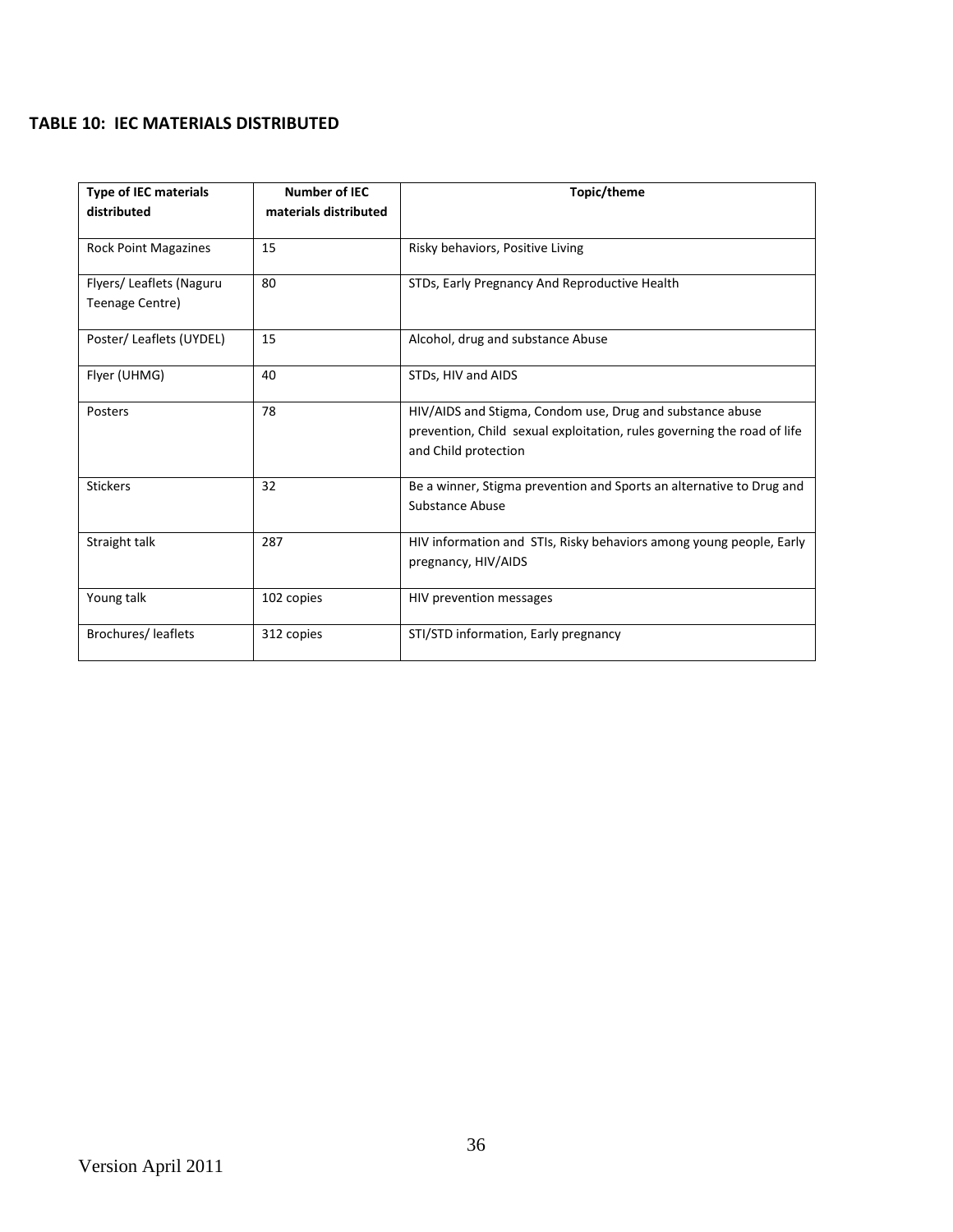**TABLE 10: IEC MATERIALS DISTRIBUTED**

| Type of IEC materials distributed | Number of IEC materials distributed | Topic/theme |
| --- | --- | --- |
| Rock Point Magazines | 15 | Risky behaviors, Positive Living |
| Flyers/ Leaflets (Naguru Teenage Centre) | 80 | STDs, Early Pregnancy And Reproductive Health |
| Poster/ Leaflets (UYDEL) | 15 | Alcohol, drug and substance Abuse |
| Flyer (UHMG) | 40 | STDs, HIV and AIDS |
| Posters | 78 | HIV/AIDS and Stigma, Condom use, Drug and substance abuse prevention, Child sexual exploitation, rules governing the road of life and Child protection |
| Stickers | 32 | Be a winner, Stigma prevention and Sports an alternative to Drug and Substance Abuse |
| Straight talk | 287 | HIV information and STIs, Risky behaviors among young people, Early pregnancy, HIV/AIDS |
| Young talk | 102 copies | HIV prevention messages |
| Brochures/ leaflets | 312 copies | STI/STD information, Early pregnancy |

Version April 2011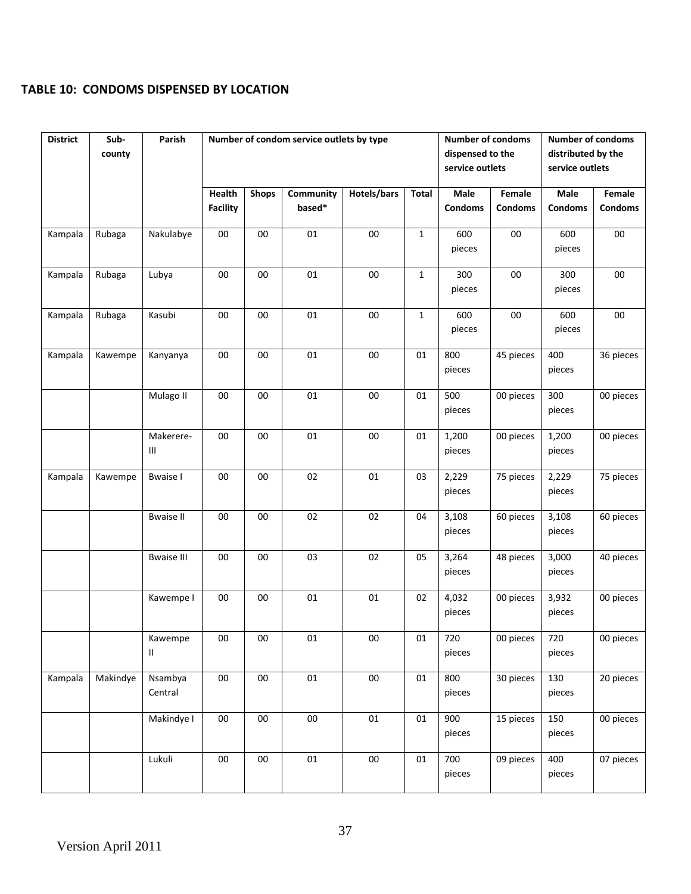## TABLE 10: CONDOMS DISPENSED BY LOCATION

| District | Sub-county | Parish | Number of condom service outlets by type | | | | | Number of condoms dispensed to the service outlets | | Number of condoms distributed by the service outlets | |
|---|---|---|---|---|---|---|---|---|---|---|---|
| | | | Health Facility | Shops | Community based* | Hotels/bars | Total | Male Condoms | Female Condoms | Male Condoms | Female Condoms |
| Kampala | Rubaga | Nakulabye | 00 | 00 | 01 | 00 | 1 | 600 pieces | 00 | 600 pieces | 00 |
| Kampala | Rubaga | Lubya | 00 | 00 | 01 | 00 | 1 | 300 pieces | 00 | 300 pieces | 00 |
| Kampala | Rubaga | Kasubi | 00 | 00 | 01 | 00 | 1 | 600 pieces | 00 | 600 pieces | 00 |
| Kampala | Kawempe | Kanyanya | 00 | 00 | 01 | 00 | 01 | 800 pieces | 45 pieces | 400 pieces | 36 pieces |
| | | Mulago II | 00 | 00 | 01 | 00 | 01 | 500 pieces | 00 pieces | 300 pieces | 00 pieces |
| | | Makerere-III | 00 | 00 | 01 | 00 | 01 | 1,200 pieces | 00 pieces | 1,200 pieces | 00 pieces |
| Kampala | Kawempe | Bwaise I | 00 | 00 | 02 | 01 | 03 | 2,229 pieces | 75 pieces | 2,229 pieces | 75 pieces |
| | | Bwaise II | 00 | 00 | 02 | 02 | 04 | 3,108 pieces | 60 pieces | 3,108 pieces | 60 pieces |
| | | Bwaise III | 00 | 00 | 03 | 02 | 05 | 3,264 pieces | 48 pieces | 3,000 pieces | 40 pieces |
| | | Kawempe I | 00 | 00 | 01 | 01 | 02 | 4,032 pieces | 00 pieces | 3,932 pieces | 00 pieces |
| | | Kawempe II | 00 | 00 | 01 | 00 | 01 | 720 pieces | 00 pieces | 720 pieces | 00 pieces |
| Kampala | Makindye | Nsambya Central | 00 | 00 | 01 | 00 | 01 | 800 pieces | 30 pieces | 130 pieces | 20 pieces |
| | | Makindye I | 00 | 00 | 00 | 01 | 01 | 900 pieces | 15 pieces | 150 pieces | 00 pieces |
| | | Lukuli | 00 | 00 | 01 | 00 | 01 | 700 pieces | 09 pieces | 400 pieces | 07 pieces |

Version April 2011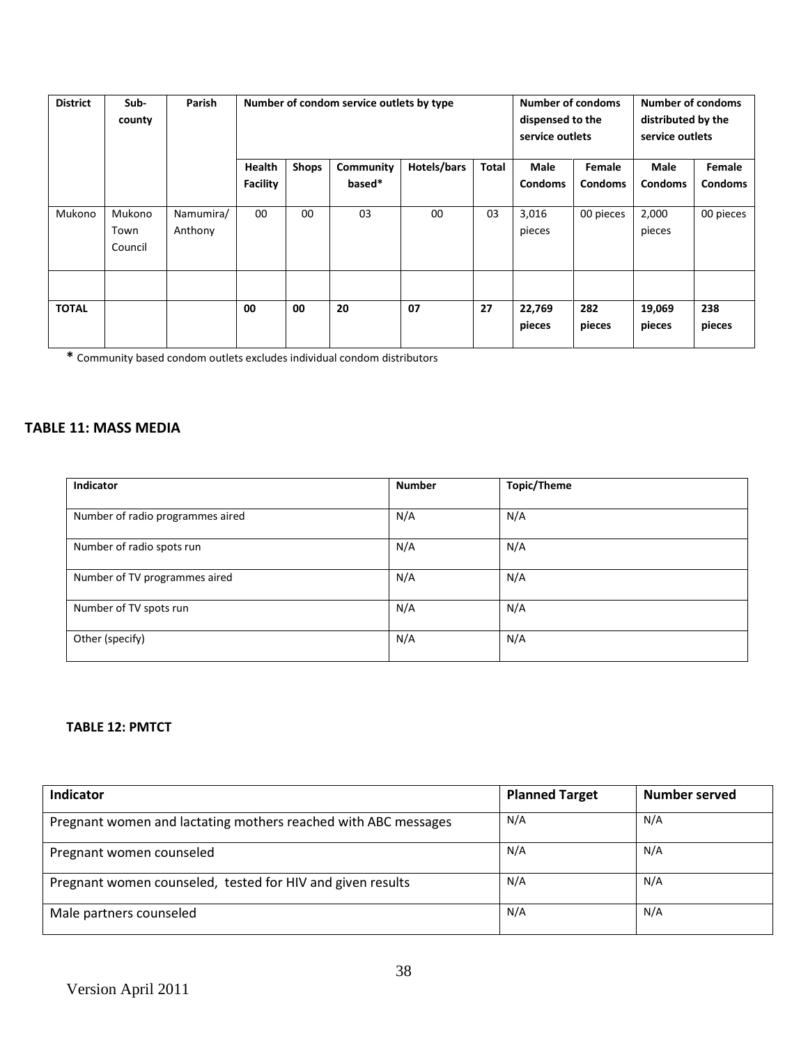| District | Sub-county | Parish | Number of condom service outlets by type | | | | | Number of condoms dispensed to the service outlets | | Number of condoms distributed by the service outlets | |
|---|---|---|---|---|---|---|---|---|---|---|---|
| | | | Health Facility | Shops | Community based* | Hotels/bars | Total | Male Condoms | Female Condoms | Male Condoms | Female Condoms |
| Mukono | Mukono Town Council | Namumira/ Anthony | 00 | 00 | 03 | 00 | 03 | 3,016 pieces | 00 pieces | 2,000 pieces | 00 pieces |
| | | | | | | | | | | | |
| **TOTAL** | | | **00** | **00** | **20** | **07** | **27** | **22,769 pieces** | **282 pieces** | **19,069 pieces** | **238 pieces** |

**\*** Community based condom outlets excludes individual condom distributors

## TABLE 11: MASS MEDIA

| Indicator | Number | Topic/Theme |
|---|---|---|
| Number of radio programmes aired | N/A | N/A |
| Number of radio spots run | N/A | N/A |
| Number of TV programmes aired | N/A | N/A |
| Number of TV spots run | N/A | N/A |
| Other (specify) | N/A | N/A |

## TABLE 12: PMTCT

| Indicator | Planned Target | Number served |
|---|---|---|
| Pregnant women and lactating mothers reached with ABC messages | N/A | N/A |
| Pregnant women counseled | N/A | N/A |
| Pregnant women counseled, tested for HIV and given results | N/A | N/A |
| Male partners counseled | N/A | N/A |

Version April 2011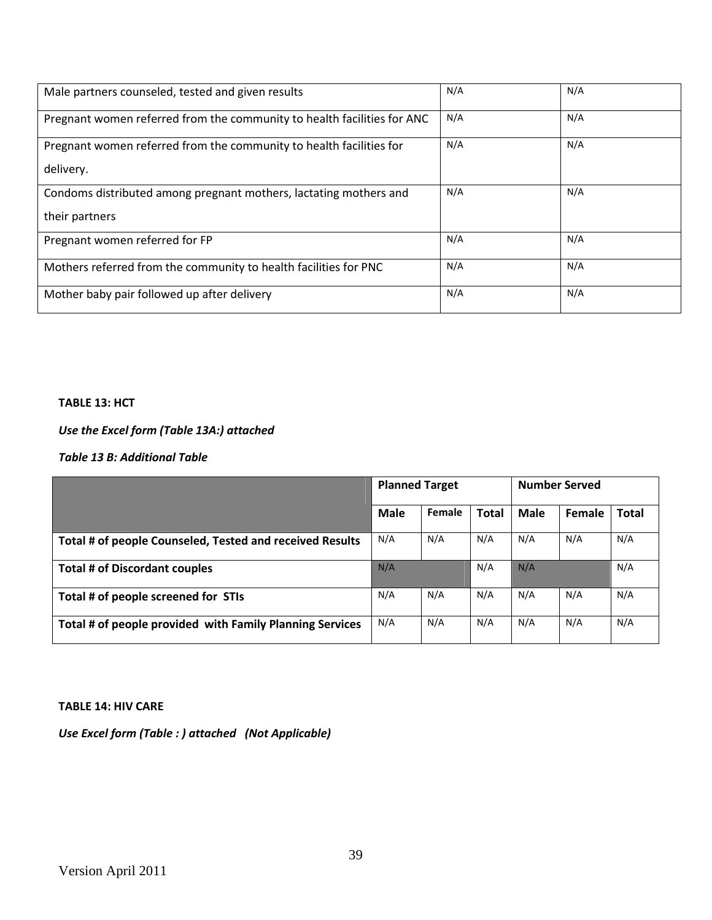| | | |
|---|---|---|
| Male partners counseled, tested and given results | N/A | N/A |
| Pregnant women referred from the community to health facilities for ANC | N/A | N/A |
| Pregnant women referred from the community to health facilities for delivery. | N/A | N/A |
| Condoms distributed among pregnant mothers, lactating mothers and their partners | N/A | N/A |
| Pregnant women referred for FP | N/A | N/A |
| Mothers referred from the community to health facilities for PNC | N/A | N/A |
| Mother baby pair followed up after delivery | N/A | N/A |

**TABLE 13: HCT**

***Use the Excel form (Table 13A:) attached***

***Table 13 B: Additional Table***

| | Planned Target | | | Number Served | | |
|---|---|---|---|---|---|---|
| | **Male** | **Female** | **Total** | **Male** | **Female** | **Total** |
| **Total # of people Counseled, Tested and received Results** | N/A | N/A | N/A | N/A | N/A | N/A |
| **Total # of Discordant couples** | N/A | | N/A | N/A | | N/A |
| **Total # of people screened for STIs** | N/A | N/A | N/A | N/A | N/A | N/A |
| **Total # of people provided with Family Planning Services** | N/A | N/A | N/A | N/A | N/A | N/A |

**TABLE 14: HIV CARE**

***Use Excel form (Table : ) attached (Not Applicable)***

Version April 2011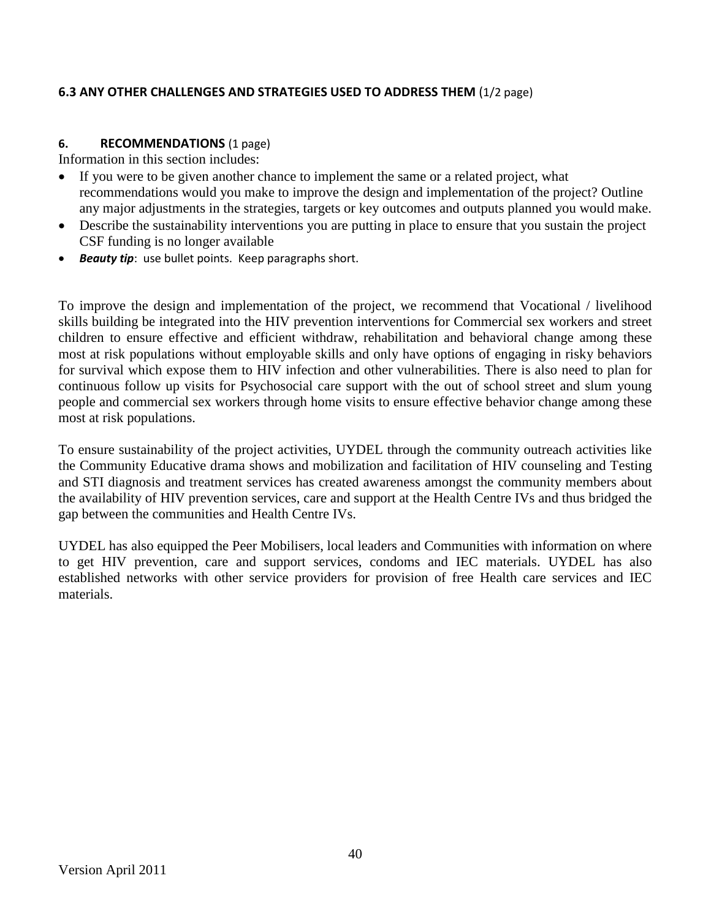### 6.3 ANY OTHER CHALLENGES AND STRATEGIES USED TO ADDRESS THEM (1/2 page)

### 6. RECOMMENDATIONS (1 page)

Information in this section includes:

- If you were to be given another chance to implement the same or a related project, what recommendations would you make to improve the design and implementation of the project? Outline any major adjustments in the strategies, targets or key outcomes and outputs planned you would make.
- Describe the sustainability interventions you are putting in place to ensure that you sustain the project CSF funding is no longer available
- ***Beauty tip***: use bullet points. Keep paragraphs short.

To improve the design and implementation of the project, we recommend that Vocational / livelihood skills building be integrated into the HIV prevention interventions for Commercial sex workers and street children to ensure effective and efficient withdraw, rehabilitation and behavioral change among these most at risk populations without employable skills and only have options of engaging in risky behaviors for survival which expose them to HIV infection and other vulnerabilities. There is also need to plan for continuous follow up visits for Psychosocial care support with the out of school street and slum young people and commercial sex workers through home visits to ensure effective behavior change among these most at risk populations.

To ensure sustainability of the project activities, UYDEL through the community outreach activities like the Community Educative drama shows and mobilization and facilitation of HIV counseling and Testing and STI diagnosis and treatment services has created awareness amongst the community members about the availability of HIV prevention services, care and support at the Health Centre IVs and thus bridged the gap between the communities and Health Centre IVs.

UYDEL has also equipped the Peer Mobilisers, local leaders and Communities with information on where to get HIV prevention, care and support services, condoms and IEC materials. UYDEL has also established networks with other service providers for provision of free Health care services and IEC materials.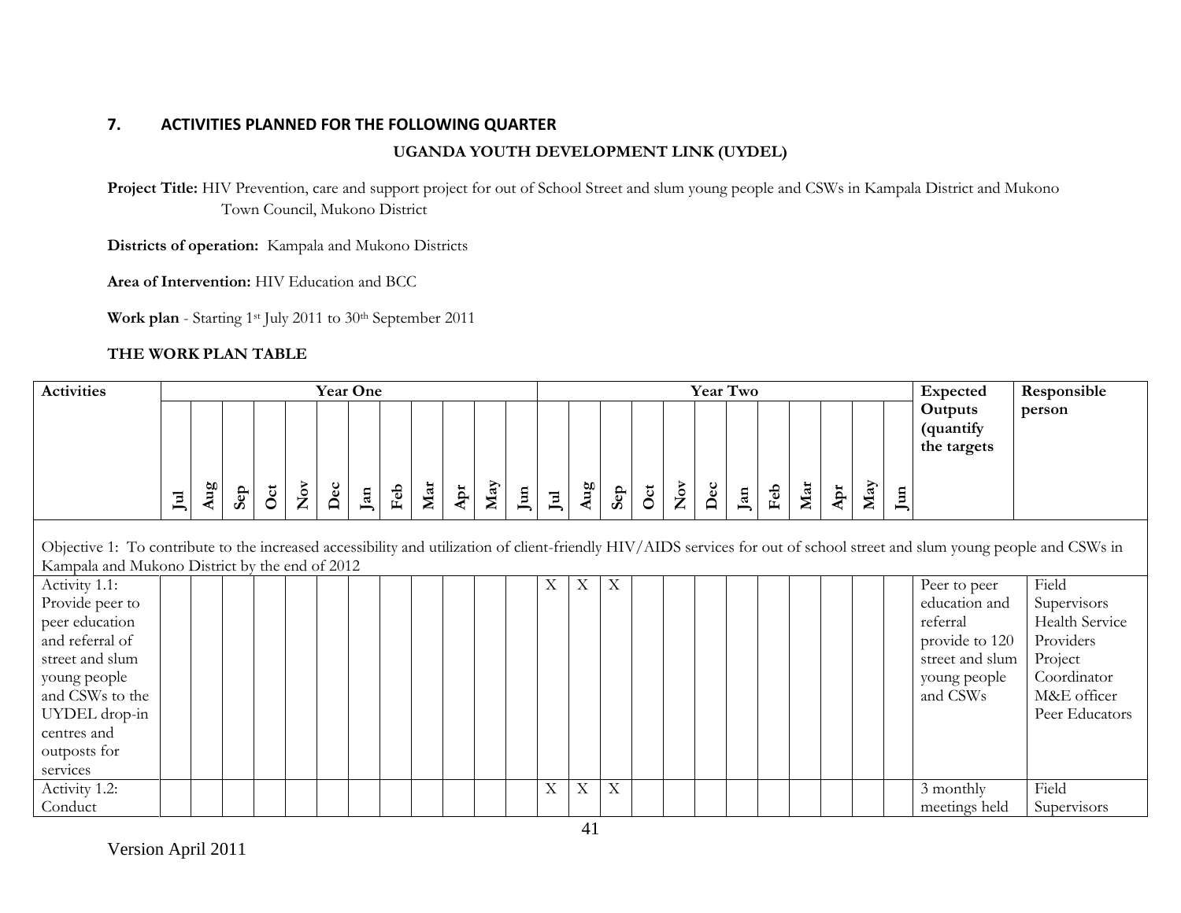## 7. ACTIVITIES PLANNED FOR THE FOLLOWING QUARTER

**UGANDA YOUTH DEVELOPMENT LINK (UYDEL)**

**Project Title:** HIV Prevention, care and support project for out of School Street and slum young people and CSWs in Kampala District and Mukono Town Council, Mukono District

**Districts of operation:** Kampala and Mukono Districts

**Area of Intervention:** HIV Education and BCC

**Work plan** - Starting 1st July 2011 to 30th September 2011

**THE WORK PLAN TABLE**

| Activities | Year One | | | | | | | | | | | | Year Two | | | | | | | | | | | | Expected Outputs (quantify the targets | Responsible person |
|---|---|---|---|---|---|---|---|---|---|---|---|---|---|---|---|---|---|---|---|---|---|---|---|---|---|---|
| | Jul | Aug | Sep | Oct | Nov | Dec | Jan | Feb | Mar | Apr | May | Jun | Jul | Aug | Sep | Oct | Nov | Dec | Jan | Feb | Mar | Apr | May | Jun | | |
| Objective 1: To contribute to the increased accessibility and utilization of client-friendly HIV/AIDS services for out of school street and slum young people and CSWs in Kampala and Mukono District by the end of 2012 | | | | | | | | | | | | | | | | | | | | | | | | | | |
| Activity 1.1: Provide peer to peer education and referral of street and slum young people and CSWs to the UYDEL drop-in centres and outposts for services | | | | | | | | | | | | | X | X | X | | | | | | | | | | Peer to peer education and referral provide to 120 street and slum young people and CSWs | Field Supervisors Health Service Providers Project Coordinator M&E officer Peer Educators |
| Activity 1.2: Conduct | | | | | | | | | | | | | X | X | X | | | | | | | | | | 3 monthly meetings held | Field Supervisors |

Version April 2011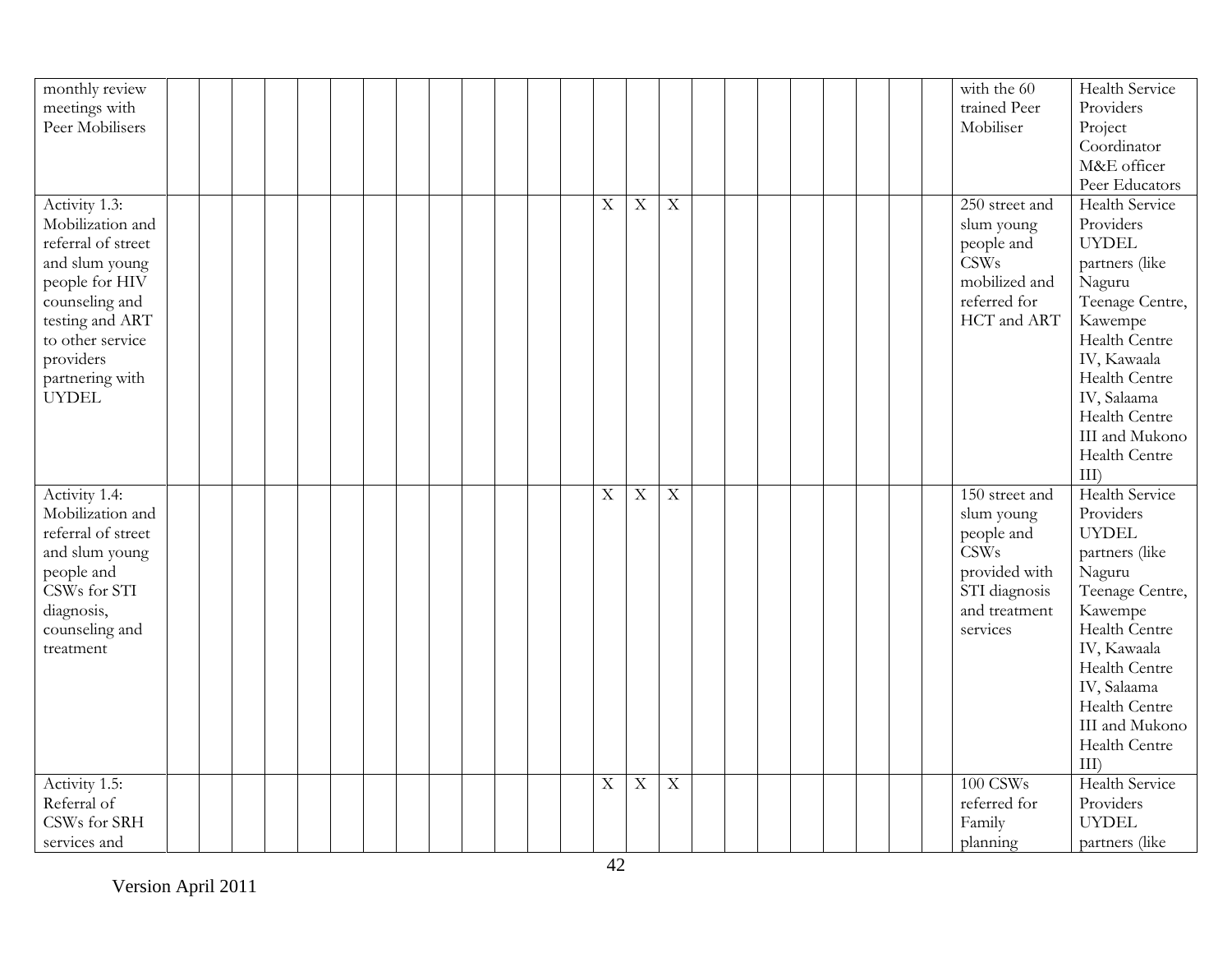| | | | | | | | | | | | | | | | | | | | | | | | | | |
|---|---|---|---|---|---|---|---|---|---|---|---|---|---|---|---|---|---|---|---|---|---|---|---|---|---|
| monthly review meetings with Peer Mobilisers | | | | | | | | | | | | | | | | | | | | | | | | with the 60 trained Peer Mobiliser | Health Service Providers Project Coordinator M&E officer Peer Educators |
| Activity 1.3: Mobilization and referral of street and slum young people for HIV counseling and testing and ART to other service providers partnering with UYDEL | | | | | | | | | | | | | X | X | X | | | | | | | | | 250 street and slum young people and CSWs mobilized and referred for HCT and ART | Health Service Providers UYDEL partners (like Naguru Teenage Centre, Kawempe Health Centre IV, Kawaala Health Centre IV, Salaama Health Centre III and Mukono Health Centre III) |
| Activity 1.4: Mobilization and referral of street and slum young people and CSWs for STI diagnosis, counseling and treatment | | | | | | | | | | | | | X | X | X | | | | | | | | | 150 street and slum young people and CSWs provided with STI diagnosis and treatment services | Health Service Providers UYDEL partners (like Naguru Teenage Centre, Kawempe Health Centre IV, Kawaala Health Centre IV, Salaama Health Centre III and Mukono Health Centre III) |
| Activity 1.5: Referral of CSWs for SRH services and | | | | | | | | | | | | | X | X | X | | | | | | | | | 100 CSWs referred for Family planning | Health Service Providers UYDEL partners (like |

Version April 2011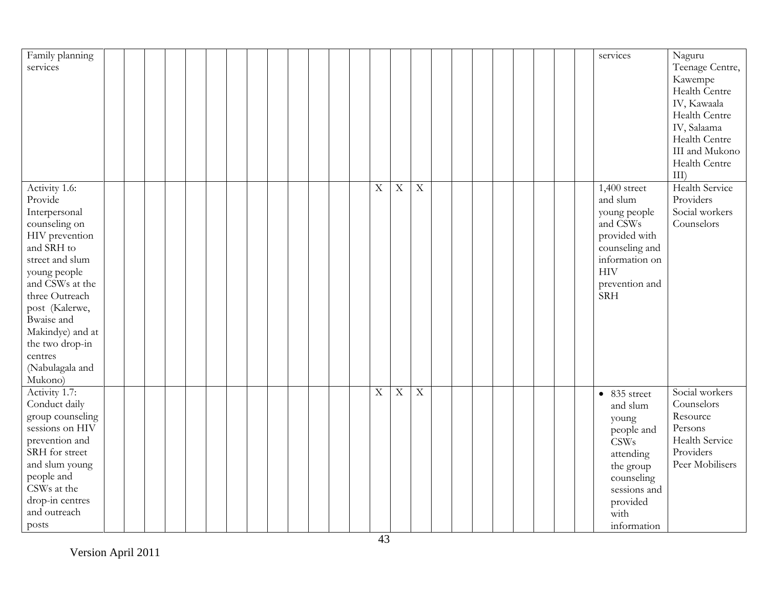| | | | | | | | | | | | | | | | | | | | | | | | | | | |
|---|---|---|---|---|---|---|---|---|---|---|---|---|---|---|---|---|---|---|---|---|---|---|---|---|---|---|
| Family planning services | | | | | | | | | | | | | | | | | | | | | | | | | services | Naguru Teenage Centre, Kawempe Health Centre IV, Kawaala Health Centre IV, Salaama Health Centre III and Mukono Health Centre III) |
| Activity 1.6: Provide Interpersonal counseling on HIV prevention and SRH to street and slum young people and CSWs at the three Outreach post (Kalerwe, Bwaise and Makindye) and at the two drop-in centres (Nabulagala and Mukono) | | | | | | | | | | | | | X | X | X | | | | | | | | | | 1,400 street and slum young people and CSWs provided with counseling and information on HIV prevention and SRH | Health Service Providers<br>Social workers<br>Counselors |
| Activity 1.7: Conduct daily group counseling sessions on HIV prevention and SRH for street and slum young people and CSWs at the drop-in centres and outreach posts | | | | | | | | | | | | | X | X | X | | | | | | | | | | • 835 street and slum young people and CSWs attending the group counseling sessions and provided with information | Social workers<br>Counselors<br>Resource Persons<br>Health Service Providers<br>Peer Mobilisers |

Version April 2011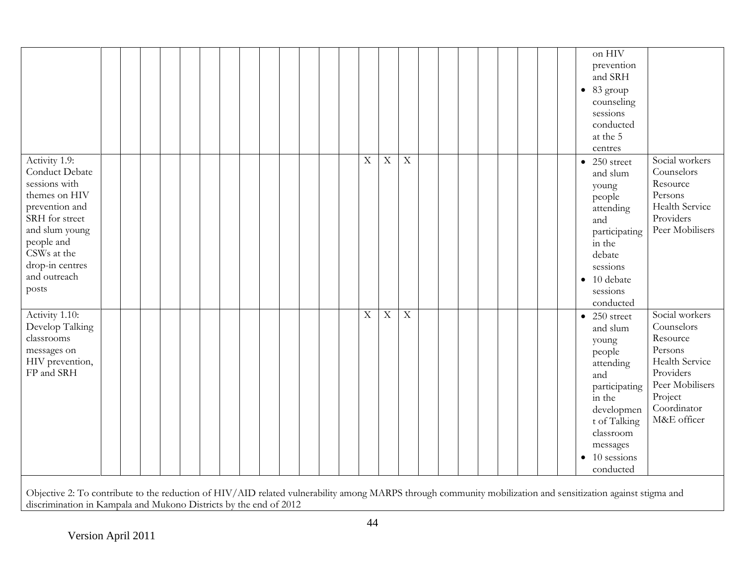| | | | | | | | | | | | | | | | | | | | | | | | | | | |
|---|---|---|---|---|---|---|---|---|---|---|---|---|---|---|---|---|---|---|---|---|---|---|---|---|---|---|
| | | | | | | | | | | | | | | | | | | | | | | | | | on HIV prevention and SRH<br>• 83 group counseling sessions conducted at the 5 centres | |
| Activity 1.9: Conduct Debate sessions with themes on HIV prevention and SRH for street and slum young people and CSWs at the drop-in centres and outreach posts | | | | | | | | | | | | | | X | X | X | | | | | | | | | • 250 street and slum young people attending and participating in the debate sessions<br>• 10 debate sessions conducted | Social workers<br>Counselors<br>Resource Persons<br>Health Service Providers<br>Peer Mobilisers |
| Activity 1.10: Develop Talking classrooms messages on HIV prevention, FP and SRH | | | | | | | | | | | | | | X | X | X | | | | | | | | | • 250 street and slum young people attending and participating in the developmen t of Talking classroom messages<br>• 10 sessions conducted | Social workers<br>Counselors<br>Resource Persons<br>Health Service Providers<br>Peer Mobilisers<br>Project Coordinator<br>M&E officer |

Objective 2: To contribute to the reduction of HIV/AID related vulnerability among MARPS through community mobilization and sensitization against stigma and discrimination in Kampala and Mukono Districts by the end of 2012

Version April 2011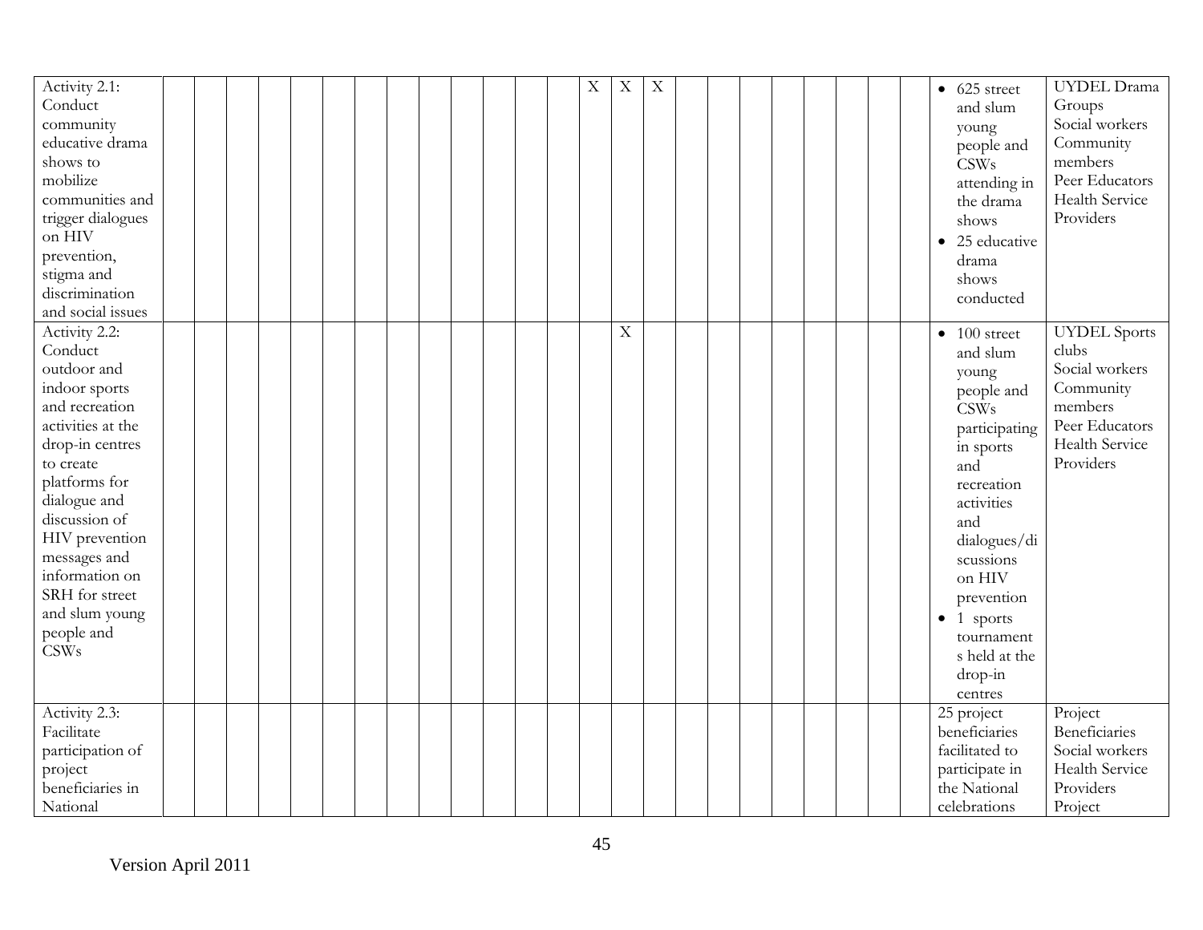| | | | | | | | | | | | | | | | | | | | | | | | | | | |
|---|---|---|---|---|---|---|---|---|---|---|---|---|---|---|---|---|---|---|---|---|---|---|---|---|---|---|
| Activity 2.1: Conduct community educative drama shows to mobilize communities and trigger dialogues on HIV prevention, stigma and discrimination and social issues | | | | | | | | | | | | | | X | X | X | | | | | | | | | • 625 street and slum young people and CSWs attending in the drama shows<br>• 25 educative drama shows conducted | UYDEL Drama Groups<br>Social workers<br>Community members<br>Peer Educators<br>Health Service Providers |
| Activity 2.2: Conduct outdoor and indoor sports and recreation activities at the drop-in centres to create platforms for dialogue and discussion of HIV prevention messages and information on SRH for street and slum young people and CSWs | | | | | | | | | | | | | | | X | | | | | | | | | | • 100 street and slum young people and CSWs participating in sports and recreation activities and dialogues/discussions on HIV prevention<br>• 1 sports tournaments held at the drop-in centres | UYDEL Sports clubs<br>Social workers<br>Community members<br>Peer Educators<br>Health Service Providers |
| Activity 2.3: Facilitate participation of project beneficiaries in National | | | | | | | | | | | | | | | | | | | | | | | | | 25 project beneficiaries facilitated to participate in the National celebrations | Project Beneficiaries<br>Social workers<br>Health Service Providers<br>Project |

Version April 2011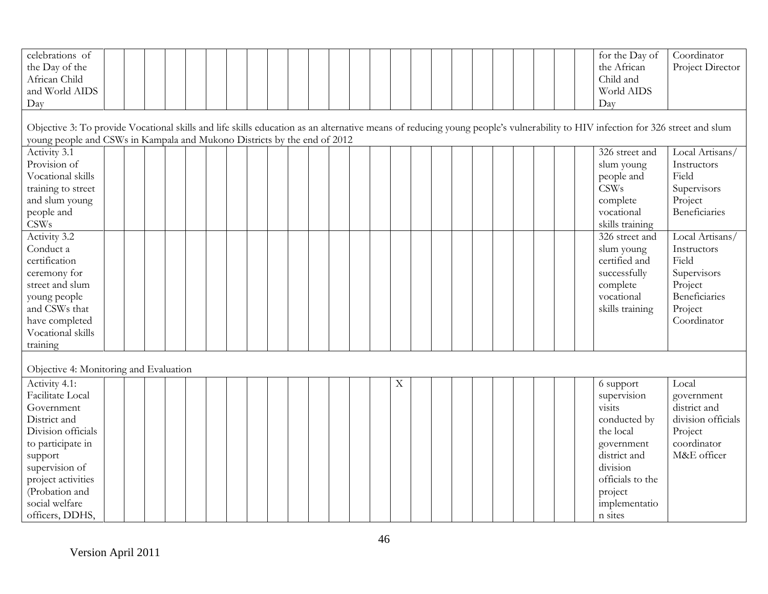| Activity | | | | | | | | | | | | | | | | | | | | | | | | | Output | Responsible |
|---|---|---|---|---|---|---|---|---|---|---|---|---|---|---|---|---|---|---|---|---|---|---|---|---|---|---|
| celebrations of the Day of the African Child and World AIDS Day | | | | | | | | | | | | | | | | | | | | | | | | | for the Day of the African Child and World AIDS Day | Coordinator Project Director |
| Objective 3: To provide Vocational skills and life skills education as an alternative means of reducing young people's vulnerability to HIV infection for 326 street and slum young people and CSWs in Kampala and Mukono Districts by the end of 2012 | | | | | | | | | | | | | | | | | | | | | | | | | | |
| Activity 3.1 Provision of Vocational skills training to street and slum young people and CSWs | | | | | | | | | | | | | | | | | | | | | | | | | 326 street and slum young people and CSWs complete vocational skills training | Local Artisans/ Instructors Field Supervisors Project Beneficiaries |
| Activity 3.2 Conduct a certification ceremony for street and slum young people and CSWs that have completed Vocational skills training | | | | | | | | | | | | | | | | | | | | | | | | | 326 street and slum young certified and successfully complete vocational skills training | Local Artisans/ Instructors Field Supervisors Project Beneficiaries Project Coordinator |
| Objective 4: Monitoring and Evaluation | | | | | | | | | | | | | | | | | | | | | | | | | | |
| Activity 4.1: Facilitate Local Government District and Division officials to participate in support supervision of project activities (Probation and social welfare officers, DDHS, | | | | | | | | | | | | | | | X | | | | | | | | | | 6 support supervision visits conducted by the local government district and division officials to the project implementation sites | Local government district and division officials Project coordinator M&E officer |

Version April 2011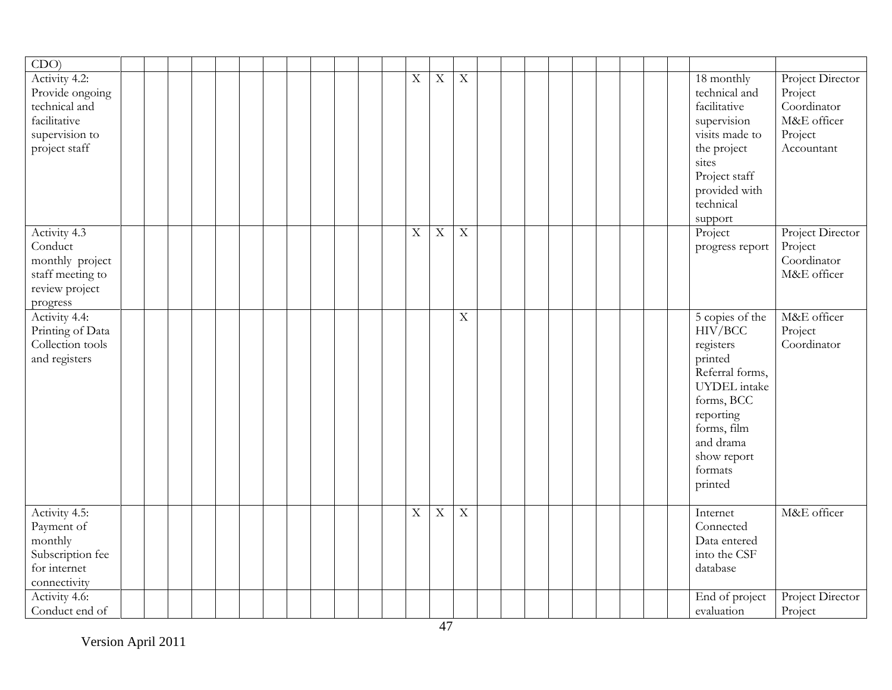| | | | | | | | | | | | | | | | | | | | | | | | | | | |
|---|---|---|---|---|---|---|---|---|---|---|---|---|---|---|---|---|---|---|---|---|---|---|---|---|---|---|
| CDO) | | | | | | | | | | | | | | | | | | | | | | | | | | |
| Activity 4.2: Provide ongoing technical and facilitative supervision to project staff | | | | | | | | | | | | | X | X | X | | | | | | | | | | 18 monthly technical and facilitative supervision visits made to the project sites<br>Project staff provided with technical support | Project Director<br>Project Coordinator<br>M&E officer<br>Project Accountant |
| Activity 4.3 Conduct monthly project staff meeting to review project progress | | | | | | | | | | | | | X | X | X | | | | | | | | | | Project progress report | Project Director<br>Project Coordinator<br>M&E officer |
| Activity 4.4: Printing of Data Collection tools and registers | | | | | | | | | | | | | | | X | | | | | | | | | | 5 copies of the HIV/BCC registers printed<br>Referral forms, UYDEL intake forms, BCC reporting forms, film and drama show report formats printed | M&E officer<br>Project Coordinator |
| Activity 4.5: Payment of monthly Subscription fee for internet connectivity | | | | | | | | | | | | | X | X | X | | | | | | | | | | Internet Connected<br>Data entered into the CSF database | M&E officer |
| Activity 4.6: Conduct end of | | | | | | | | | | | | | | | | | | | | | | | | | End of project evaluation | Project Director<br>Project |

Version April 2011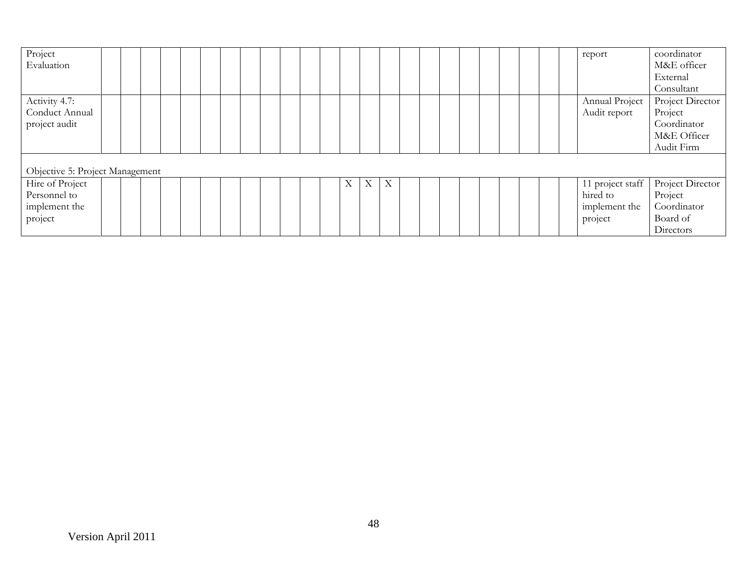| | | | | | | | | | | | | | | | | | | | | | | | | | | |
|---|---|---|---|---|---|---|---|---|---|---|---|---|---|---|---|---|---|---|---|---|---|---|---|---|---|---|
| Project Evaluation | | | | | | | | | | | | | | | | | | | | | | | | | report | coordinator M&E officer External Consultant |
| Activity 4.7: Conduct Annual project audit | | | | | | | | | | | | | | | | | | | | | | | | | Annual Project Audit report | Project Director Project Coordinator M&E Officer Audit Firm |
| Objective 5: Project Management | | | | | | | | | | | | | | | | | | | | | | | | | | |
| Hire of Project Personnel to implement the project | | | | | | | | | | | | | X | X | X | | | | | | | | | | 11 project staff hired to implement the project | Project Director Project Coordinator Board of Directors |